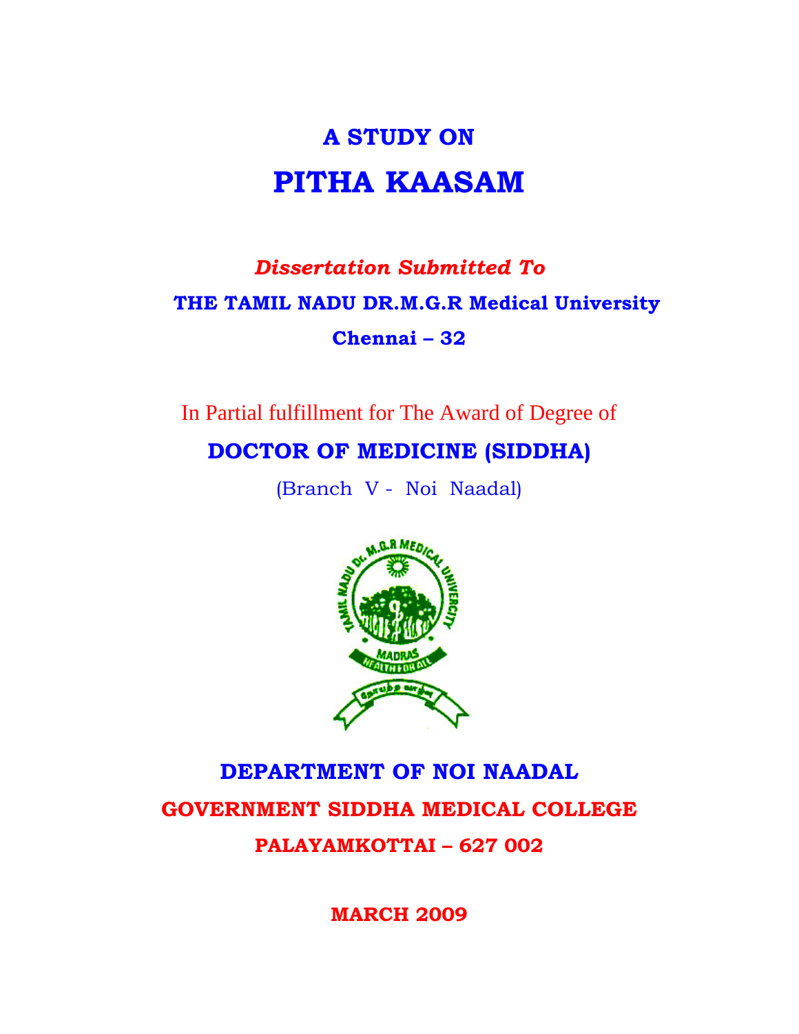# A STUDY ON

# PITHA KAASAM

*Dissertation Submitted To*

**THE TAMIL NADU DR.M.G.R Medical University**

**Chennai – 32**

In Partial fulfillment for The Award of Degree of

**DOCTOR OF MEDICINE (SIDDHA)**

(Branch V - Noi Naadal)

**DEPARTMENT OF NOI NAADAL**

**GOVERNMENT SIDDHA MEDICAL COLLEGE**

**PALAYAMKOTTAI – 627 002**

**MARCH 2009**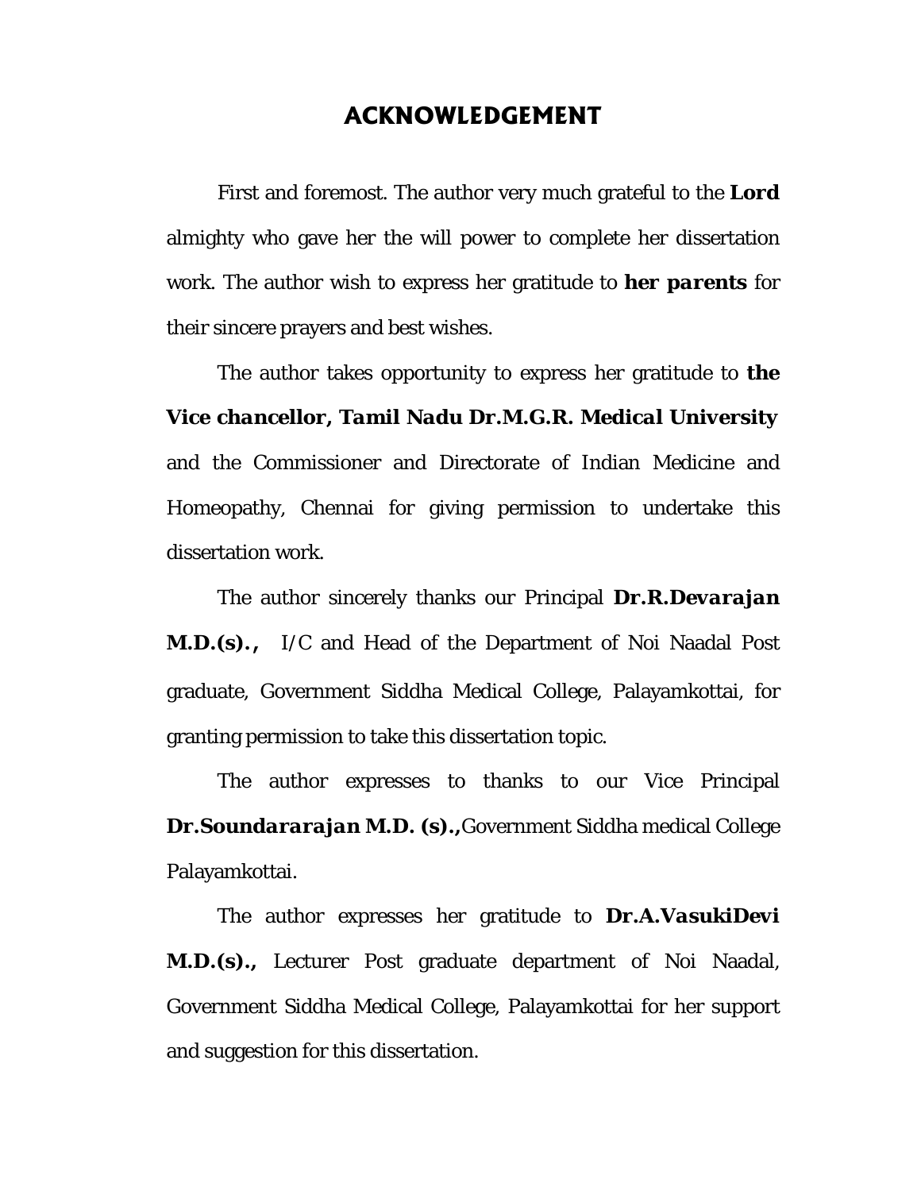# ACKNOWLEDGEMENT

First and foremost. The author very much grateful to the **Lord** almighty who gave her the will power to complete her dissertation work. The author wish to express her gratitude to **her parents** for their sincere prayers and best wishes.

The author takes opportunity to express her gratitude to **the Vice chancellor, Tamil Nadu Dr.M.G.R. Medical University** and the Commissioner and Directorate of Indian Medicine and Homeopathy, Chennai for giving permission to undertake this dissertation work.

The author sincerely thanks our Principal **Dr.R.Devarajan M.D.(s).,** I/C and Head of the Department of Noi Naadal Post graduate, Government Siddha Medical College, Palayamkottai, for granting permission to take this dissertation topic.

The author expresses to thanks to our Vice Principal **Dr.Soundararajan M.D. (s).,**Government Siddha medical College Palayamkottai.

The author expresses her gratitude to **Dr.A.VasukiDevi M.D.(s).,** Lecturer Post graduate department of Noi Naadal, Government Siddha Medical College, Palayamkottai for her support and suggestion for this dissertation.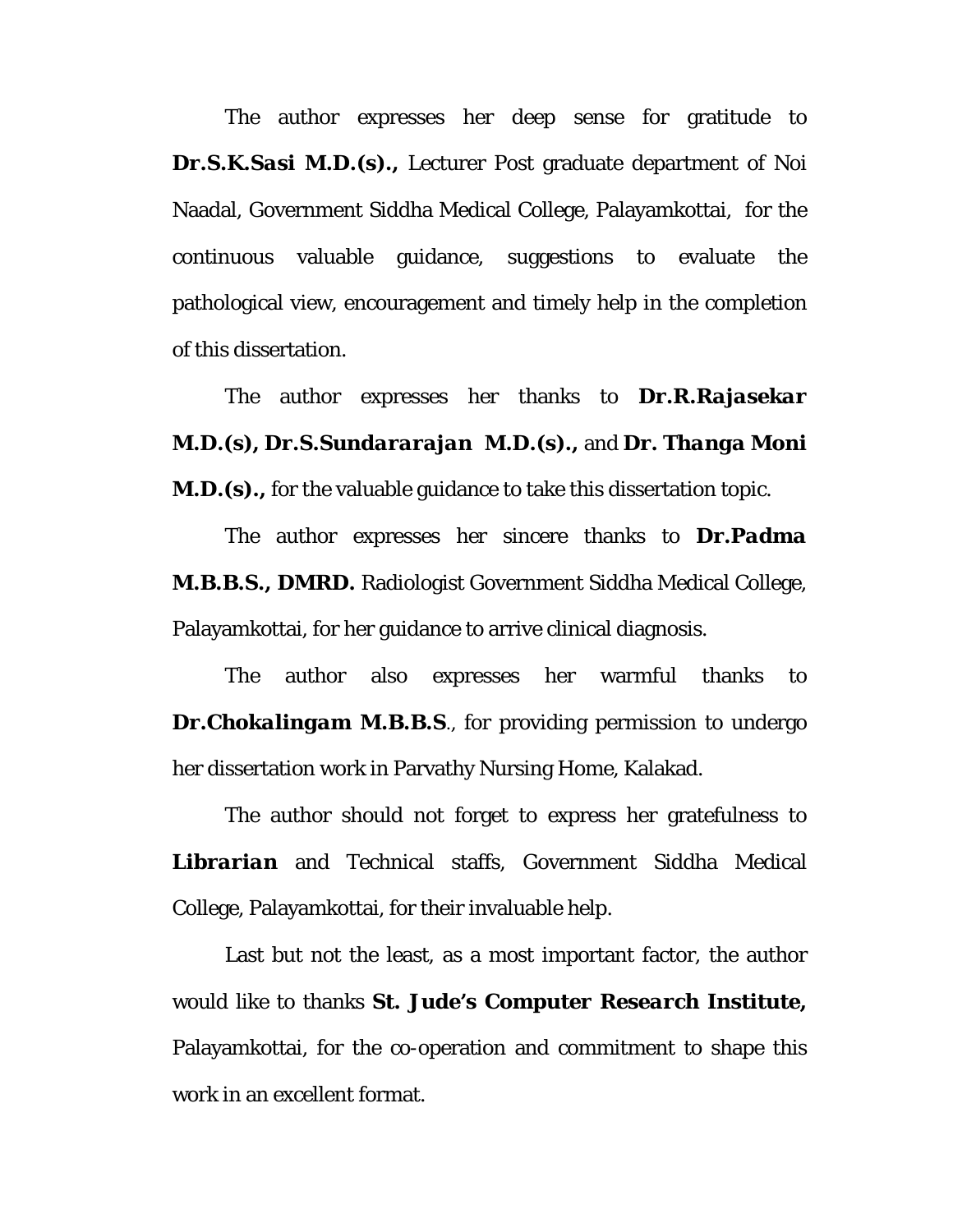The author expresses her deep sense for gratitude to **Dr.S.K.Sasi M.D.(s).,** Lecturer Post graduate department of Noi Naadal, Government Siddha Medical College, Palayamkottai, for the continuous valuable guidance, suggestions to evaluate the pathological view, encouragement and timely help in the completion of this dissertation.

The author expresses her thanks to **Dr.R.Rajasekar M.D.(s), Dr.S.Sundararajan M.D.(s).,** and **Dr. Thanga Moni M.D.(s).,** for the valuable guidance to take this dissertation topic.

The author expresses her sincere thanks to **Dr.Padma M.B.B.S., DMRD.** Radiologist Government Siddha Medical College, Palayamkottai, for her guidance to arrive clinical diagnosis.

The author also expresses her warmful thanks to **Dr.Chokalingam M.B.B.S**., for providing permission to undergo her dissertation work in Parvathy Nursing Home, Kalakad.

The author should not forget to express her gratefulness to **Librarian** and Technical staffs, Government Siddha Medical College, Palayamkottai, for their invaluable help.

Last but not the least, as a most important factor, the author would like to thanks **St. Jude's Computer Research Institute,** Palayamkottai, for the co-operation and commitment to shape this work in an excellent format.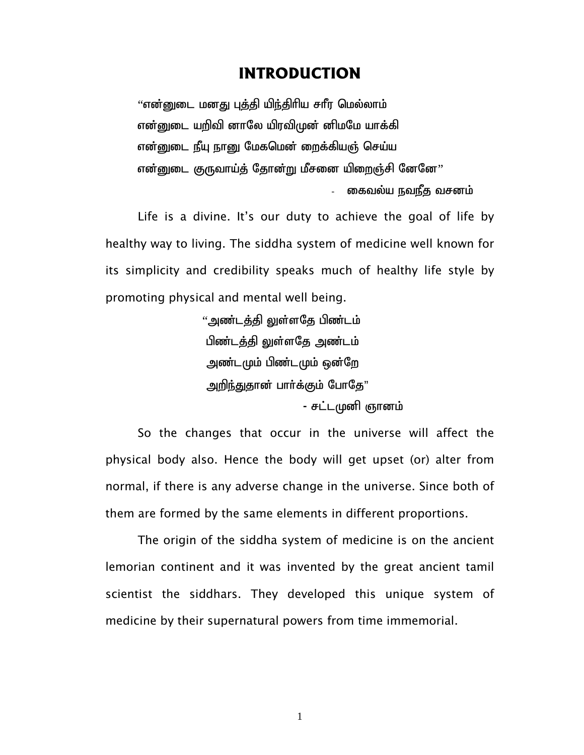# INTRODUCTION

"என்னுடை மனது புத்தி யிந்திரிய சரீர மெல்லாம்
என்னுடை யறிவி னாலே யிரவிமுன் னிமமே யாக்கி
என்னுடை நீயு நானு மேகமென் றைக்கியஞ் செய்ய
என்னுடை குருவாய்த் தோன்று மீசனை யிறைஞ்சி னேனே"

- கைவல்ய நவநீத வசனம்

Life is a divine. It's our duty to achieve the goal of life by healthy way to living. The siddha system of medicine well known for its simplicity and credibility speaks much of healthy life style by promoting physical and mental well being.

"அண்டத்தி லுள்ளதே பிண்டம்
பிண்டத்தி லுள்ளதே அண்டம்
அண்டமும் பிண்டமும் ஒன்றே
அறிந்துதான் பார்க்கும் போதே"

- சட்டமுனி ஞானம்

So the changes that occur in the universe will affect the physical body also. Hence the body will get upset (or) alter from normal, if there is any adverse change in the universe. Since both of them are formed by the same elements in different proportions.

The origin of the siddha system of medicine is on the ancient lemorian continent and it was invented by the great ancient tamil scientist the siddhars. They developed this unique system of medicine by their supernatural powers from time immemorial.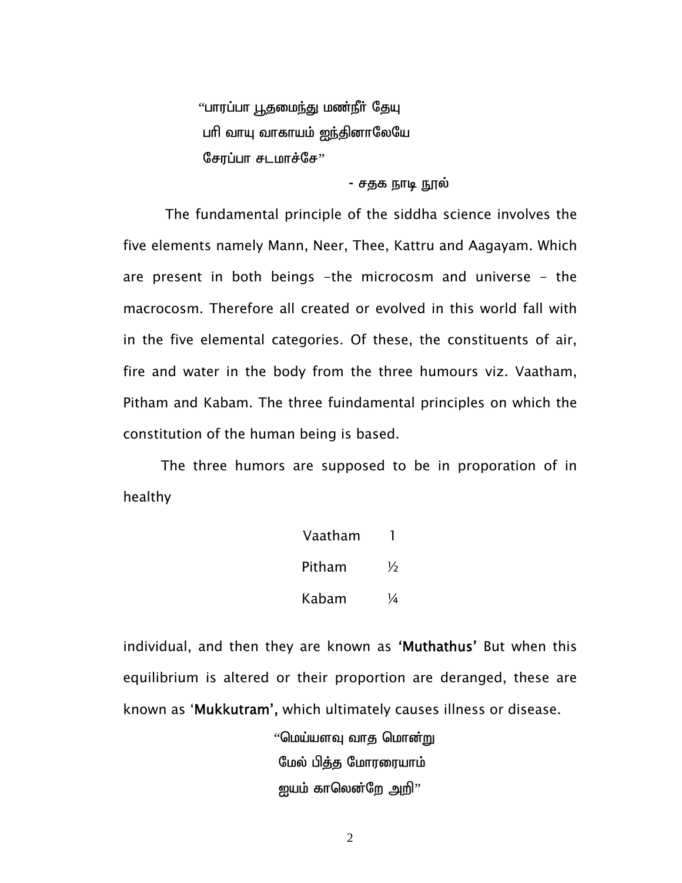"பாரப்பா பூதமைந்து மண்நீர் தேயு
பரி வாயு வாகாயம் ஐந்தினாலேயே
சேரப்பா சடமாச்சே"

- சதக நாடி நூல்

The fundamental principle of the siddha science involves the five elements namely Mann, Neer, Thee, Kattru and Aagayam. Which are present in both beings –the microcosm and universe – the macrocosm. Therefore all created or evolved in this world fall with in the five elemental categories. Of these, the constituents of air, fire and water in the body from the three humours viz. Vaatham, Pitham and Kabam. The three fuindamental principles on which the constitution of the human being is based.

The three humors are supposed to be in proporation of in healthy

| | |
|---|---|
| Vaatham | 1 |
| Pitham | ½ |
| Kabam | ¼ |

individual, and then they are known as **'Muthathus'** But when this equilibrium is altered or their proportion are deranged, these are known as '**Mukkutram',** which ultimately causes illness or disease.

"மெய்யளவு வாத மொன்று
மேல் பித்த மோரரையாம்
ஐயம் காலென்றே அறி"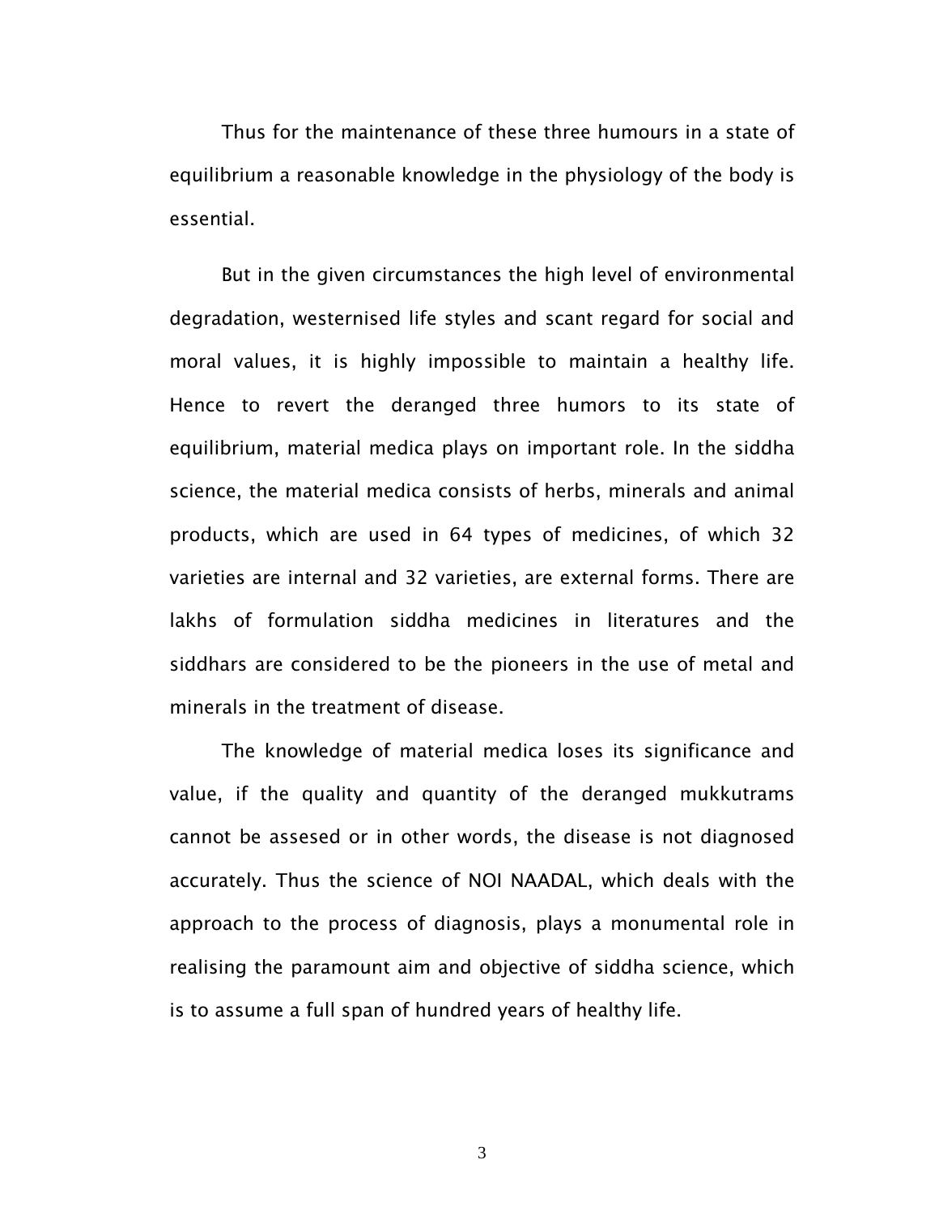Thus for the maintenance of these three humours in a state of equilibrium a reasonable knowledge in the physiology of the body is essential.

But in the given circumstances the high level of environmental degradation, westernised life styles and scant regard for social and moral values, it is highly impossible to maintain a healthy life. Hence to revert the deranged three humors to its state of equilibrium, material medica plays on important role. In the siddha science, the material medica consists of herbs, minerals and animal products, which are used in 64 types of medicines, of which 32 varieties are internal and 32 varieties, are external forms. There are lakhs of formulation siddha medicines in literatures and the siddhars are considered to be the pioneers in the use of metal and minerals in the treatment of disease.

The knowledge of material medica loses its significance and value, if the quality and quantity of the deranged mukkutrams cannot be assesed or in other words, the disease is not diagnosed accurately. Thus the science of NOI NAADAL, which deals with the approach to the process of diagnosis, plays a monumental role in realising the paramount aim and objective of siddha science, which is to assume a full span of hundred years of healthy life.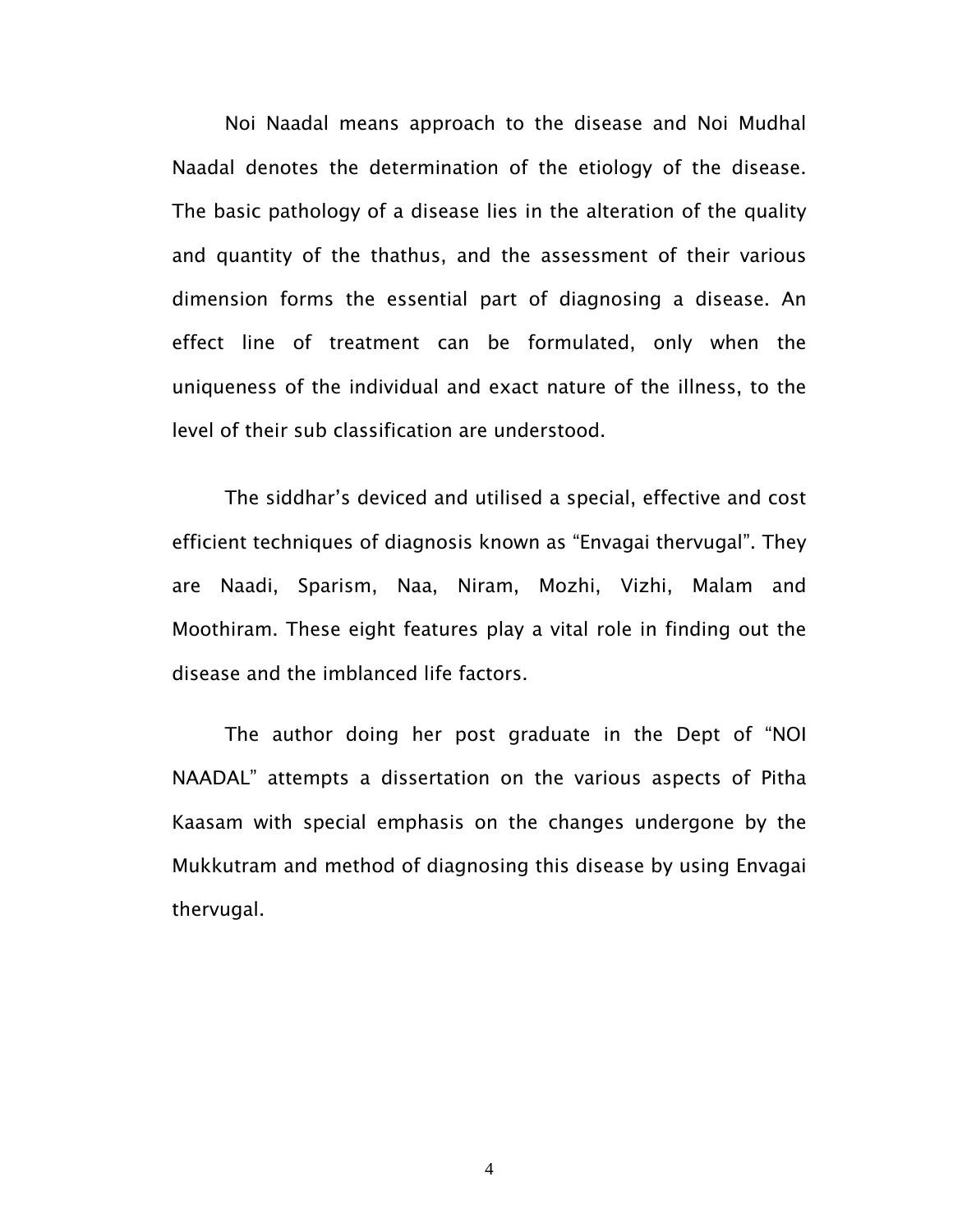Noi Naadal means approach to the disease and Noi Mudhal Naadal denotes the determination of the etiology of the disease. The basic pathology of a disease lies in the alteration of the quality and quantity of the thathus, and the assessment of their various dimension forms the essential part of diagnosing a disease. An effect line of treatment can be formulated, only when the uniqueness of the individual and exact nature of the illness, to the level of their sub classification are understood.

The siddhar's deviced and utilised a special, effective and cost efficient techniques of diagnosis known as "Envagai thervugal". They are Naadi, Sparism, Naa, Niram, Mozhi, Vizhi, Malam and Moothiram. These eight features play a vital role in finding out the disease and the imblanced life factors.

The author doing her post graduate in the Dept of "NOI NAADAL" attempts a dissertation on the various aspects of Pitha Kaasam with special emphasis on the changes undergone by the Mukkutram and method of diagnosing this disease by using Envagai thervugal.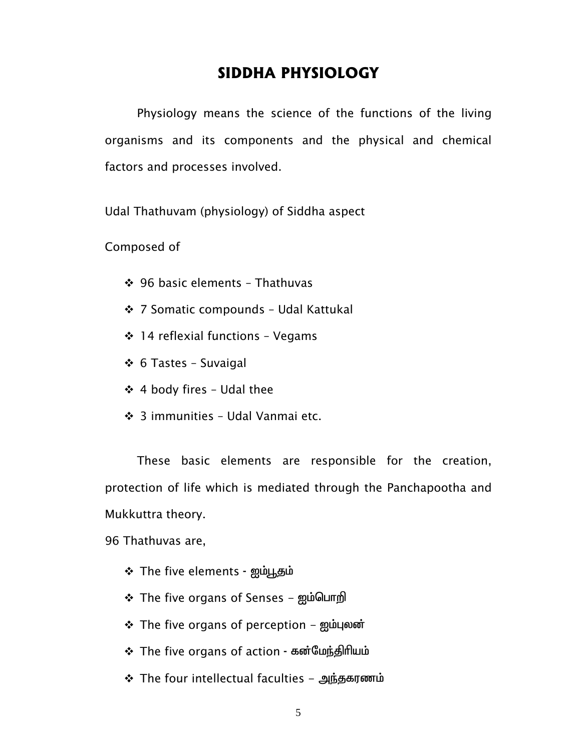# SIDDHA PHYSIOLOGY

Physiology means the science of the functions of the living organisms and its components and the physical and chemical factors and processes involved.

Udal Thathuvam (physiology) of Siddha aspect

Composed of

- 96 basic elements – Thathuvas
- 7 Somatic compounds – Udal Kattukal
- 14 reflexial functions – Vegams
- 6 Tastes – Suvaigal
- 4 body fires – Udal thee
- 3 immunities – Udal Vanmai etc.

These basic elements are responsible for the creation, protection of life which is mediated through the Panchapootha and Mukkuttra theory.

96 Thathuvas are,

- The five elements - ஐம்பூதம்
- The five organs of Senses – ஐம்பொறி
- The five organs of perception – ஐம்புலன்
- The five organs of action - கன்மேந்திரியம்
- The four intellectual faculties – அந்தகரணம்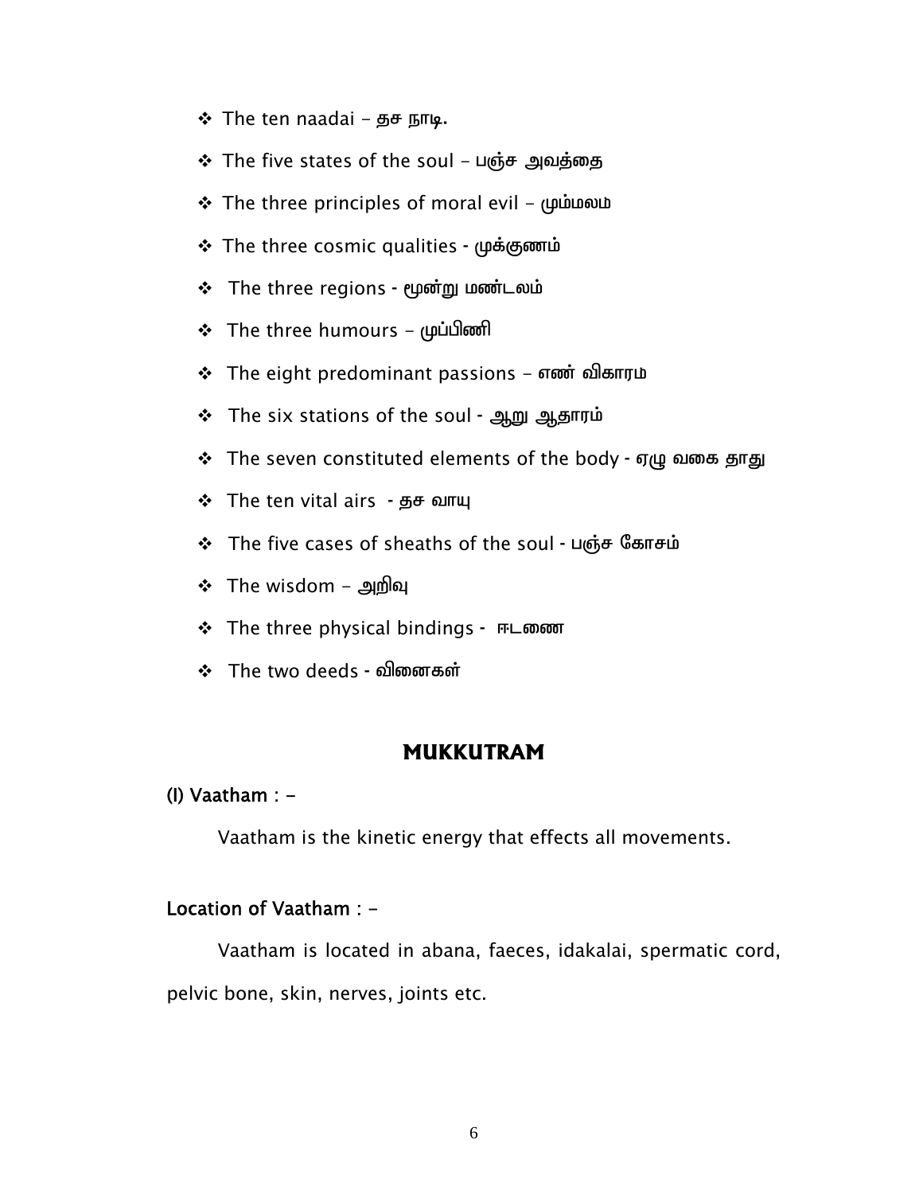- ❖ The ten naadai – தச நாடி.
- ❖ The five states of the soul – பஞ்ச அவத்தை
- ❖ The three principles of moral evil – மும்மலம
- ❖ The three cosmic qualities - முக்குணம்
- ❖ The three regions - மூன்று மண்டலம்
- ❖ The three humours – முப்பிணி
- ❖ The eight predominant passions – எண் விகாரம
- ❖ The six stations of the soul - ஆறு ஆதாரம்
- ❖ The seven constituted elements of the body - ஏழு வகை தாது
- ❖ The ten vital airs - தச வாயு
- ❖ The five cases of sheaths of the soul - பஞ்ச கோசம்
- ❖ The wisdom – அறிவு
- ❖ The three physical bindings - ஈடணை
- ❖ The two deeds - வினைகள்

## MUKKUTRAM

**(I) Vaatham** : -

Vaatham is the kinetic energy that effects all movements.

**Location of Vaatham** : -

Vaatham is located in abana, faeces, idakalai, spermatic cord, pelvic bone, skin, nerves, joints etc.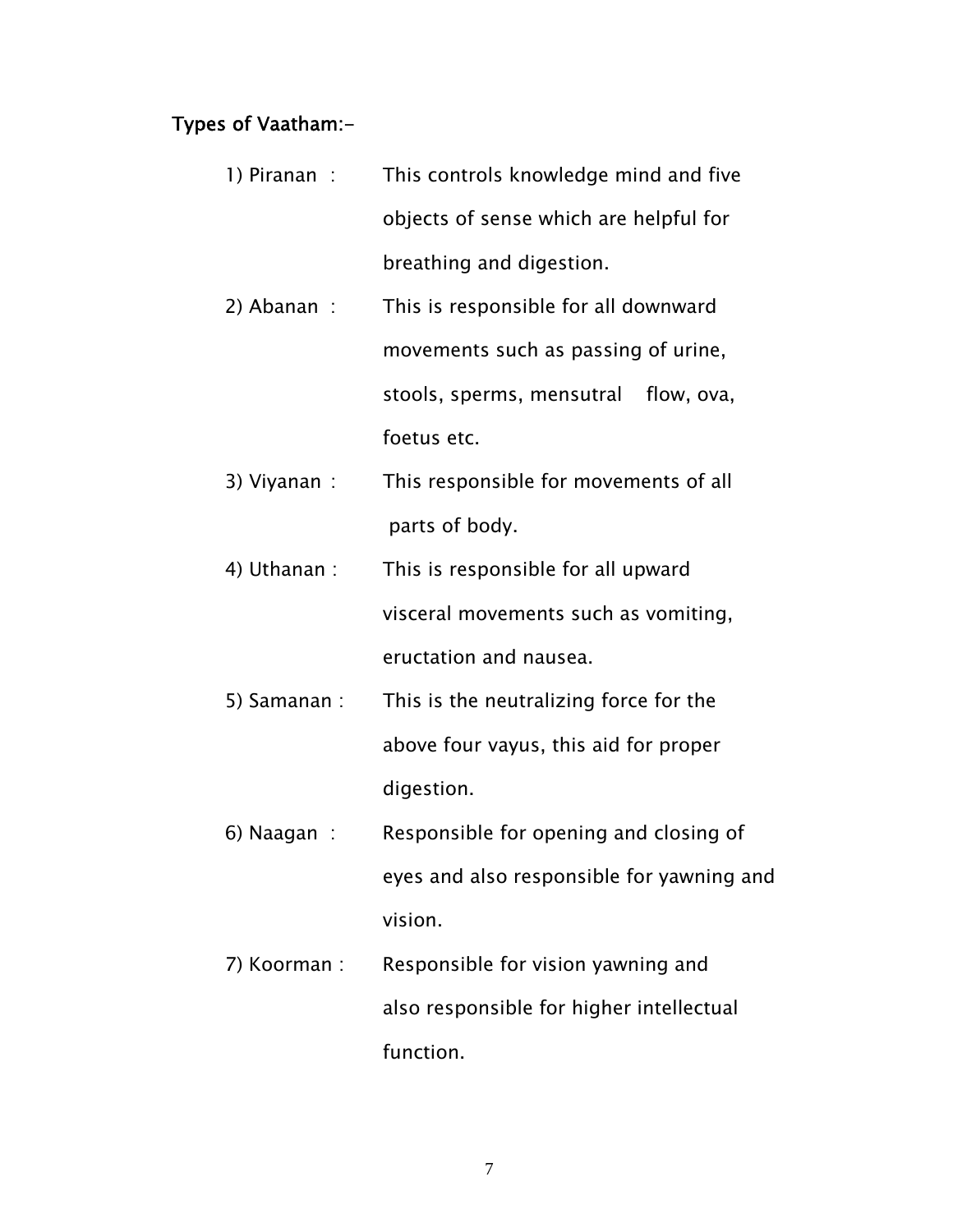**Types of Vaatham:-**

1) Piranan : This controls knowledge mind and five objects of sense which are helpful for breathing and digestion.

2) Abanan : This is responsible for all downward movements such as passing of urine, stools, sperms, mensutral flow, ova, foetus etc.

3) Viyanan : This responsible for movements of all parts of body.

4) Uthanan : This is responsible for all upward visceral movements such as vomiting, eructation and nausea.

5) Samanan : This is the neutralizing force for the above four vayus, this aid for proper digestion.

6) Naagan : Responsible for opening and closing of eyes and also responsible for yawning and vision.

7) Koorman : Responsible for vision yawning and also responsible for higher intellectual function.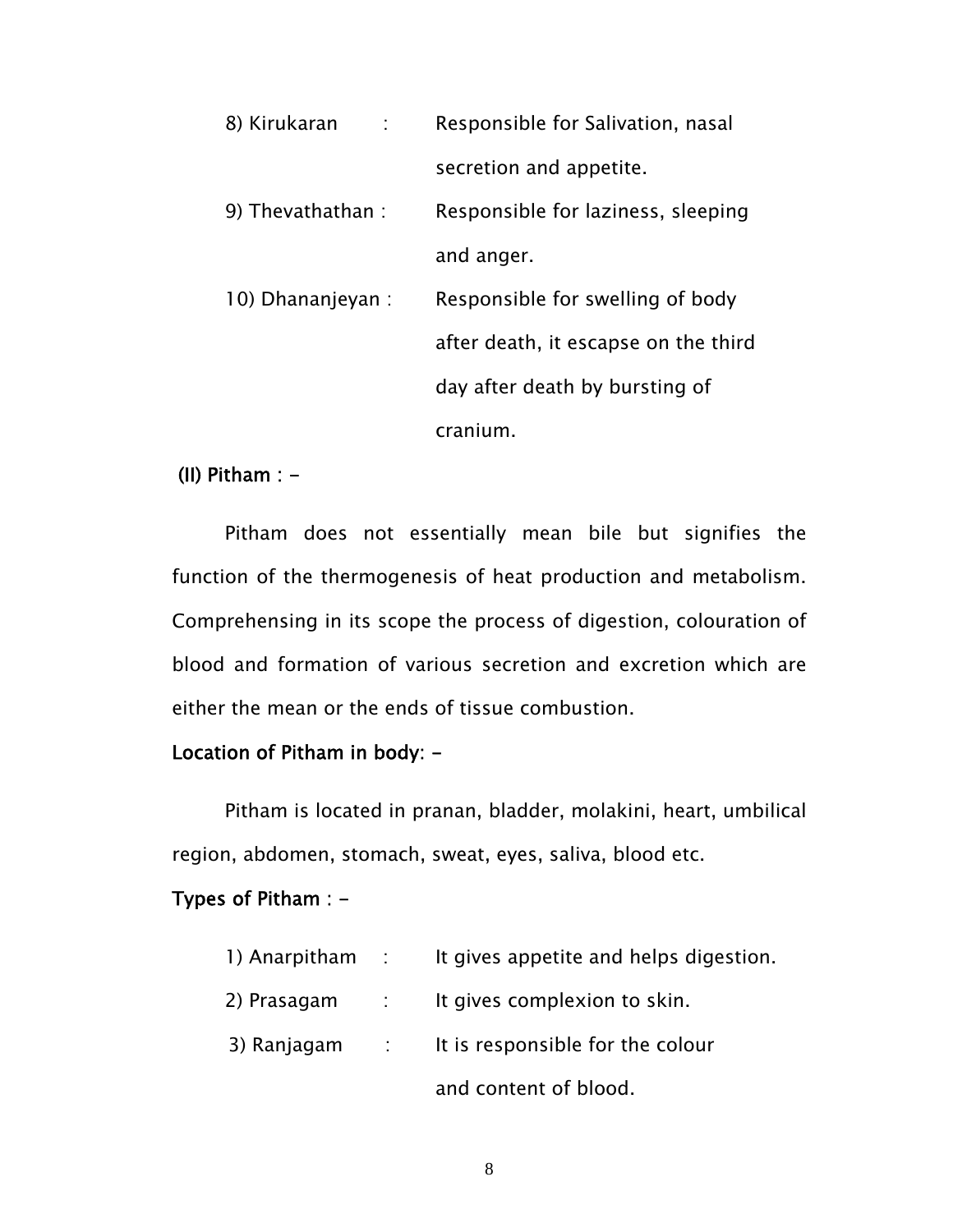8) Kirukaran : Responsible for Salivation, nasal secretion and appetite.

9) Thevathathan : Responsible for laziness, sleeping and anger.

10) Dhananjeyan : Responsible for swelling of body after death, it escapse on the third day after death by bursting of cranium.

**(II) Pitham** : -

Pitham does not essentially mean bile but signifies the function of the thermogenesis of heat production and metabolism. Comprehensing in its scope the process of digestion, colouration of blood and formation of various secretion and excretion which are either the mean or the ends of tissue combustion.

**Location of Pitham in body**: -

Pitham is located in pranan, bladder, molakini, heart, umbilical region, abdomen, stomach, sweat, eyes, saliva, blood etc.

**Types of Pitham** : -

1) Anarpitham : It gives appetite and helps digestion.

2) Prasagam : It gives complexion to skin.

3) Ranjagam : It is responsible for the colour and content of blood.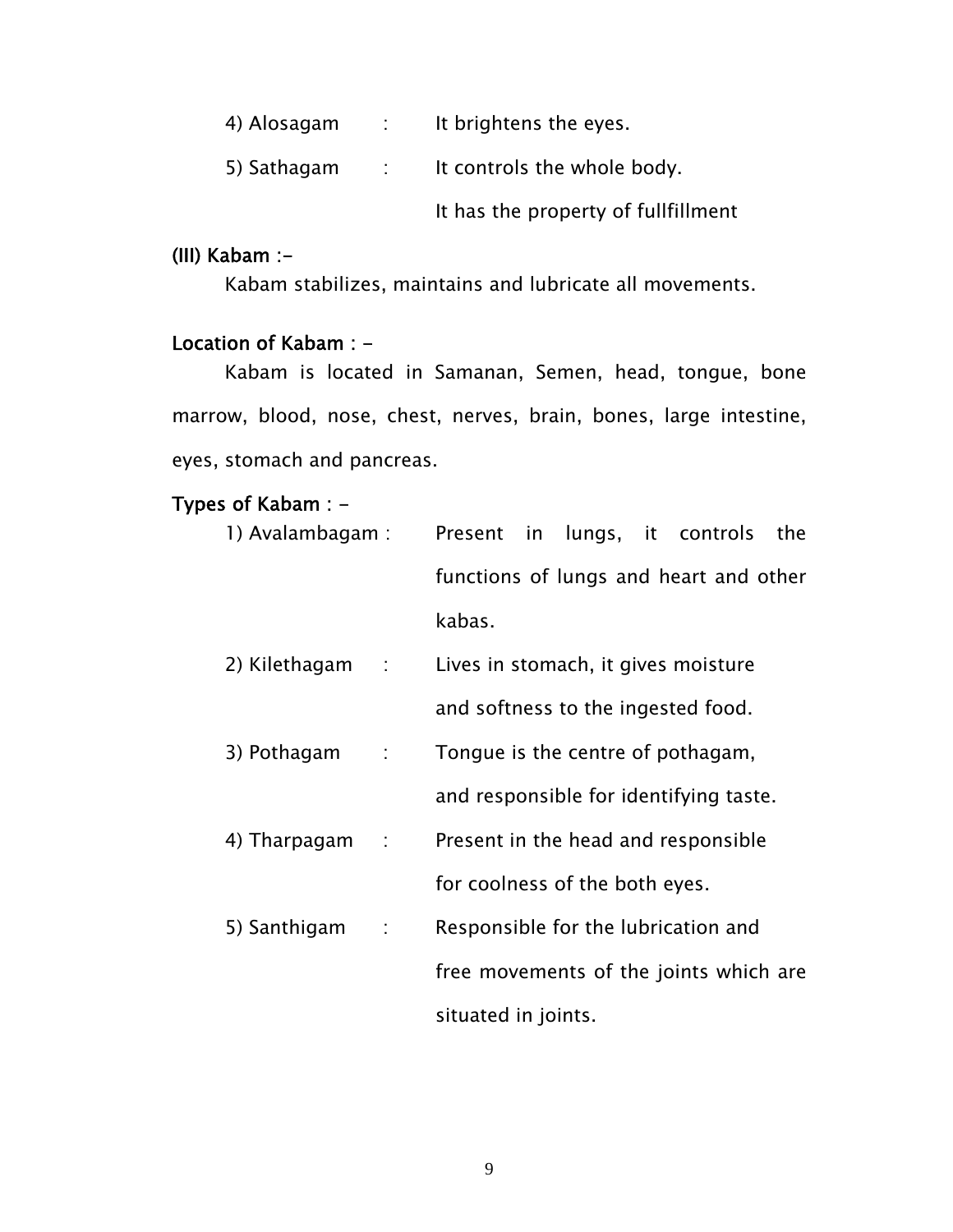4) Alosagam : It brightens the eyes.

5) Sathagam : It controls the whole body. It has the property of fullfillment

**(III) Kabam :-**

Kabam stabilizes, maintains and lubricate all movements.

**Location of Kabam : -**

Kabam is located in Samanan, Semen, head, tongue, bone marrow, blood, nose, chest, nerves, brain, bones, large intestine, eyes, stomach and pancreas.

**Types of Kabam : -**

1) Avalambagam : Present in lungs, it controls the functions of lungs and heart and other kabas.

2) Kilethagam : Lives in stomach, it gives moisture and softness to the ingested food.

3) Pothagam : Tongue is the centre of pothagam, and responsible for identifying taste.

4) Tharpagam : Present in the head and responsible for coolness of the both eyes.

5) Santhigam : Responsible for the lubrication and free movements of the joints which are situated in joints.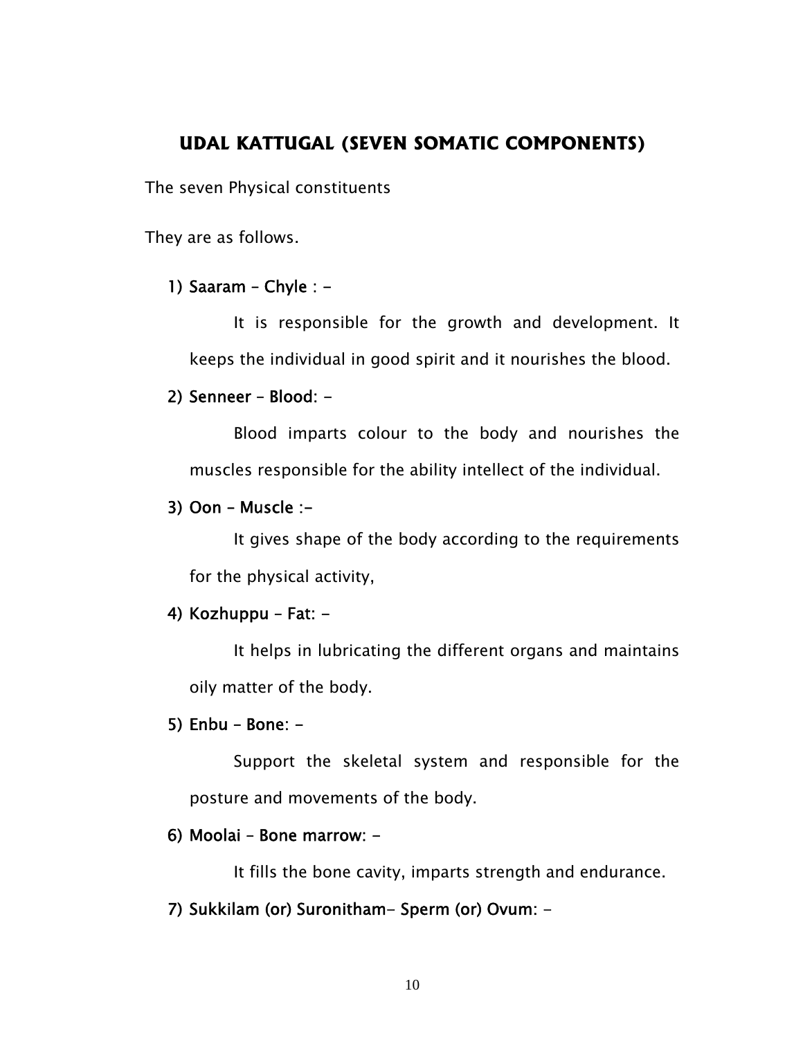## UDAL KATTUGAL (SEVEN SOMATIC COMPONENTS)

The seven Physical constituents

They are as follows.

1) **Saaram – Chyle** : -

   It is responsible for the growth and development. It keeps the individual in good spirit and it nourishes the blood.

2) **Senneer – Blood**: -

   Blood imparts colour to the body and nourishes the muscles responsible for the ability intellect of the individual.

3) **Oon – Muscle** :-

   It gives shape of the body according to the requirements for the physical activity,

4) **Kozhuppu – Fat**: -

   It helps in lubricating the different organs and maintains oily matter of the body.

5) **Enbu – Bone**: -

   Support the skeletal system and responsible for the posture and movements of the body.

6) **Moolai – Bone marrow**: -

   It fills the bone cavity, imparts strength and endurance.

7) **Sukkilam (or) Suronitham- Sperm (or) Ovum**: -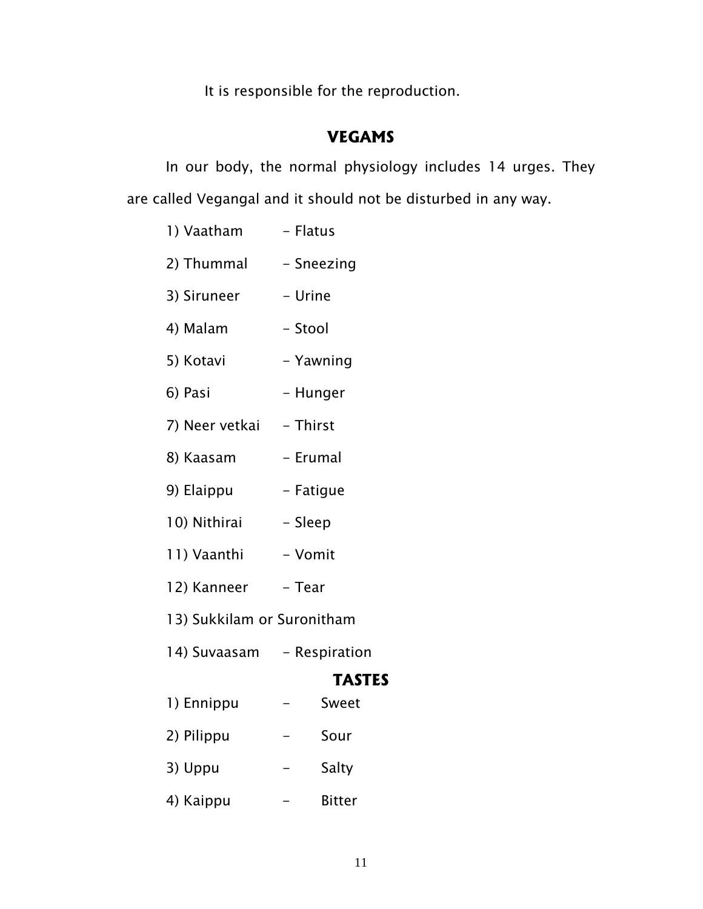It is responsible for the reproduction.

## VEGAMS

In our body, the normal physiology includes 14 urges. They are called Vegangal and it should not be disturbed in any way.

1) Vaatham - Flatus
2) Thummal - Sneezing
3) Siruneer - Urine
4) Malam - Stool
5) Kotavi - Yawning
6) Pasi - Hunger
7) Neer vetkai - Thirst
8) Kaasam - Erumal
9) Elaippu - Fatigue
10) Nithirai - Sleep
11) Vaanthi - Vomit
12) Kanneer - Tear
13) Sukkilam or Suronitham
14) Suvaasam - Respiration

## TASTES

1) Ennippu - Sweet
2) Pilippu - Sour
3) Uppu - Salty
4) Kaippu - Bitter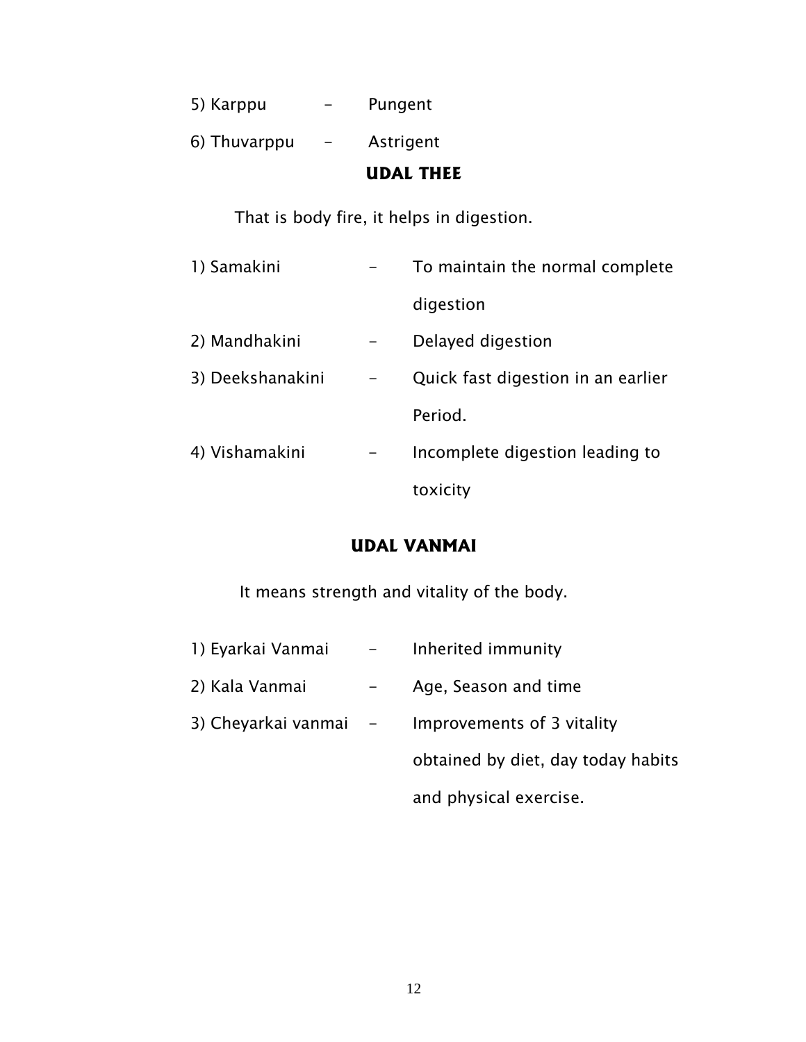5) Karppu - Pungent

6) Thuvarppu - Astrigent

## UDAL THEE

That is body fire, it helps in digestion.

1) Samakini - To maintain the normal complete digestion

2) Mandhakini - Delayed digestion

3) Deekshanakini - Quick fast digestion in an earlier Period.

4) Vishamakini - Incomplete digestion leading to toxicity

## UDAL VANMAI

It means strength and vitality of the body.

1) Eyarkai Vanmai - Inherited immunity

2) Kala Vanmai - Age, Season and time

3) Cheyarkai vanmai - Improvements of 3 vitality obtained by diet, day today habits and physical exercise.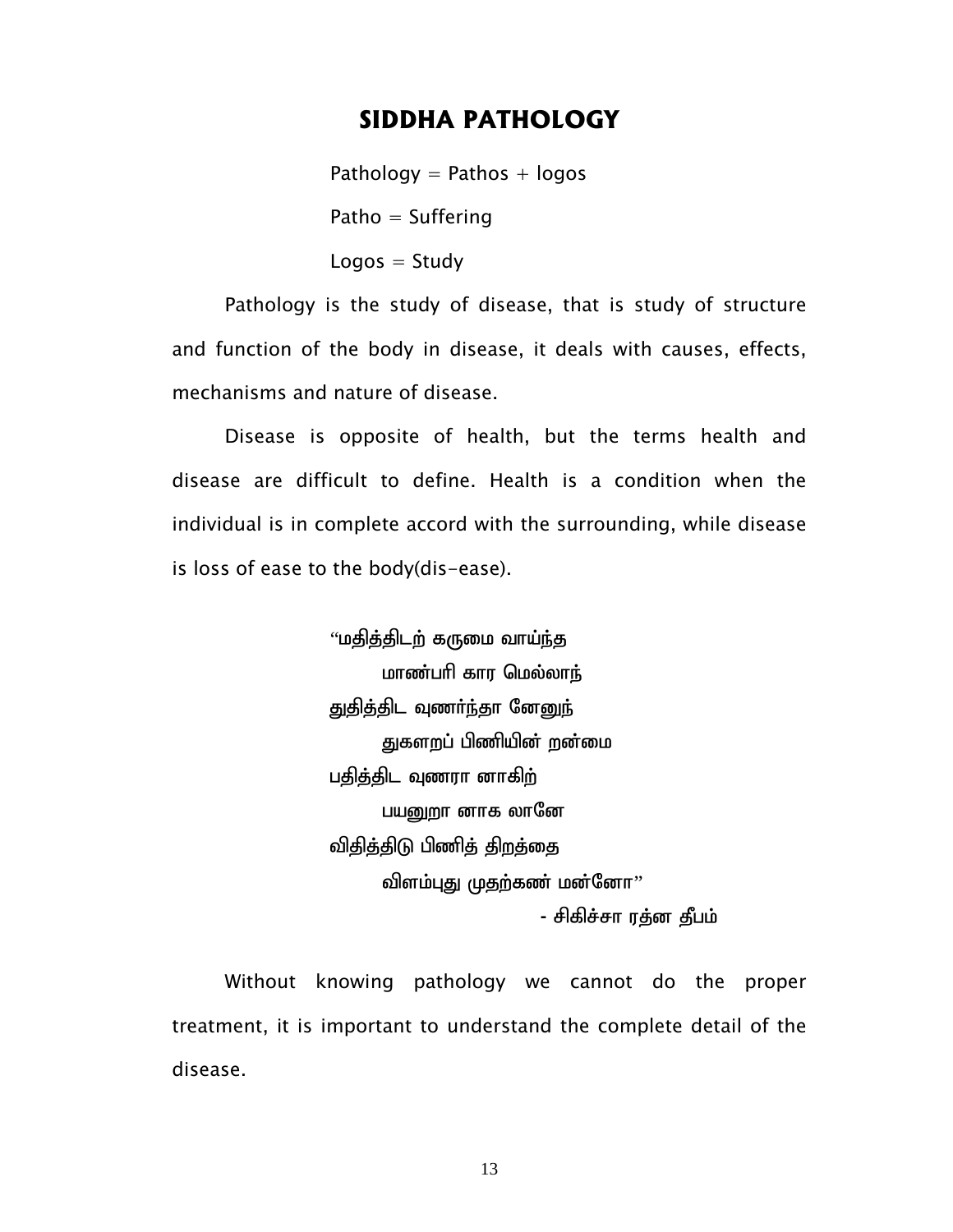# SIDDHA PATHOLOGY

Pathology = Pathos + logos

Patho = Suffering

Logos = Study

Pathology is the study of disease, that is study of structure and function of the body in disease, it deals with causes, effects, mechanisms and nature of disease.

Disease is opposite of health, but the terms health and disease are difficult to define. Health is a condition when the individual is in complete accord with the surrounding, while disease is loss of ease to the body(dis-ease).

"மதித்திடற் கருமை வாய்ந்த  
மாண்பரி கார மெல்லாந்  
துதித்திட வுணர்ந்தா னேனுந்  
துகளறப் பிணியின் றன்மை  
பதித்திட வுணரா னாகிற்  
பயனுறா னாக லானே  
விதித்திடு பிணித் திறத்தை  
விளம்புது முதற்கண் மன்னோ"

- சிகிச்சா ரத்ன தீபம்

Without knowing pathology we cannot do the proper treatment, it is important to understand the complete detail of the disease.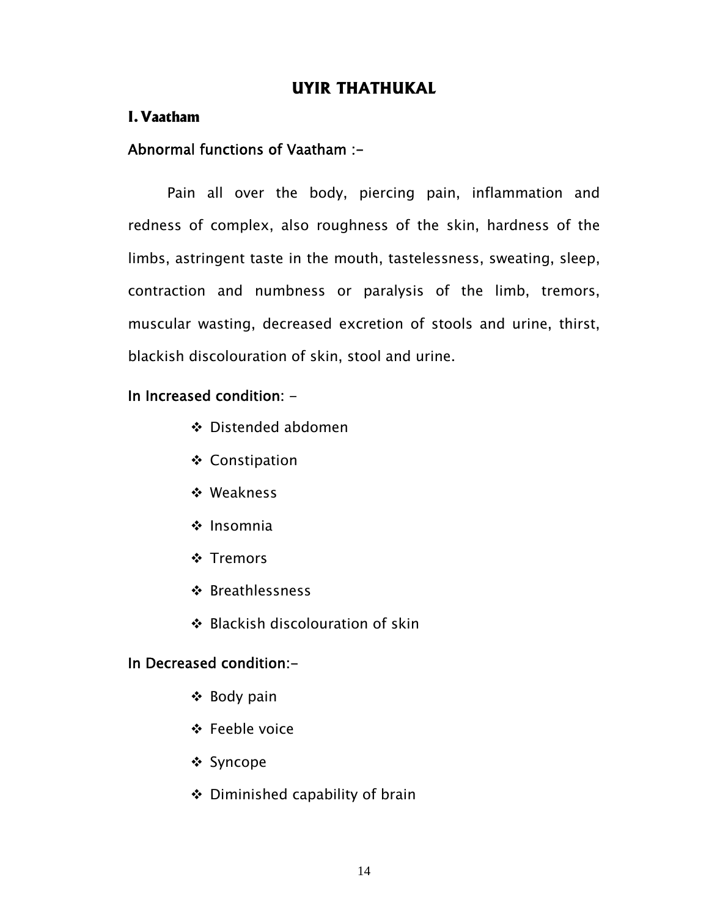# UYIR THATHUKAL

## I. Vaatham

### Abnormal functions of Vaatham :-

Pain all over the body, piercing pain, inflammation and redness of complex, also roughness of the skin, hardness of the limbs, astringent taste in the mouth, tastelessness, sweating, sleep, contraction and numbness or paralysis of the limb, tremors, muscular wasting, decreased excretion of stools and urine, thirst, blackish discolouration of skin, stool and urine.

### In Increased condition: -

- Distended abdomen
- Constipation
- Weakness
- Insomnia
- Tremors
- Breathlessness
- Blackish discolouration of skin

### In Decreased condition:-

- Body pain
- Feeble voice
- Syncope
- Diminished capability of brain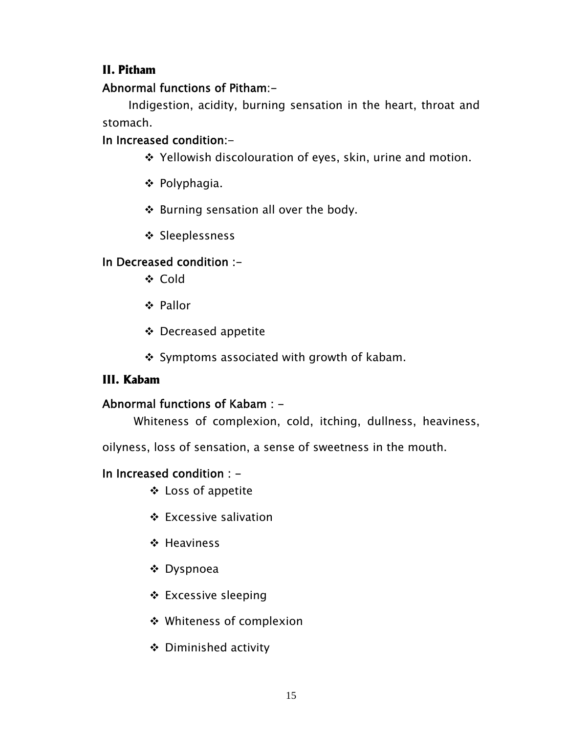## II. Pitham

**Abnormal functions of Pitham:-**

Indigestion, acidity, burning sensation in the heart, throat and stomach.

**In Increased condition:-**

- Yellowish discolouration of eyes, skin, urine and motion.
- Polyphagia.
- Burning sensation all over the body.
- Sleeplessness

**In Decreased condition :-**

- Cold
- Pallor
- Decreased appetite
- Symptoms associated with growth of kabam.

## III. Kabam

**Abnormal functions of Kabam : -**

Whiteness of complexion, cold, itching, dullness, heaviness, oilyness, loss of sensation, a sense of sweetness in the mouth.

**In Increased condition : -**

- Loss of appetite
- Excessive salivation
- Heaviness
- Dyspnoea
- Excessive sleeping
- Whiteness of complexion
- Diminished activity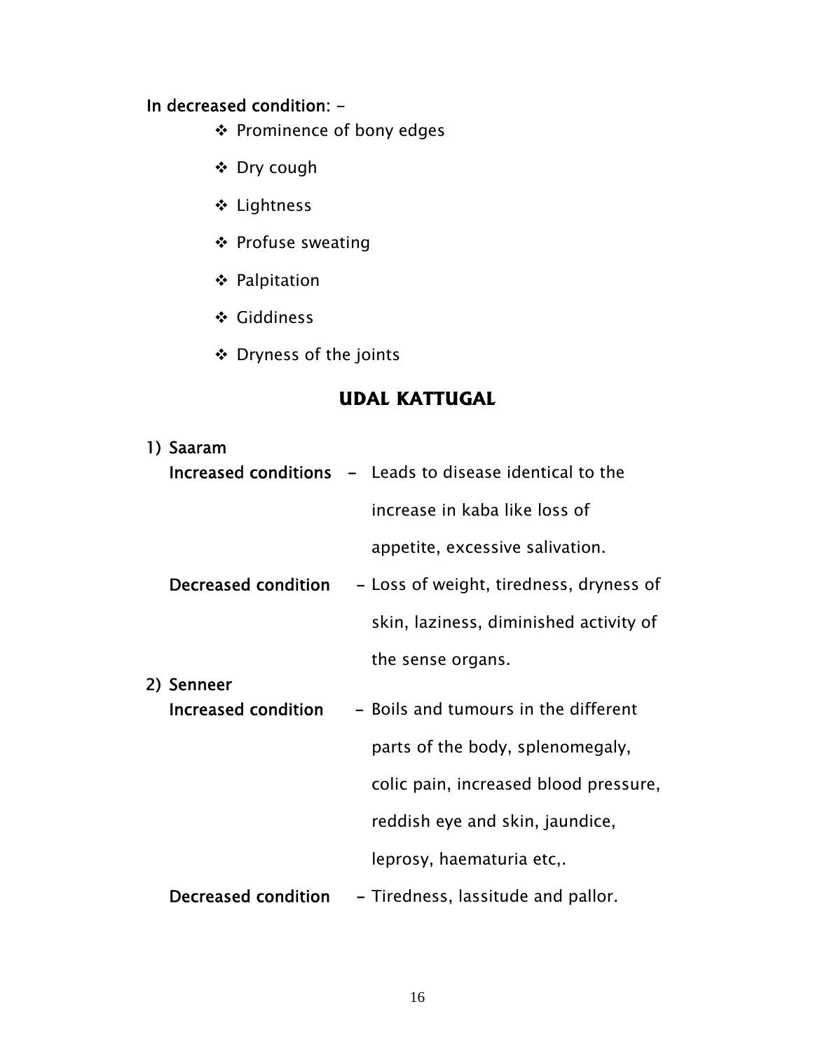**In decreased condition:** -

- Prominence of bony edges
- Dry cough
- Lightness
- Profuse sweating
- Palpitation
- Giddiness
- Dryness of the joints

## UDAL KATTUGAL

1) **Saaram**

   **Increased conditions** - Leads to disease identical to the increase in kaba like loss of appetite, excessive salivation.

   **Decreased condition** - Loss of weight, tiredness, dryness of skin, laziness, diminished activity of the sense organs.

2) **Senneer**

   **Increased condition** - Boils and tumours in the different parts of the body, splenomegaly, colic pain, increased blood pressure, reddish eye and skin, jaundice, leprosy, haematuria etc,.

   **Decreased condition** - Tiredness, lassitude and pallor.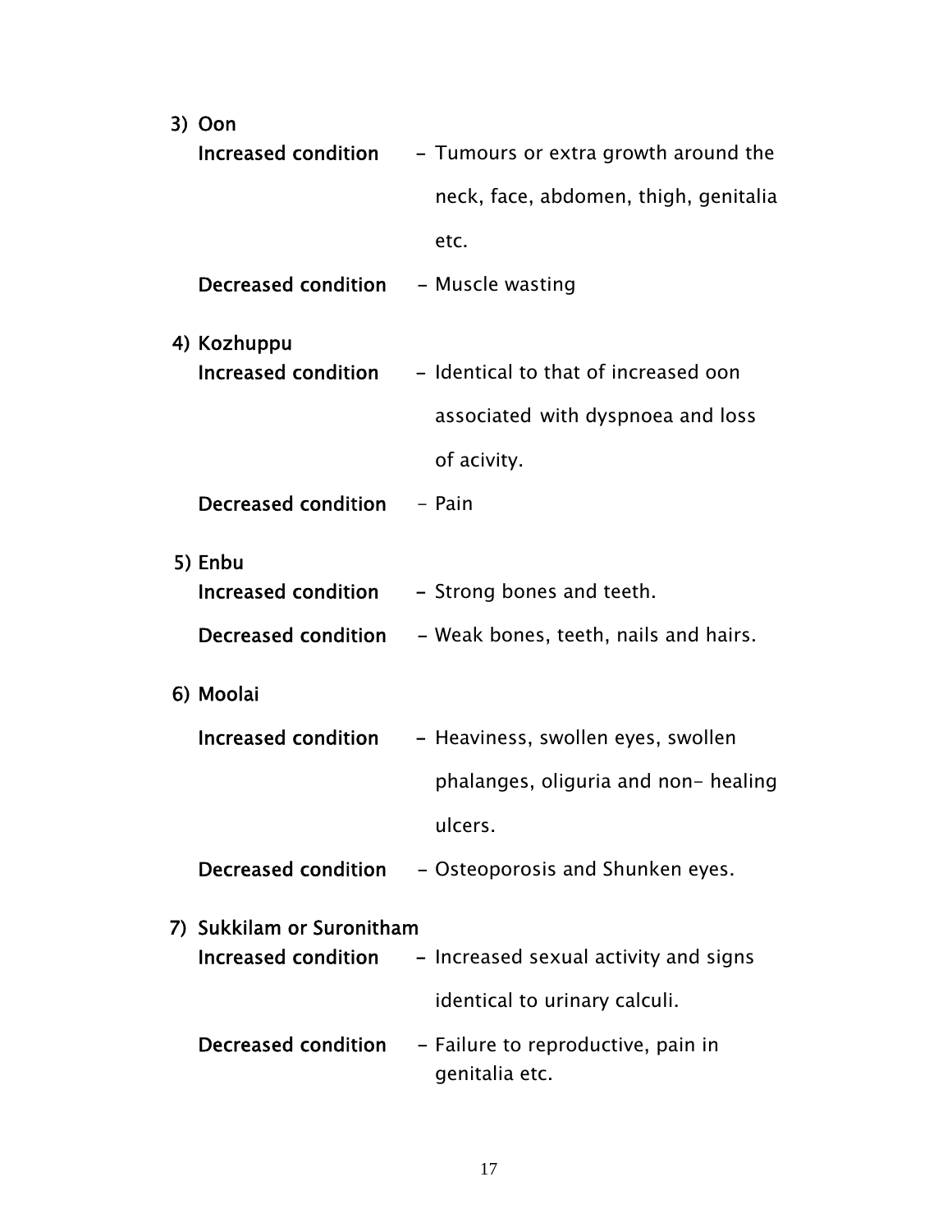3) **Oon**

**Increased condition** - Tumours or extra growth around the neck, face, abdomen, thigh, genitalia etc.

**Decreased condition** - Muscle wasting

4) **Kozhuppu**

**Increased condition** - Identical to that of increased oon associated with dyspnoea and loss of acivity.

**Decreased condition** - Pain

5) **Enbu**

**Increased condition** - Strong bones and teeth.

**Decreased condition** - Weak bones, teeth, nails and hairs.

6) **Moolai**

**Increased condition** - Heaviness, swollen eyes, swollen phalanges, oliguria and non- healing ulcers.

**Decreased condition** - Osteoporosis and Shunken eyes.

7) **Sukkilam or Suronitham**

**Increased condition** - Increased sexual activity and signs identical to urinary calculi.

**Decreased condition** - Failure to reproductive, pain in genitalia etc.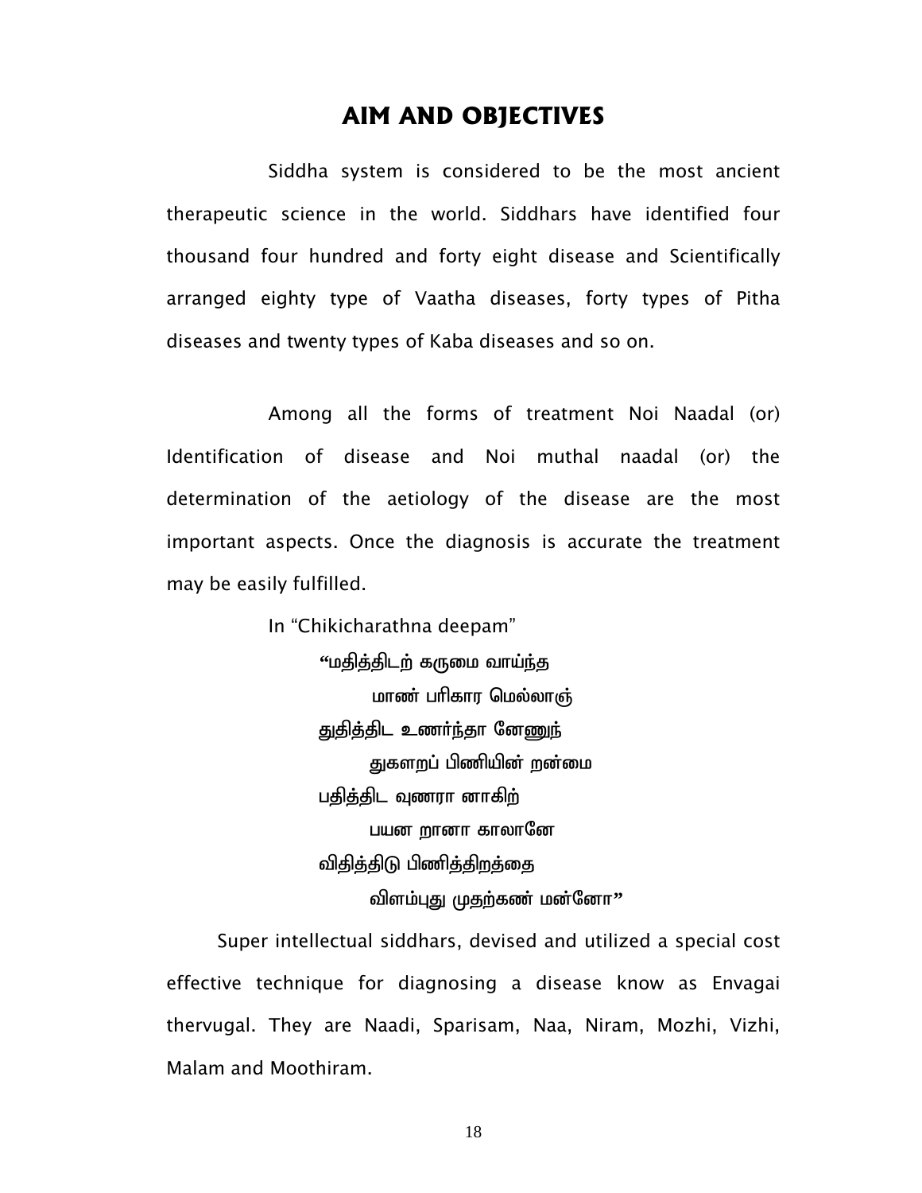# AIM AND OBJECTIVES

Siddha system is considered to be the most ancient therapeutic science in the world. Siddhars have identified four thousand four hundred and forty eight disease and Scientifically arranged eighty type of Vaatha diseases, forty types of Pitha diseases and twenty types of Kaba diseases and so on.

Among all the forms of treatment Noi Naadal (or) Identification of disease and Noi muthal naadal (or) the determination of the aetiology of the disease are the most important aspects. Once the diagnosis is accurate the treatment may be easily fulfilled.

In "Chikicharathna deepam"

"மதித்திடற் கருமை வாய்ந்த
மாண் பரிகார மெல்லாஞ்
துதித்திட உணர்ந்தா னேனுந்
துகளறப் பிணியின் றன்மை
பதித்திட வுணரா னாகிற்
பயன றானா காலானே
விதித்திடு பிணித்திறத்தை
விளம்புது முதற்கண் மன்னோ"

Super intellectual siddhars, devised and utilized a special cost effective technique for diagnosing a disease know as Envagai thervugal. They are Naadi, Sparisam, Naa, Niram, Mozhi, Vizhi, Malam and Moothiram.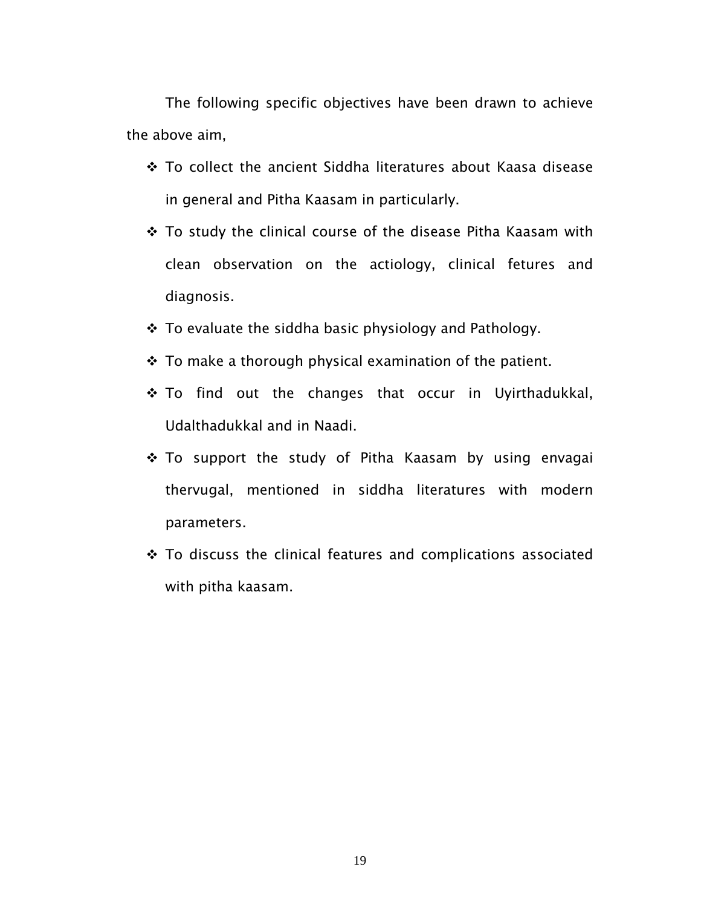The following specific objectives have been drawn to achieve the above aim,

- To collect the ancient Siddha literatures about Kaasa disease in general and Pitha Kaasam in particularly.
- To study the clinical course of the disease Pitha Kaasam with clean observation on the actiology, clinical fetures and diagnosis.
- To evaluate the siddha basic physiology and Pathology.
- To make a thorough physical examination of the patient.
- To find out the changes that occur in Uyirthadukkal, Udalthadukkal and in Naadi.
- To support the study of Pitha Kaasam by using envagai thervugal, mentioned in siddha literatures with modern parameters.
- To discuss the clinical features and complications associated with pitha kaasam.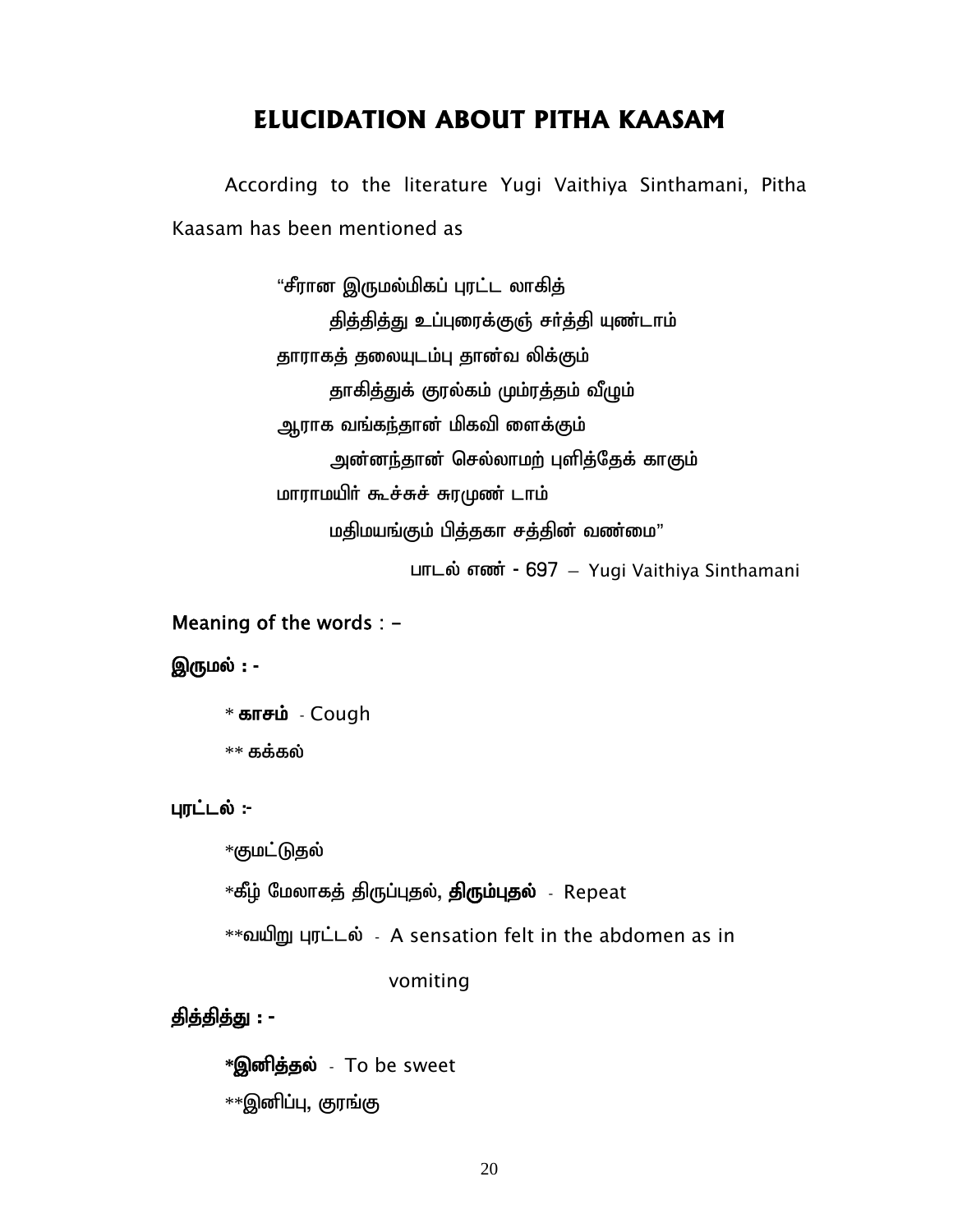# ELUCIDATION ABOUT PITHA KAASAM

According to the literature Yugi Vaithiya Sinthamani, Pitha Kaasam has been mentioned as

> "சீரான இருமல்மிகப் புரட்ட லாகித்
> தித்தித்து உப்புரைக்குஞ் சர்த்தி யுண்டாம்
> தாராகத் தலையுடம்பு தான்வ லிக்கும்
> தாகித்துக் குரல்கம் மும்ரத்தம் வீழும்
> ஆராக வங்கந்தான் மிகவி ளைக்கும்
> அன்னந்தான் செல்லாமற் புளித்தேக் காகும்
> மாராமயிர் கூச்சுச் சுரமுண் டாம்
> மதிமயங்கும் பித்தகா சத்தின் வண்மை"
>
> பாடல் எண் - 697 – Yugi Vaithiya Sinthamani

**Meaning of the words** : -

**இருமல் : -**

\* **காசம்** - Cough

\*\* **கக்கல்**

**புரட்டல் :-**

\*குமட்டுதல்

\*கீழ் மேலாகத் திருப்புதல், **திரும்புதல்** - Repeat

\*\*வயிறு புரட்டல் - A sensation felt in the abdomen as in vomiting

**தித்தித்து : -**

**\*இனித்தல்** - To be sweet

\*\*இனிப்பு, குரங்கு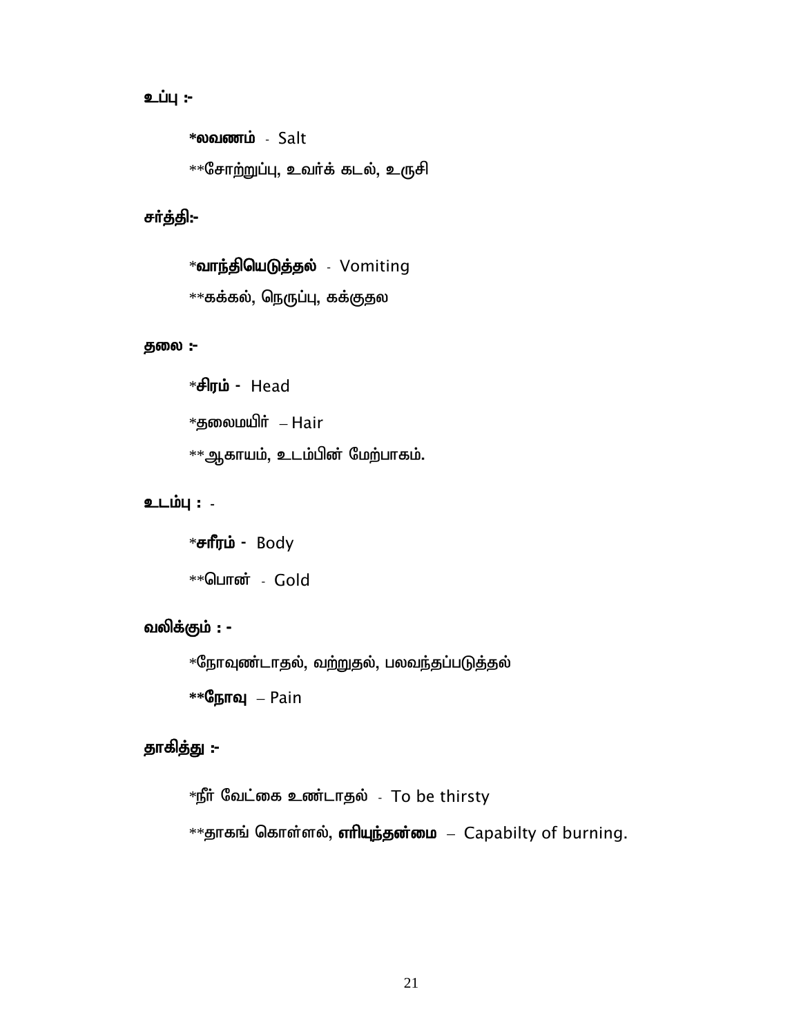**உப்பு :-**

**\*லவணம்** - Salt

\*\*சோற்றுப்பு, உவர்க் கடல், உருசி

**சர்த்தி:-**

\***வாந்தியெடுத்தல்** - Vomiting

\*\*கக்கல், நெருப்பு, கக்குதல

**தலை :-**

\***சிரம் -** Head

\*தலைமயிர் – Hair

\*\*ஆகாயம், உடம்பின் மேற்பாகம்.

**உடம்பு : -**

\***சரீரம் -** Body

\*\*பொன் - Gold

**வலிக்கும் : -**

\*நோவுண்டாதல், வற்றுதல், பலவந்தப்படுத்தல்

**\*\*நோவு** – Pain

**தாகித்து :-**

\*நீர் வேட்கை உண்டாதல் - To be thirsty

\*\*தாகங் கொள்ளல், **எரியுந்தன்மை** – Capabilty of burning.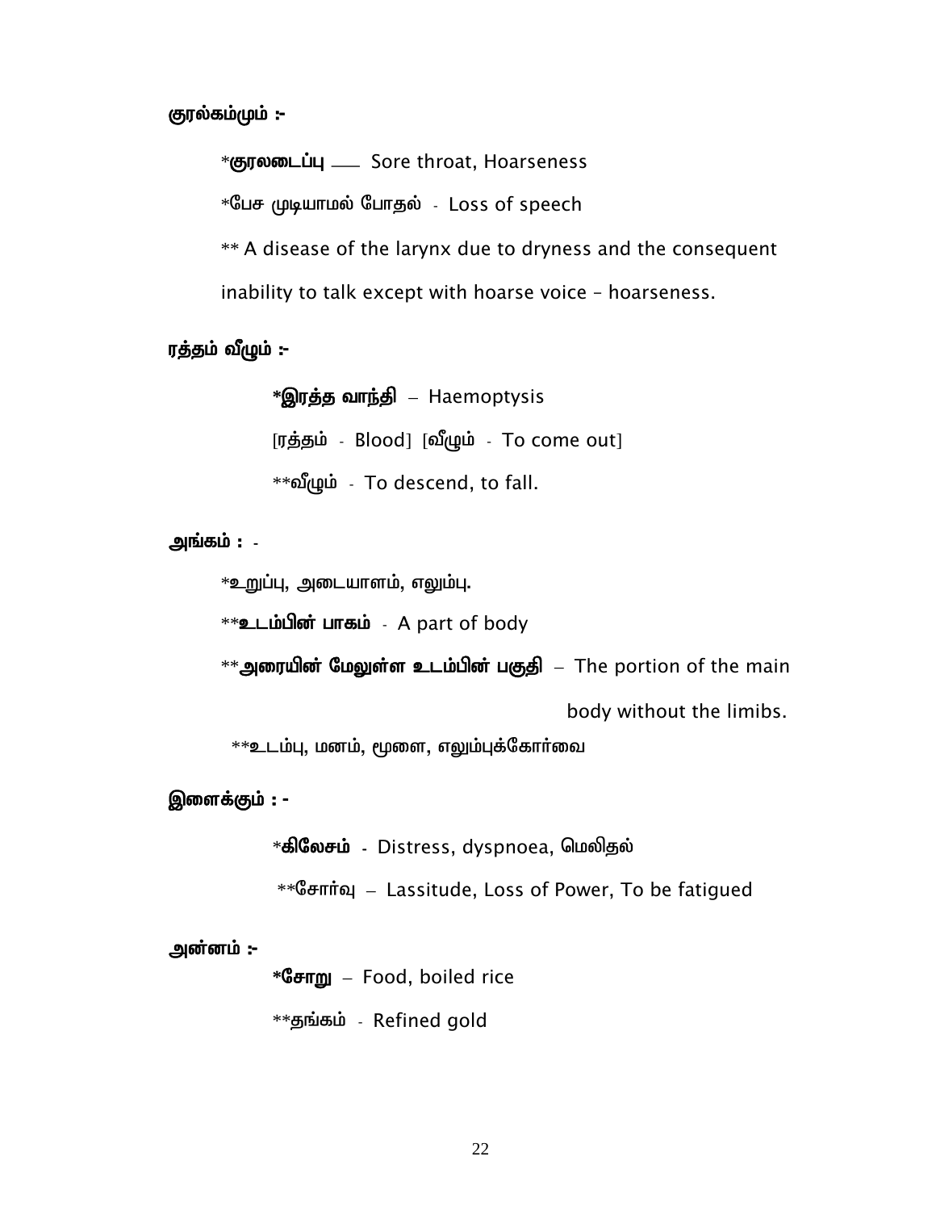**குரல்கம்மும் :-**

*குரலடைப்பு ___ Sore throat, Hoarseness

*பேச முடியாமல் போதல் - Loss of speech

** A disease of the larynx due to dryness and the consequent inability to talk except with hoarse voice – hoarseness.

**ரத்தம் வீழும் :-**

***இரத்த வாந்தி** – Haemoptysis

[ரத்தம் - Blood] [வீழும் - To come out]

**வீழும் - To descend, to fall.

**அங்கம் : -**

*உறுப்பு, அடையாளம், எலும்பு.

****உடம்பின் பாகம்** - A part of body

****அரையின் மேலுள்ள உடம்பின் பகுதி** – The portion of the main body without the limibs.

**உடம்பு, மனம், மூளை, எலும்புக்கோர்வை

**இளைக்கும் : -**

***கிலேசம்** - Distress, dyspnoea, மெலிதல்

**சோர்வு – Lassitude, Loss of Power, To be fatigued

**அன்னம் :-**

***சோறு** – Food, boiled rice

**தங்கம் - Refined gold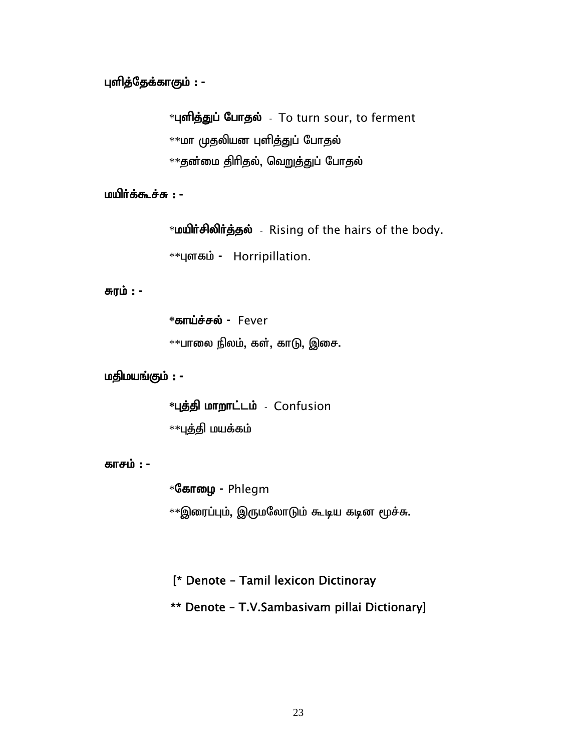**புளித்தேக்காகும் : -**

*__புளித்துப் போதல்__ - To turn sour, to ferment

**மா முதலியன புளித்துப் போதல்

**தன்மை திரிதல், வெறுத்துப் போதல்

**மயிர்க்கூச்சு : -**

*__மயிர்சிலிர்த்தல்__ - Rising of the hairs of the body.

**புளகம் - Horripillation.

**சுரம் : -**

***காய்ச்சல்** - Fever

**பாலை நிலம், கள், காடு, இசை.

**மதிமயங்கும் : -**

***புத்தி மாறாட்டம்** - Confusion

**புத்தி மயக்கம்

**காசம் : -**

*__கோழை__ - Phlegm

**இரைப்பும், இருமலோடும் கூடிய கடின மூச்சு.

[* Denote – Tamil lexicon Dictinoray

** Denote – T.V.Sambasivam pillai Dictionary]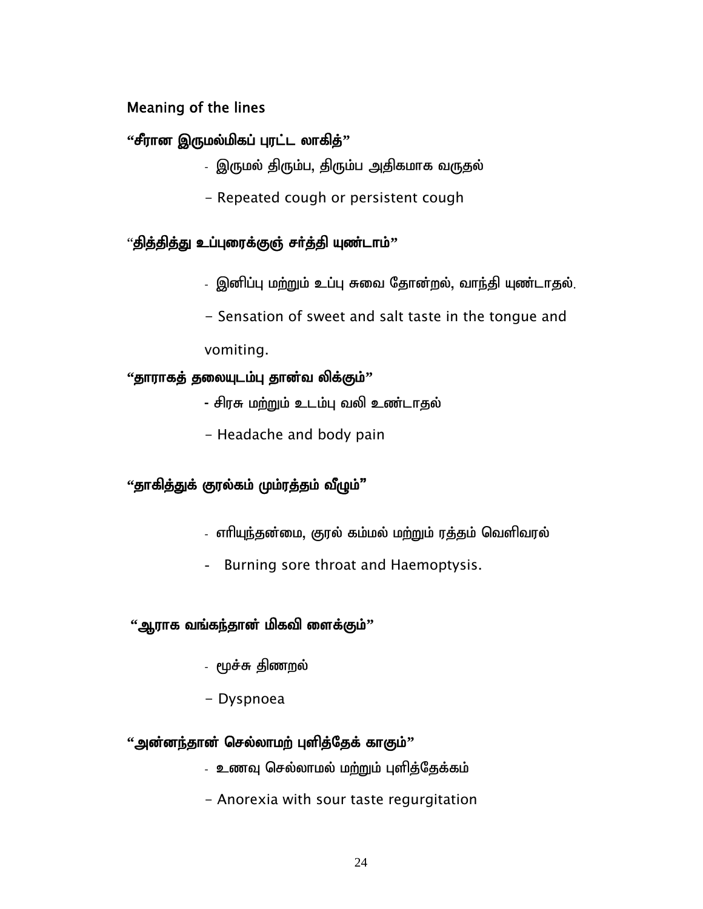Meaning of the lines

**"சீரான இருமல்மிகப் புரட்ட லாகித்"**

- இருமல் திரும்ப, திரும்ப அதிகமாக வருதல்
- Repeated cough or persistent cough

**"தித்தித்து உப்புரைக்குஞ் சர்த்தி யுண்டாம்"**

- இனிப்பு மற்றும் உப்பு சுவை தோன்றல், வாந்தி யுண்டாதல்.
- Sensation of sweet and salt taste in the tongue and vomiting.

**"தாராகத் தலையுடம்பு தான்வ லிக்கும்"**

- சிரசு மற்றும் உடம்பு வலி உண்டாதல்
- Headache and body pain

**"தாகித்துக் குரல்கம் மும்ரத்தம் வீழும்"**

- எரியுந்தன்மை, குரல் கம்மல் மற்றும் ரத்தம் வெளிவரல்
- Burning sore throat and Haemoptysis.

**"ஆராக வங்கந்தான் மிகவி ளைக்கும்"**

- மூச்சு திணறல்
- Dyspnoea

**"அன்னந்தான் செல்லாமற் புளித்தேக் காகும்"**

- உணவு செல்லாமல் மற்றும் புளித்தேக்கம்
- Anorexia with sour taste regurgitation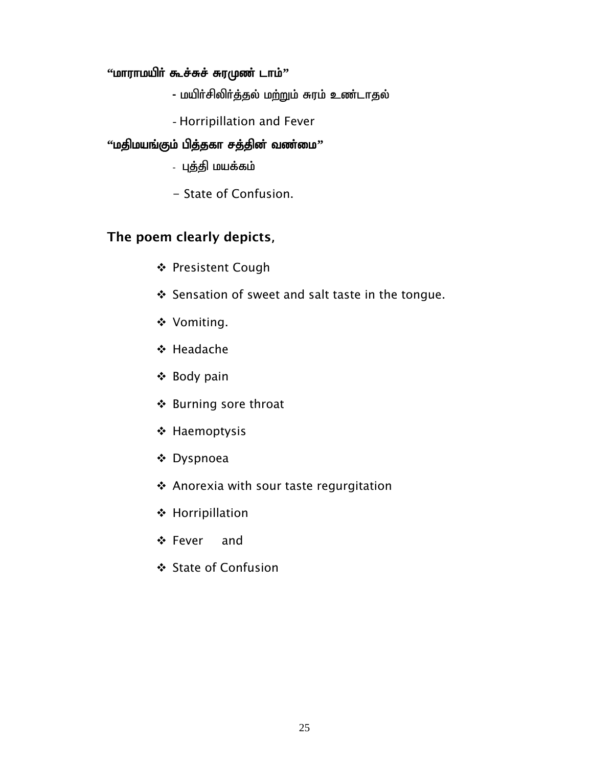**"மாராமயிர் கூச்சுச் சுரமுண் டாம்"**

- மயிர்சிலிர்த்தல் மற்றும் சுரம் உண்டாதல்

- Horripillation and Fever

**"மதிமயங்கும் பித்தகா சத்தின் வண்மை"**

- புத்தி மயக்கம்

- State of Confusion.

**The poem clearly depicts,**

- ❖ Presistent Cough
- ❖ Sensation of sweet and salt taste in the tongue.
- ❖ Vomiting.
- ❖ Headache
- ❖ Body pain
- ❖ Burning sore throat
- ❖ Haemoptysis
- ❖ Dyspnoea
- ❖ Anorexia with sour taste regurgitation
- ❖ Horripillation
- ❖ Fever and
- ❖ State of Confusion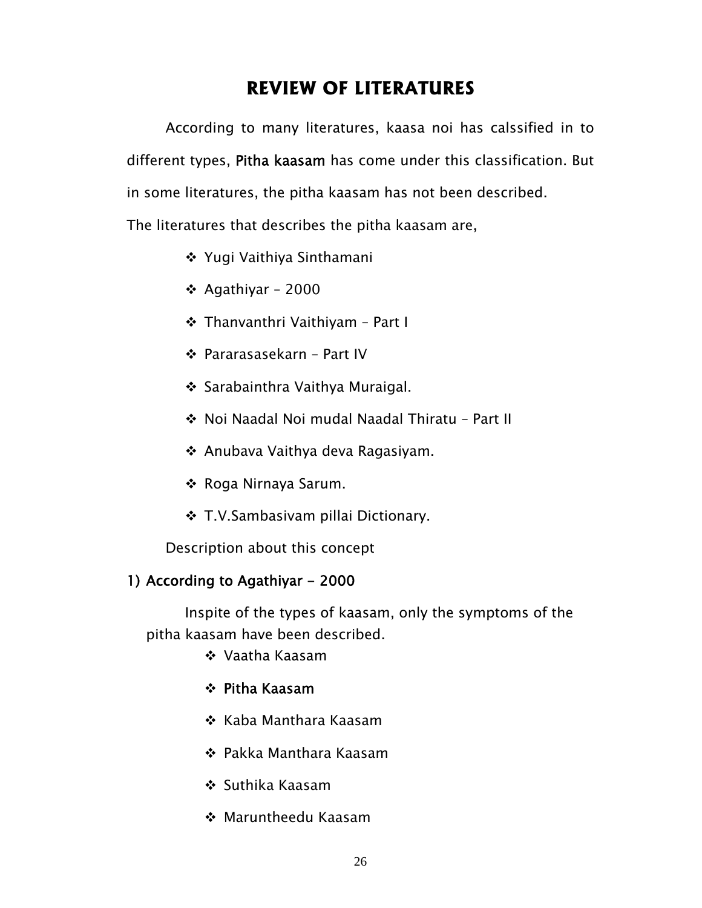# REVIEW OF LITERATURES

According to many literatures, kaasa noi has calssified in to different types, **Pitha kaasam** has come under this classification. But in some literatures, the pitha kaasam has not been described.

The literatures that describes the pitha kaasam are,

- Yugi Vaithiya Sinthamani
- Agathiyar – 2000
- Thanvanthri Vaithiyam – Part I
- Pararasasekarn – Part IV
- Sarabainthra Vaithya Muraigal.
- Noi Naadal Noi mudal Naadal Thiratu – Part II
- Anubava Vaithya deva Ragasiyam.
- Roga Nirnaya Sarum.
- T.V.Sambasivam pillai Dictionary.

Description about this concept

**1) According to Agathiyar - 2000**

Inspite of the types of kaasam, only the symptoms of the pitha kaasam have been described.

- Vaatha Kaasam
- **Pitha Kaasam**
- Kaba Manthara Kaasam
- Pakka Manthara Kaasam
- Suthika Kaasam
- Maruntheedu Kaasam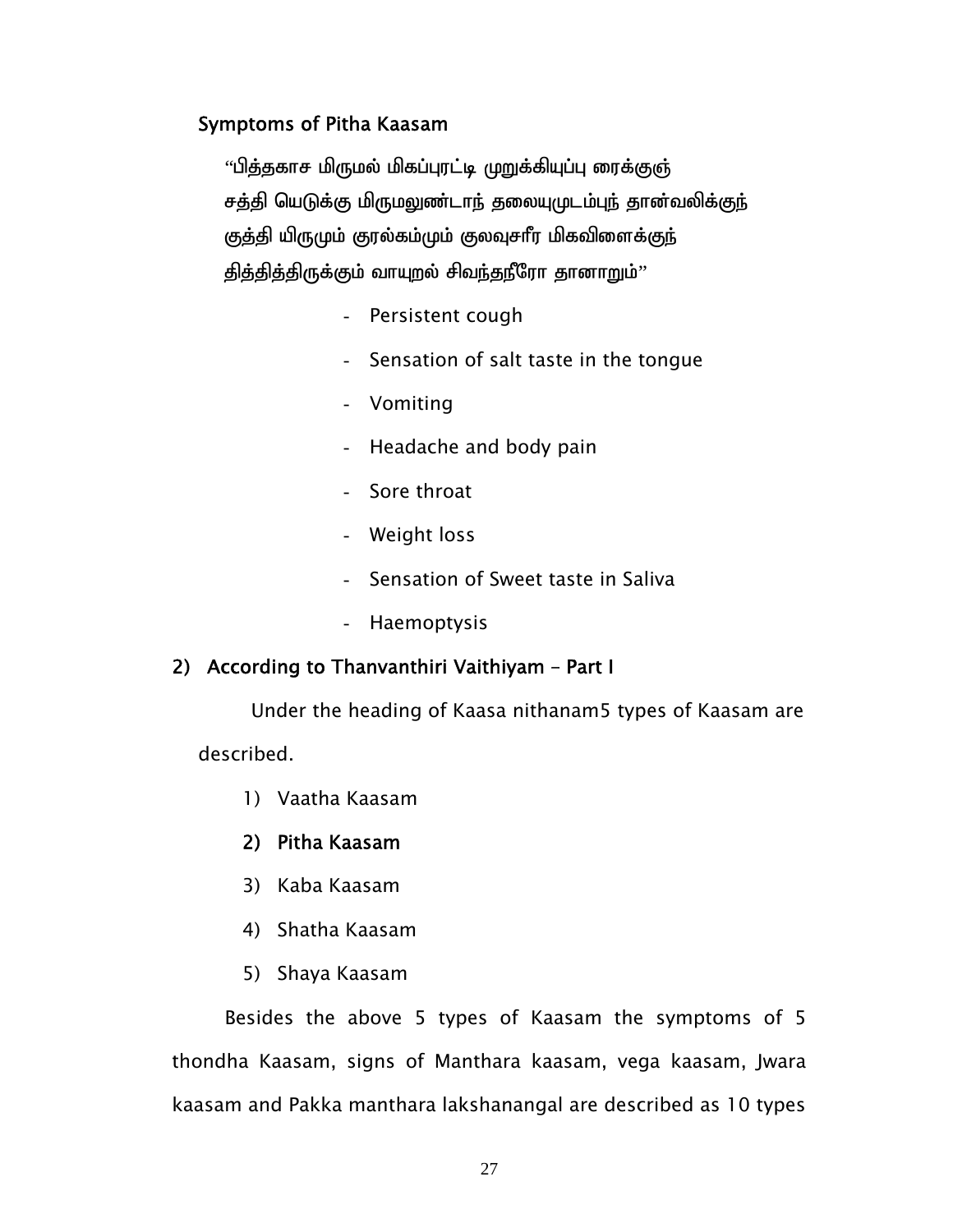### Symptoms of Pitha Kaasam

“பித்தகாச மிருமல் மிகப்புரட்டி முறுக்கியுப்பு ரைக்குஞ்
சத்தி யெடுக்கு மிருமலுண்டாந் தலையுமுடம்புந் தான்வலிக்குந்
குத்தி யிருமும் குரல்கம்மும் குலவுசரீர மிகவிளைக்குந்
தித்தித்திருக்கும் வாயுறல் சிவந்தநீரோ தானாறும்”

- Persistent cough
- Sensation of salt taste in the tongue
- Vomiting
- Headache and body pain
- Sore throat
- Weight loss
- Sensation of Sweet taste in Saliva
- Haemoptysis

### 2) According to Thanvanthiri Vaithiyam – Part I

Under the heading of Kaasa nithanam5 types of Kaasam are described.

1) Vaatha Kaasam
2) **Pitha Kaasam**
3) Kaba Kaasam
4) Shatha Kaasam
5) Shaya Kaasam

Besides the above 5 types of Kaasam the symptoms of 5 thondha Kaasam, signs of Manthara kaasam, vega kaasam, Jwara kaasam and Pakka manthara lakshanangal are described as 10 types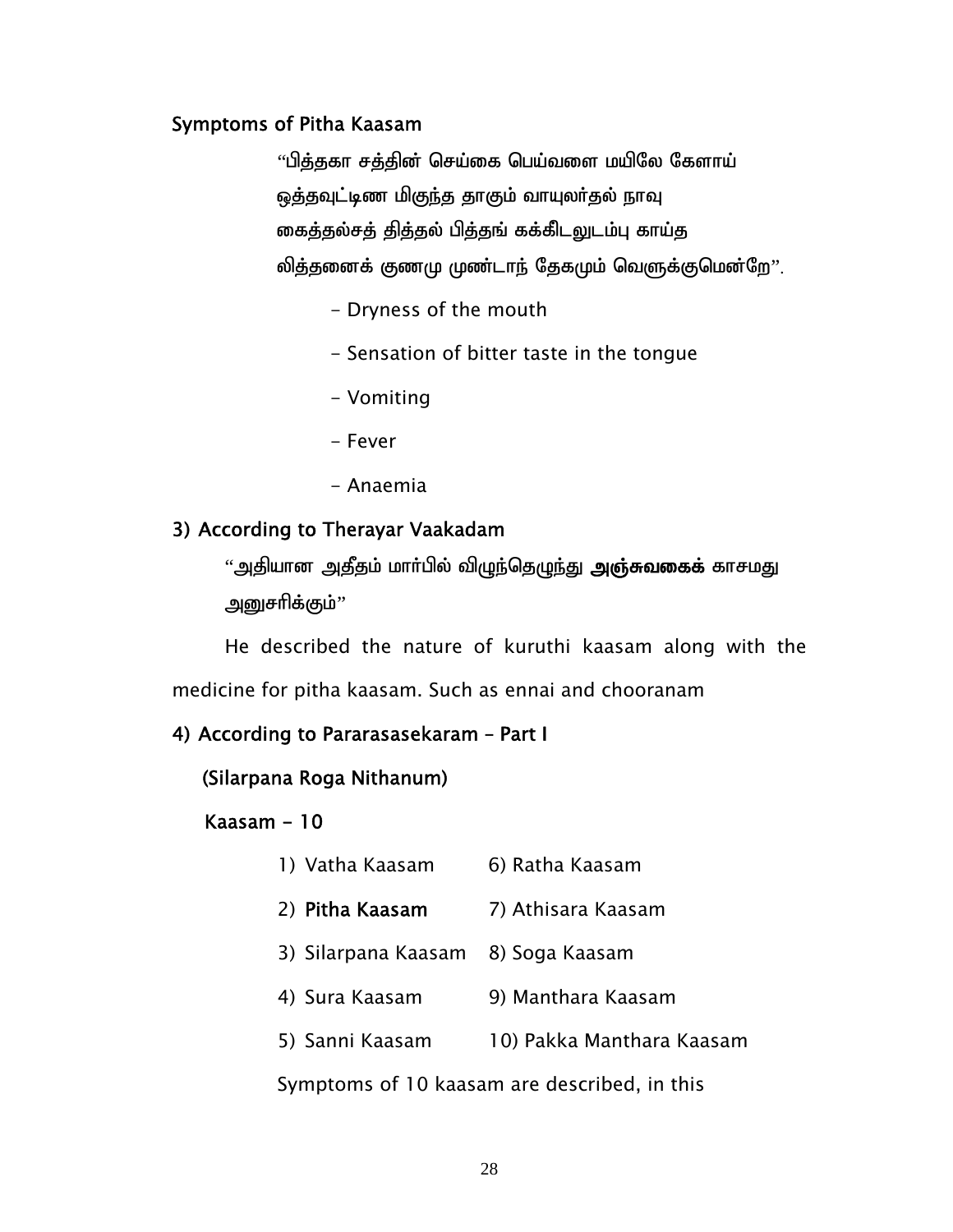**Symptoms of Pitha Kaasam**

> "பித்தகா சத்தின் செய்கை பெய்வளை மயிலே கேளாய்
> ஒத்தவுட்டிண மிகுந்த தாகும் வாயுலர்தல் நாவு
> கைத்தல்சத் தித்தல் பித்தங் கக்கிடலுடம்பு காய்த
> லித்தனைக் குணமு முண்டாந் தேகமும் வெளுக்குமென்றே".

- Dryness of the mouth
- Sensation of bitter taste in the tongue
- Vomiting
- Fever
- Anaemia

**3) According to Therayar Vaakadam**

> "அதியான அதீதம் மார்பில் விழுந்தெழுந்து **அஞ்சுவகைக்** காசமது
> அனுசரிக்கும்"

He described the nature of kuruthi kaasam along with the medicine for pitha kaasam. Such as ennai and chooranam

**4) According to Pararasasekaram – Part I**

**(Silarpana Roga Nithanum)**

**Kaasam - 10**

| | |
|---|---|
| 1) Vatha Kaasam | 6) Ratha Kaasam |
| 2) **Pitha Kaasam** | 7) Athisara Kaasam |
| 3) Silarpana Kaasam | 8) Soga Kaasam |
| 4) Sura Kaasam | 9) Manthara Kaasam |
| 5) Sanni Kaasam | 10) Pakka Manthara Kaasam |

Symptoms of 10 kaasam are described, in this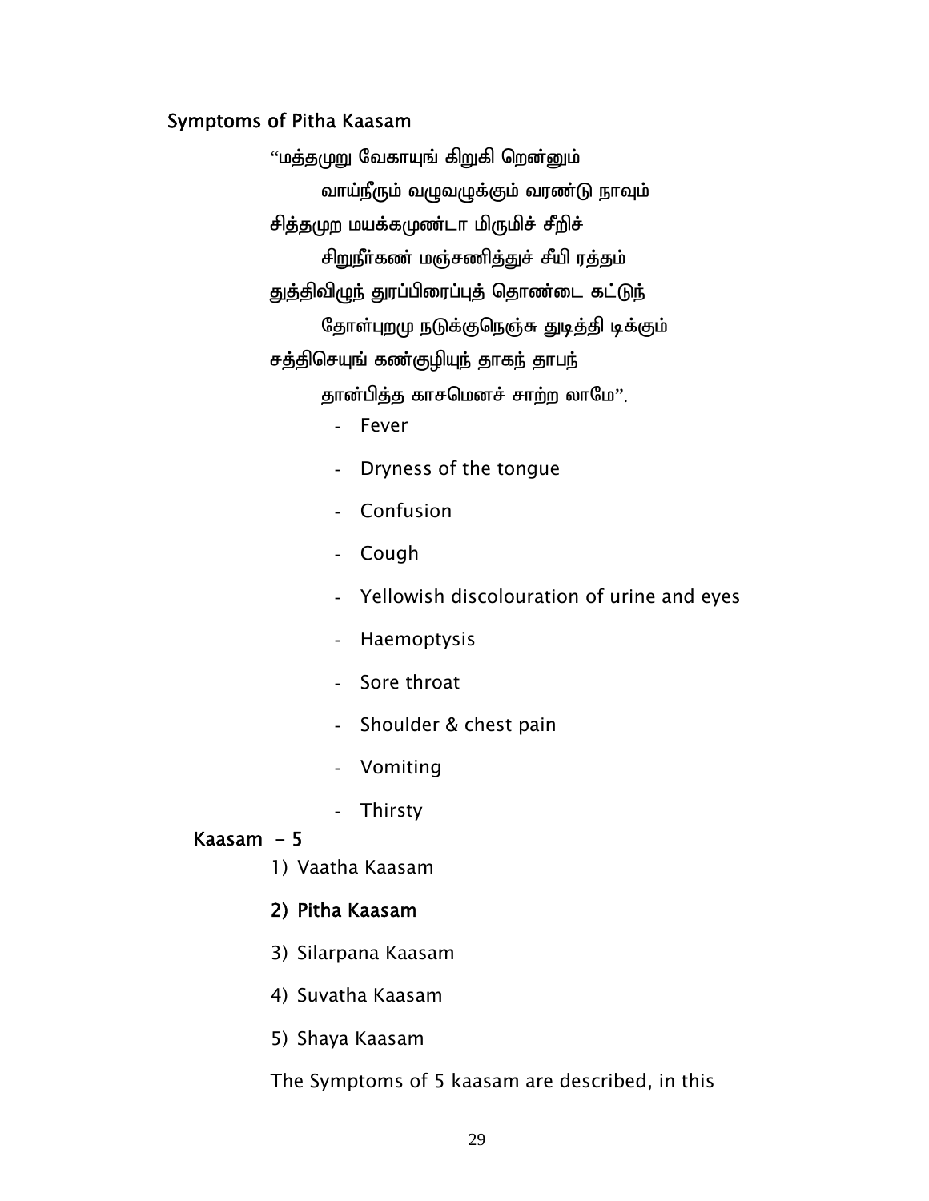### Symptoms of Pitha Kaasam

"மத்தமுறு வேகாயுங் கிறுகி றென்னும்
வாய்நீரும் வழுவழுக்கும் வரண்டு நாவும்
சித்தமுற மயக்கமுண்டா மிருமிச் சீறிச்
சிறுநீர்கண் மஞ்சணித்துச் சீயி ரத்தம்
துத்திவிழுந் துரப்பிரைப்புத் தொண்டை கட்டுந்
தோள்புறமு நடுக்குநெஞ்சு துடித்தி டிக்கும்
சத்திசெயுங் கண்குழியுந் தாகந் தாபந்
தான்பித்த காசமெனச் சாற்ற லாமே".

- Fever
- Dryness of the tongue
- Confusion
- Cough
- Yellowish discolouration of urine and eyes
- Haemoptysis
- Sore throat
- Shoulder & chest pain
- Vomiting
- Thirsty

**Kaasam - 5**

1) Vaatha Kaasam
2) **Pitha Kaasam**
3) Silarpana Kaasam
4) Suvatha Kaasam
5) Shaya Kaasam

The Symptoms of 5 kaasam are described, in this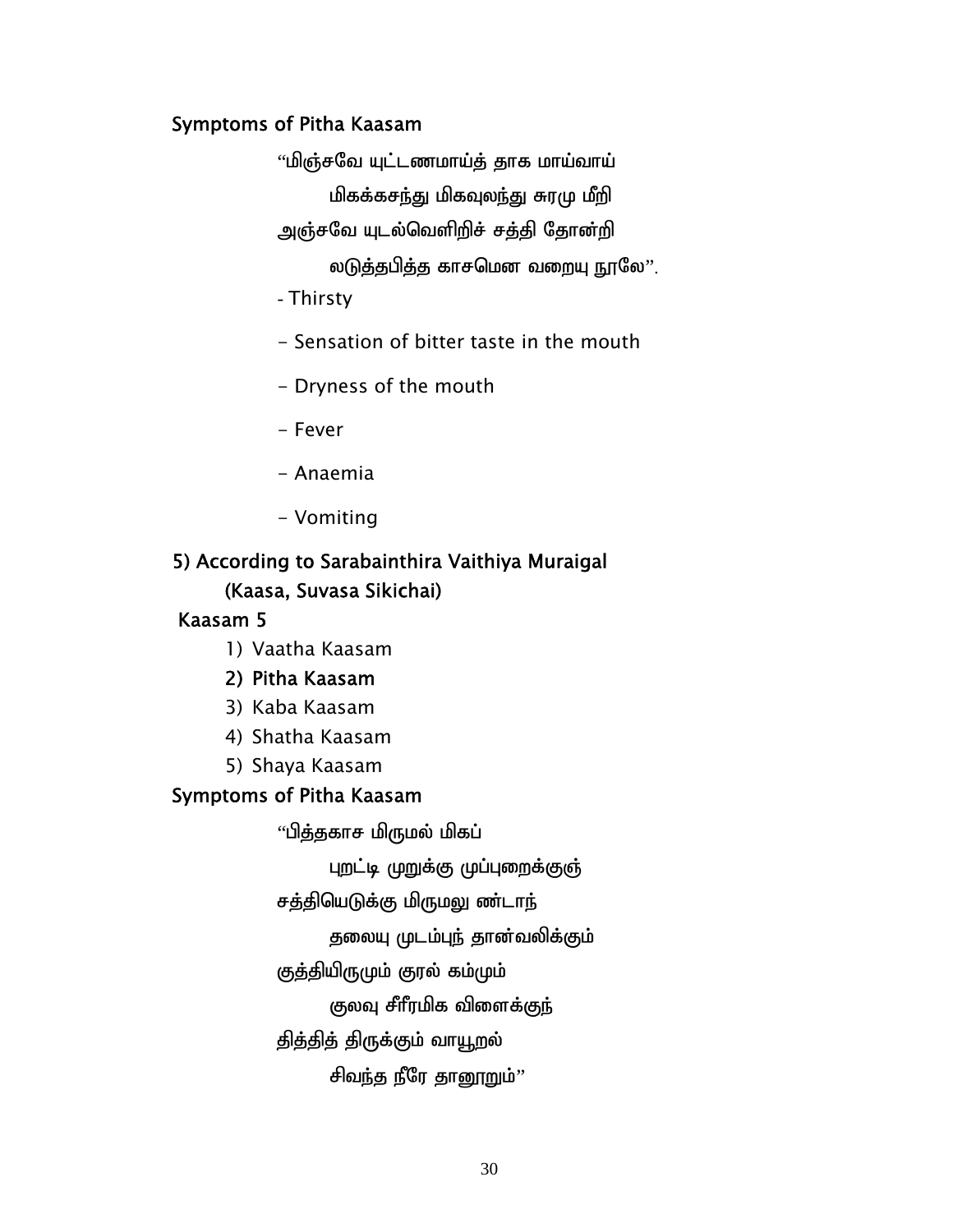### Symptoms of Pitha Kaasam

"மிஞ்சவே யுட்டணமாய்த் தாக மாய்வாய்
மிகக்கசந்து மிகவுலந்து சுரமு மீறி
அஞ்சவே யுடல்வெளிறிச் சத்தி தோன்றி
லடுத்தபித்த காசமென வறையு நூலே".

- Thirsty
- Sensation of bitter taste in the mouth
- Dryness of the mouth
- Fever
- Anaemia
- Vomiting

### 5) According to Sarabainthira Vaithiya Muraigal (Kaasa, Suvasa Sikichai)

### Kaasam 5

1) Vaatha Kaasam
2) **Pitha Kaasam**
3) Kaba Kaasam
4) Shatha Kaasam
5) Shaya Kaasam

### Symptoms of Pitha Kaasam

"பித்தகாச மிருமல் மிகப்
புறட்டி முறுக்கு முப்புறைக்குஞ்
சத்தியெடுக்கு மிருமலு ண்டாந்
தலையு முடம்புந் தான்வலிக்கும்
குத்தியிருமும் குரல் கம்மும்
குலவு சீரீரமிக விளைக்குந்
தித்தித் திருக்கும் வாயூறல்
சிவந்த நீரே தானூறும்"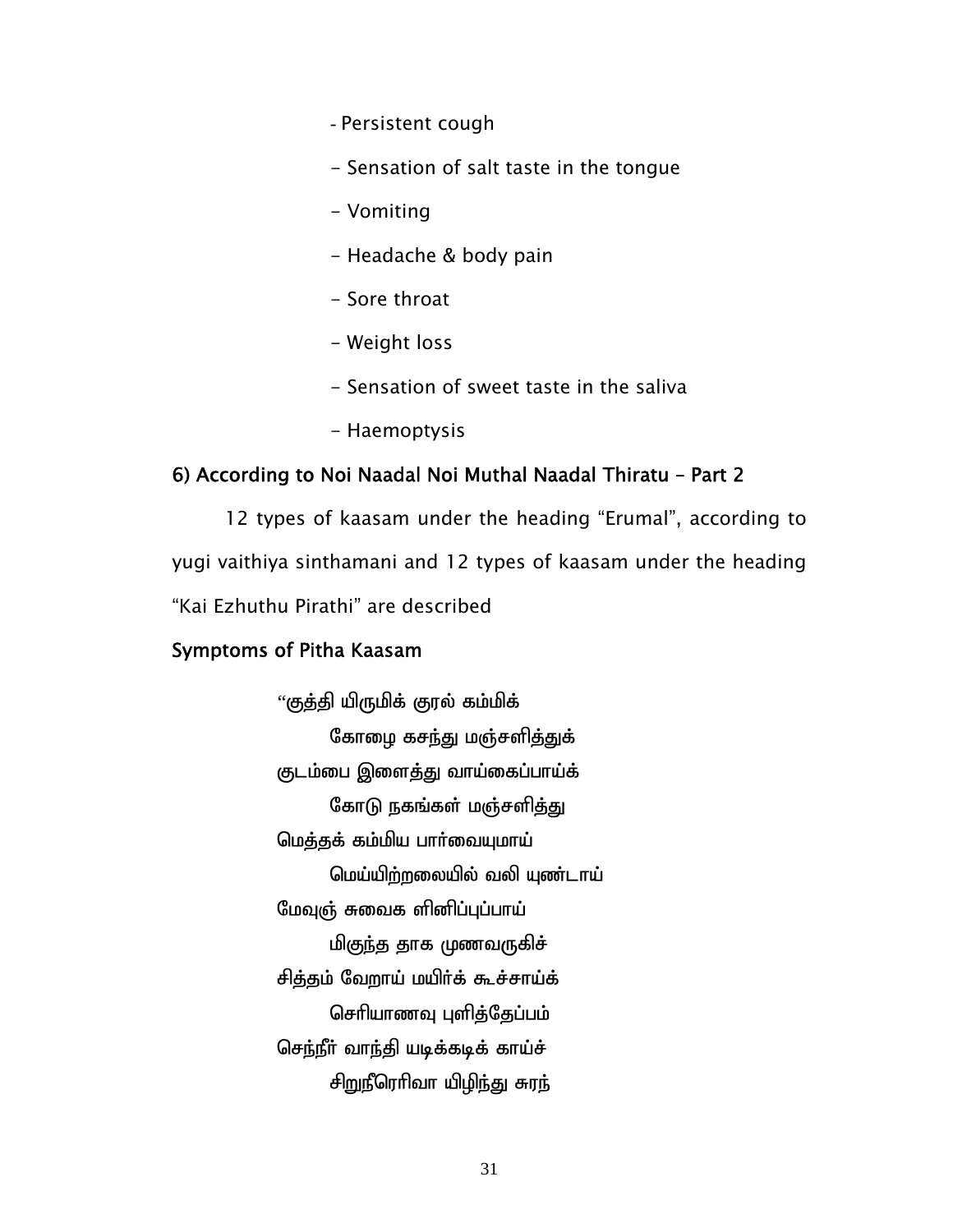- Persistent cough
- Sensation of salt taste in the tongue
- Vomiting
- Headache & body pain
- Sore throat
- Weight loss
- Sensation of sweet taste in the saliva
- Haemoptysis

### 6) According to Noi Naadal Noi Muthal Naadal Thiratu – Part 2

12 types of kaasam under the heading "Erumal", according to yugi vaithiya sinthamani and 12 types of kaasam under the heading "Kai Ezhuthu Pirathi" are described

### Symptoms of Pitha Kaasam

"குத்தி யிருமிக் குரல் கம்மிக்
கோழை கசந்து மஞ்சளித்துக்
குடம்பை இளைத்து வாய்கைப்பாய்க்
கோடு நகங்கள் மஞ்சளித்து
மெத்தக் கம்மிய பார்வையுமாய்
மெய்யிற்றலையில் வலி யுண்டாய்
மேவுஞ் சுவைக ளினிப்புப்பாய்
மிகுந்த தாக முணவருகிச்
சித்தம் வேறாய் மயிர்க் கூச்சாய்க்
செரியாணவு புளித்தேப்பம்
செந்நீர் வாந்தி யடிக்கடிக் காய்ச்
சிறுநீரெரிவா யிழிந்து சுரந்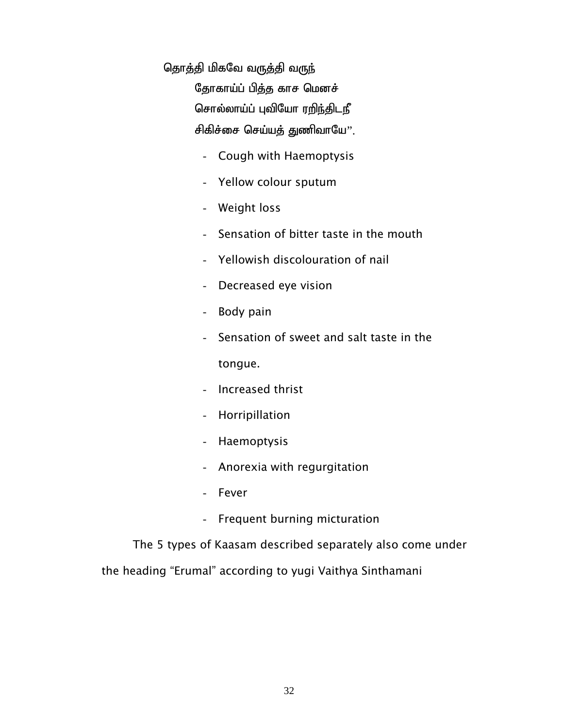தொத்தி மிகவே வருத்தி வருந்
தோகாய்ப் பித்த காச மெனச்
சொல்லாய்ப் புவியோ ரறிந்திடநீ
சிகிச்சை செய்யத் துணிவாயே".

- Cough with Haemoptysis
- Yellow colour sputum
- Weight loss
- Sensation of bitter taste in the mouth
- Yellowish discolouration of nail
- Decreased eye vision
- Body pain
- Sensation of sweet and salt taste in the tongue.
- Increased thrist
- Horripillation
- Haemoptysis
- Anorexia with regurgitation
- Fever
- Frequent burning micturation

The 5 types of Kaasam described separately also come under the heading "Erumal" according to yugi Vaithya Sinthamani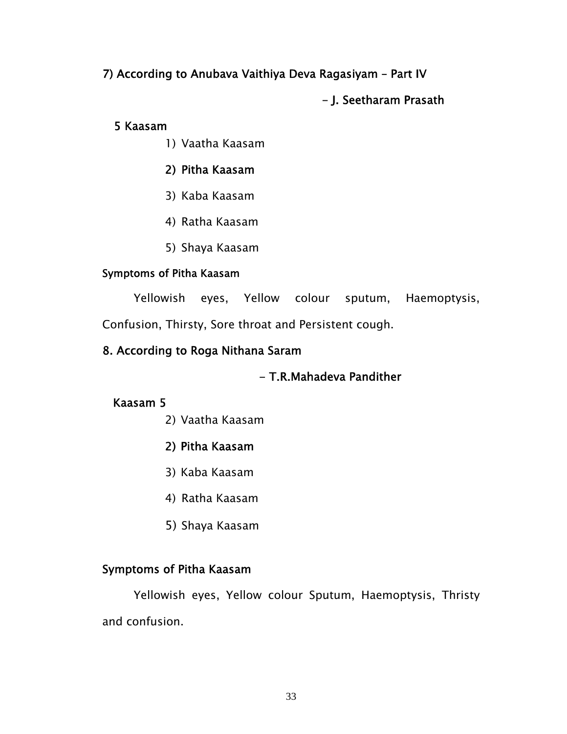### 7) According to Anubava Vaithiya Deva Ragasiyam – Part IV

**- J. Seetharam Prasath**

**5 Kaasam**

1) Vaatha Kaasam
2) **Pitha Kaasam**
3) Kaba Kaasam
4) Ratha Kaasam
5) Shaya Kaasam

**Symptoms of Pitha Kaasam**

Yellowish eyes, Yellow colour sputum, Haemoptysis, Confusion, Thirsty, Sore throat and Persistent cough.

### 8. According to Roga Nithana Saram

**- T.R.Mahadeva Pandither**

**Kaasam 5**

2) Vaatha Kaasam

2) **Pitha Kaasam**

3) Kaba Kaasam

4) Ratha Kaasam

5) Shaya Kaasam

**Symptoms of Pitha Kaasam**

Yellowish eyes, Yellow colour Sputum, Haemoptysis, Thristy and confusion.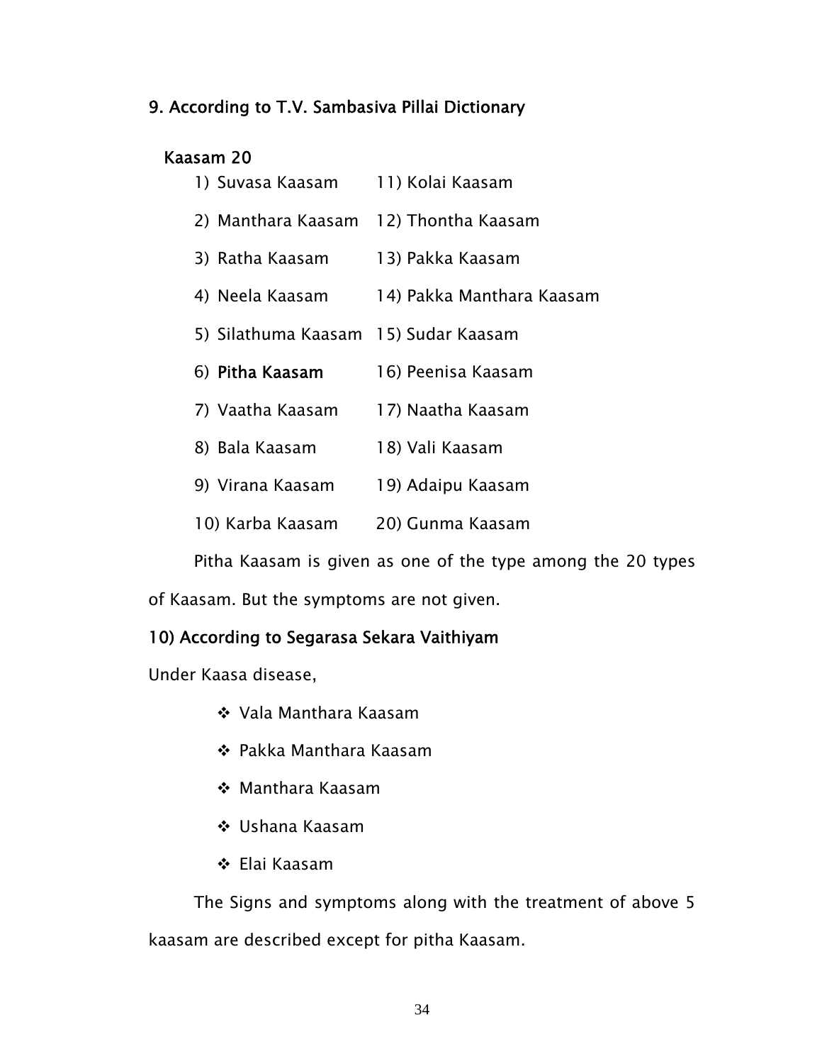### 9. According to T.V. Sambasiva Pillai Dictionary

**Kaasam 20**

1) Suvasa Kaasam
2) Manthara Kaasam
3) Ratha Kaasam
4) Neela Kaasam
5) Silathuma Kaasam
6) **Pitha Kaasam**
7) Vaatha Kaasam
8) Bala Kaasam
9) Virana Kaasam
10) Karba Kaasam
11) Kolai Kaasam
12) Thontha Kaasam
13) Pakka Kaasam
14) Pakka Manthara Kaasam
15) Sudar Kaasam
16) Peenisa Kaasam
17) Naatha Kaasam
18) Vali Kaasam
19) Adaipu Kaasam
20) Gunma Kaasam

Pitha Kaasam is given as one of the type among the 20 types of Kaasam. But the symptoms are not given.

### 10) According to Segarasa Sekara Vaithiyam

Under Kaasa disease,

- ❖ Vala Manthara Kaasam
- ❖ Pakka Manthara Kaasam
- ❖ Manthara Kaasam
- ❖ Ushana Kaasam
- ❖ Elai Kaasam

The Signs and symptoms along with the treatment of above 5 kaasam are described except for pitha Kaasam.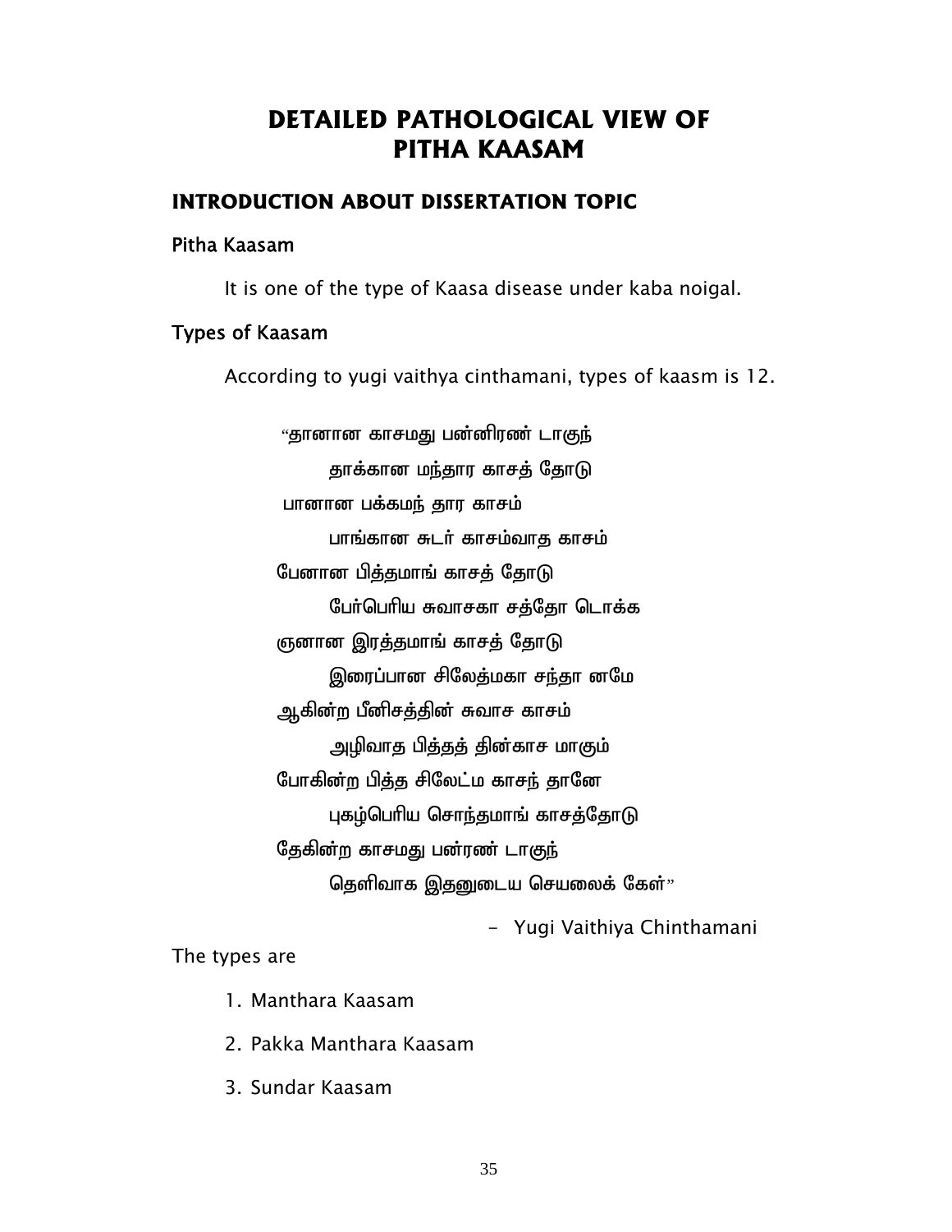# DETAILED PATHOLOGICAL VIEW OF PITHA KAASAM

## INTRODUCTION ABOUT DISSERTATION TOPIC

### Pitha Kaasam

It is one of the type of Kaasa disease under kaba noigal.

### Types of Kaasam

According to yugi vaithya cinthamani, types of kaasm is 12.

"தானான காசமது பன்னிரண் டாகுந்
    தாக்கான மந்தார காசத் தோடு
பானான பக்கமந் தார காசம்
    பாங்கான சுடர் காசம்வாத காசம்
பேனான பித்தமாங் காசத் தோடு
    பேர்பெரிய சுவாசகா சத்தோ டொக்க
ஞனான இரத்தமாங் காசத் தோடு
    இரைப்பான சிலேத்மகா சந்தா னமே
ஆகின்ற பீனிசத்தின் சுவாச காசம்
    அழிவாத பித்தத் தின்காச மாகும்
போகின்ற பித்த சிலேட்ம காசந் தானே
    புகழ்பெரிய சொந்தமாங் காசத்தோடு
தேகின்ற காசமது பன்ரண் டாகுந்
    தெளிவாக இதனுடைய செயலைக் கேள்"

- Yugi Vaithiya Chinthamani

The types are

1. Manthara Kaasam
2. Pakka Manthara Kaasam
3. Sundar Kaasam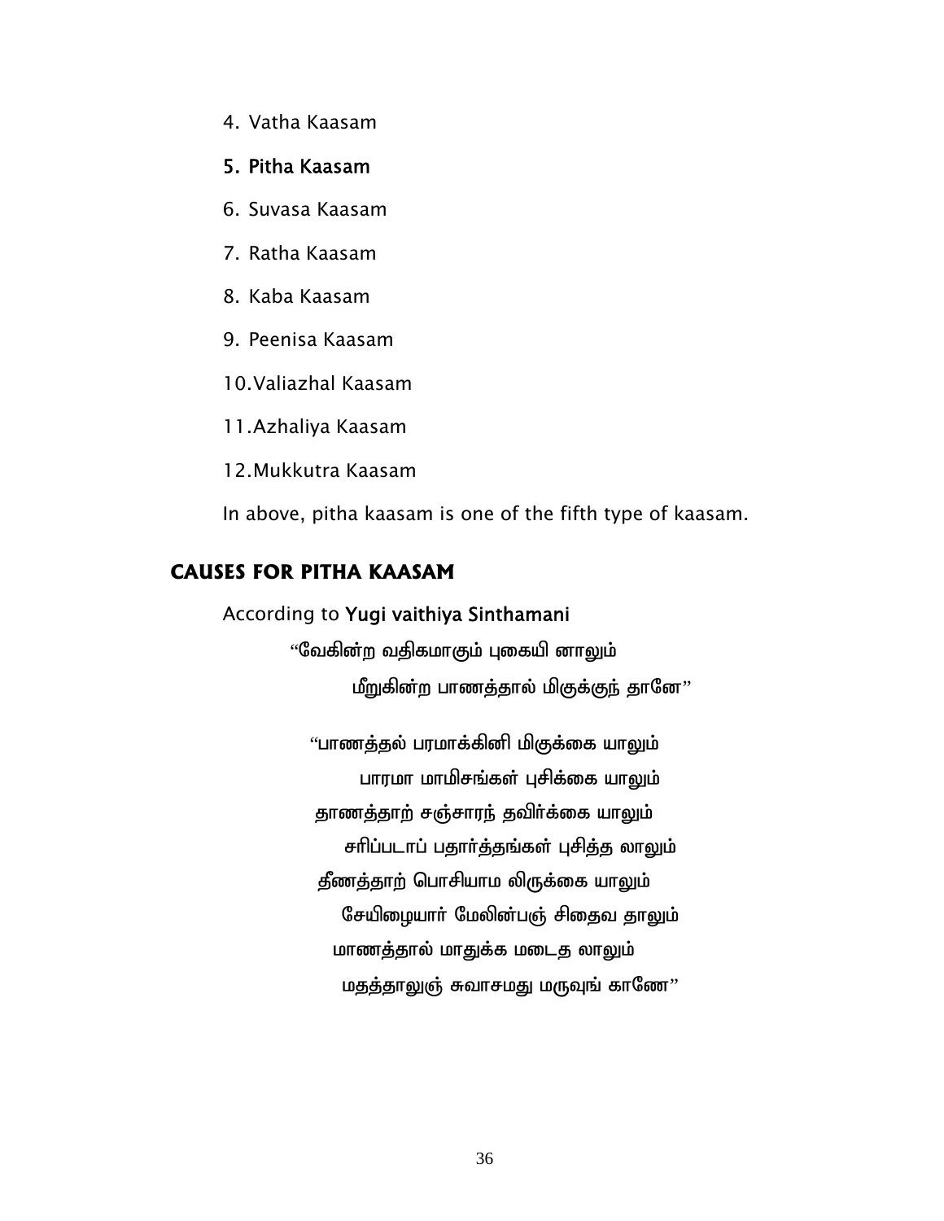4. Vatha Kaasam
5. **Pitha Kaasam**
6. Suvasa Kaasam
7. Ratha Kaasam
8. Kaba Kaasam
9. Peenisa Kaasam
10. Valiazhal Kaasam
11. Azhaliya Kaasam
12. Mukkutra Kaasam

In above, pitha kaasam is one of the fifth type of kaasam.

## CAUSES FOR PITHA KAASAM

According to **Yugi vaithiya Sinthamani**

"வேகின்ற வதிகமாகும் புகையி னாலும்
மீறுகின்ற பாணத்தால் மிகுக்குந் தானே"

"பாணத்தல் பரமாக்கினி மிகுக்கை யாலும்
பாரமா மாமிசங்கள் புசிக்கை யாலும்
தாணத்தாற் சஞ்சாரந் தவிர்க்கை யாலும்
சரிப்படாப் பதார்த்தங்கள் புசித்த லாலும்
தீணத்தாற் பொசியாம லிருக்கை யாலும்
சேயிழையார் மேலின்பஞ் சிதைவ தாலும்
மாணத்தால் மாதுக்க மடைத லாலும்
மதத்தாலுஞ் சுவாசமது மருவுங் காணே"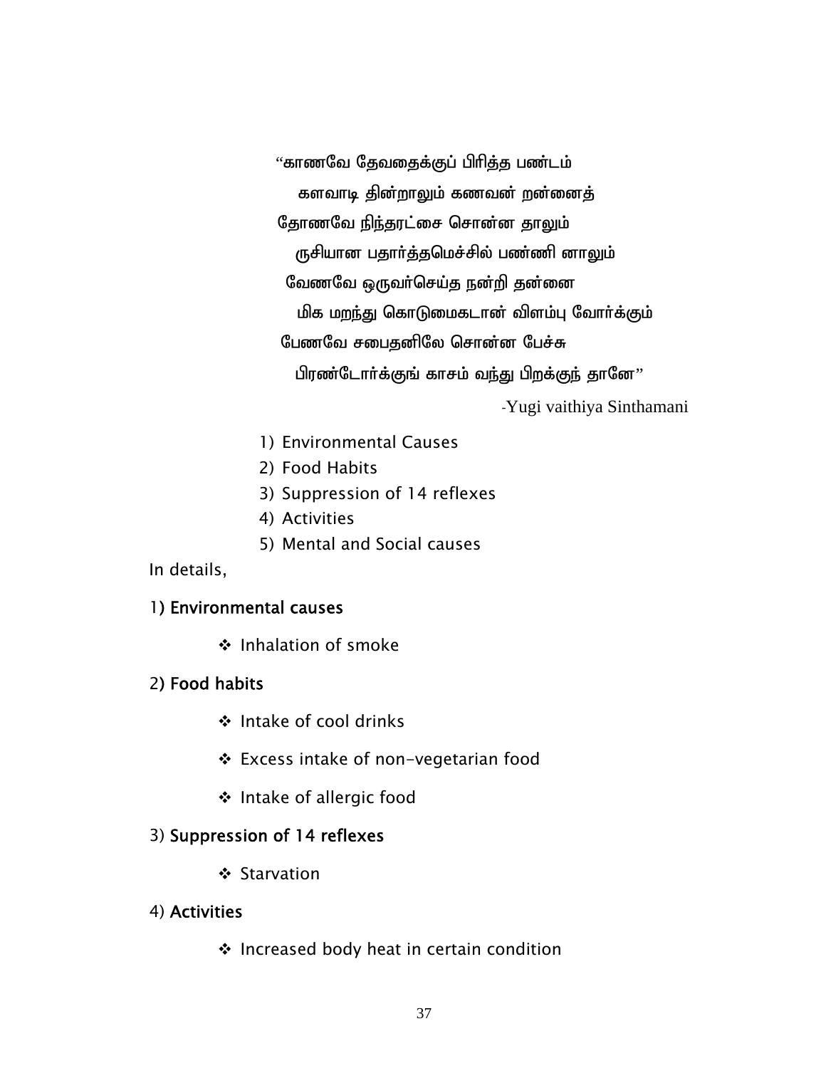"காணவே தேவதைக்குப் பிரித்த பண்டம்
களவாடி தின்றாலும் கணவன் றன்னைத்
தோணவே நிந்தரட்சை சொன்ன தாலும்
ருசியான பதார்த்தமெச்சில் பண்ணி னாலும்
வேணவே ஒருவர்செய்த நன்றி தன்னை
மிக மறந்து கொடுமைகடான் விளம்பு வோர்க்கும்
பேணவே சபைதனிலே சொன்ன பேச்சு
பிரண்டோர்க்குங் காசம் வந்து பிறக்குந் தானே"

-Yugi vaithiya Sinthamani

1) Environmental Causes
2) Food Habits
3) Suppression of 14 reflexes
4) Activities
5) Mental and Social causes

In details,

1) **Environmental causes**

- Inhalation of smoke

2) **Food habits**

- Intake of cool drinks
- Excess intake of non-vegetarian food
- Intake of allergic food

3) **Suppression of 14 reflexes**

- Starvation

4) **Activities**

- Increased body heat in certain condition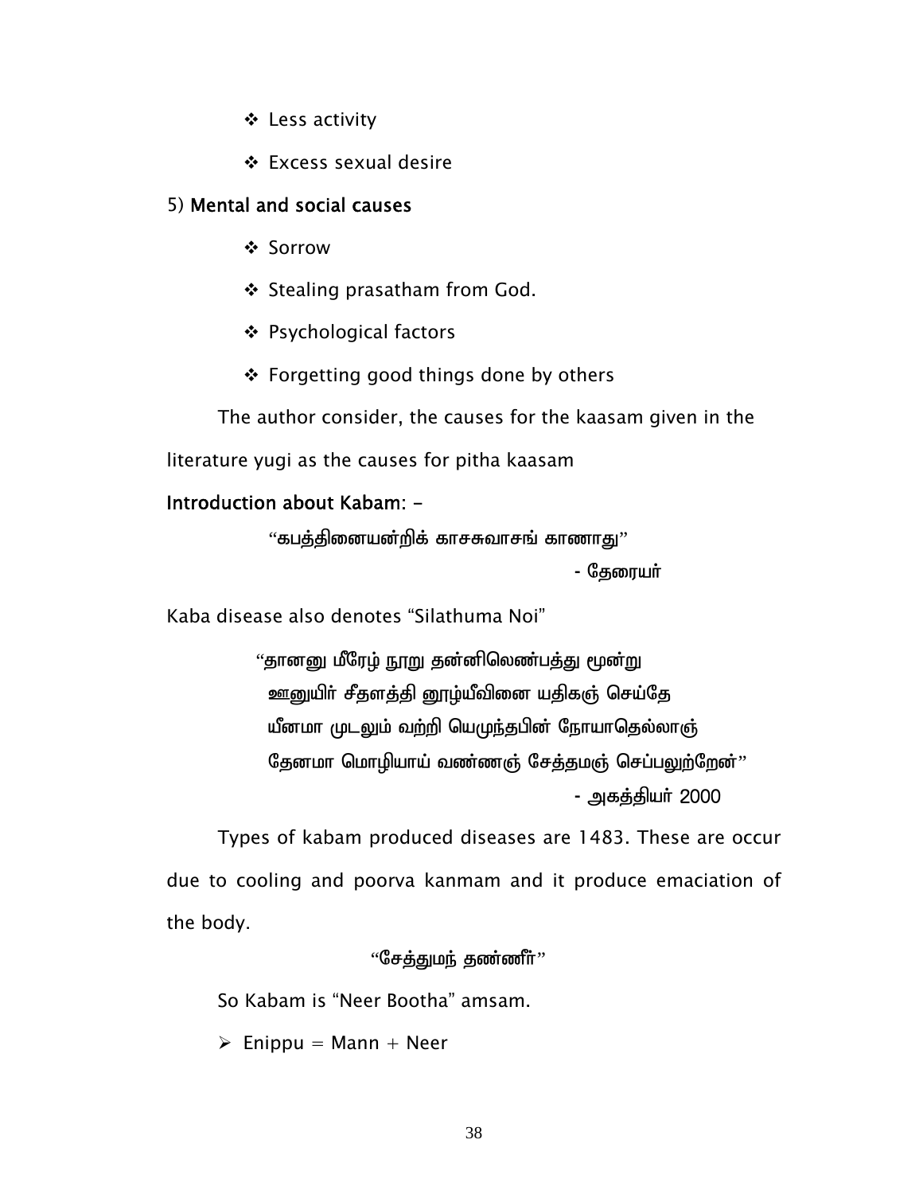- Less activity
- Excess sexual desire

5) **Mental and social causes**

- Sorrow
- Stealing prasatham from God.
- Psychological factors
- Forgetting good things done by others

The author consider, the causes for the kaasam given in the literature yugi as the causes for pitha kaasam

**Introduction about Kabam**: -

"கபத்தினையன்றிக் காசசுவாசங் காணாது"

- தேரையர்

Kaba disease also denotes "Silathuma Noi"

"தானனு மீரேழ் நூறு தன்னிலெண்பத்து மூன்று
ஊனுயிர் சீதளத்தி னூழ்யீவினை யதிகஞ் செய்தே
யீனமா முடலும் வற்றி யெமுந்தபின் நோயாதெல்லாஞ்
தேனமா மொழியாய் வண்ணஞ் சேத்தமஞ் செப்பலுற்றேன்"

- அகத்தியர் 2000

Types of kabam produced diseases are 1483. These are occur due to cooling and poorva kanmam and it produce emaciation of the body.

"சேத்துமந் தண்ணீர்"

So Kabam is "Neer Bootha" amsam.

- Enippu = Mann + Neer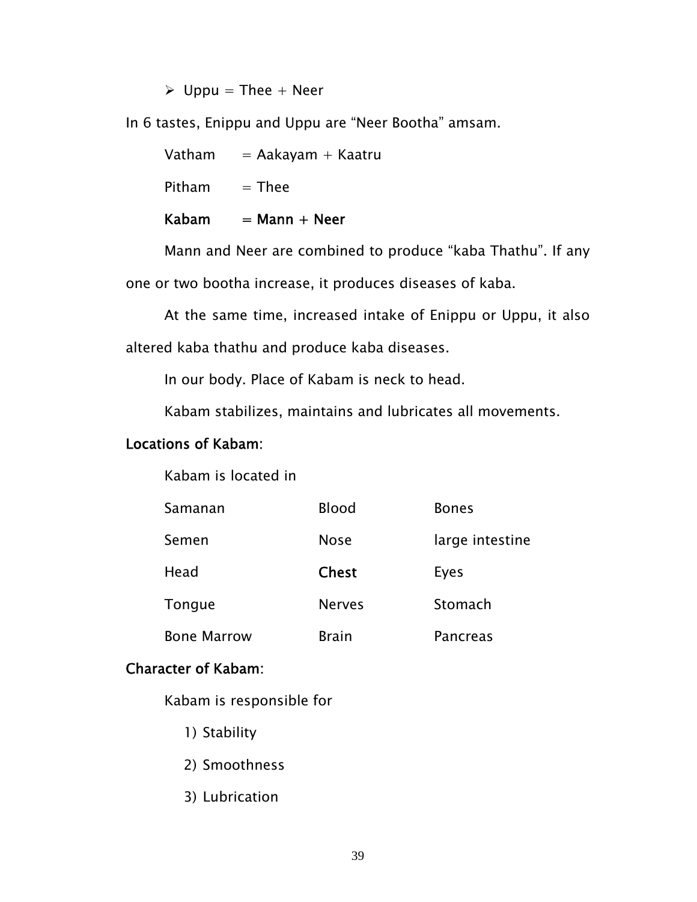- Uppu = Thee + Neer

In 6 tastes, Enippu and Uppu are "Neer Bootha" amsam.

Vatham = Aakayam + Kaatru

Pitham = Thee

**Kabam = Mann + Neer**

Mann and Neer are combined to produce "kaba Thathu". If any one or two bootha increase, it produces diseases of kaba.

At the same time, increased intake of Enippu or Uppu, it also altered kaba thathu and produce kaba diseases.

In our body. Place of Kabam is neck to head.

Kabam stabilizes, maintains and lubricates all movements.

**Locations of Kabam:**

Kabam is located in

| | | |
|---|---|---|
| Samanan | Blood | Bones |
| Semen | Nose | large intestine |
| Head | **Chest** | Eyes |
| Tongue | Nerves | Stomach |
| Bone Marrow | Brain | Pancreas |

**Character of Kabam:**

Kabam is responsible for

1) Stability
2) Smoothness
3) Lubrication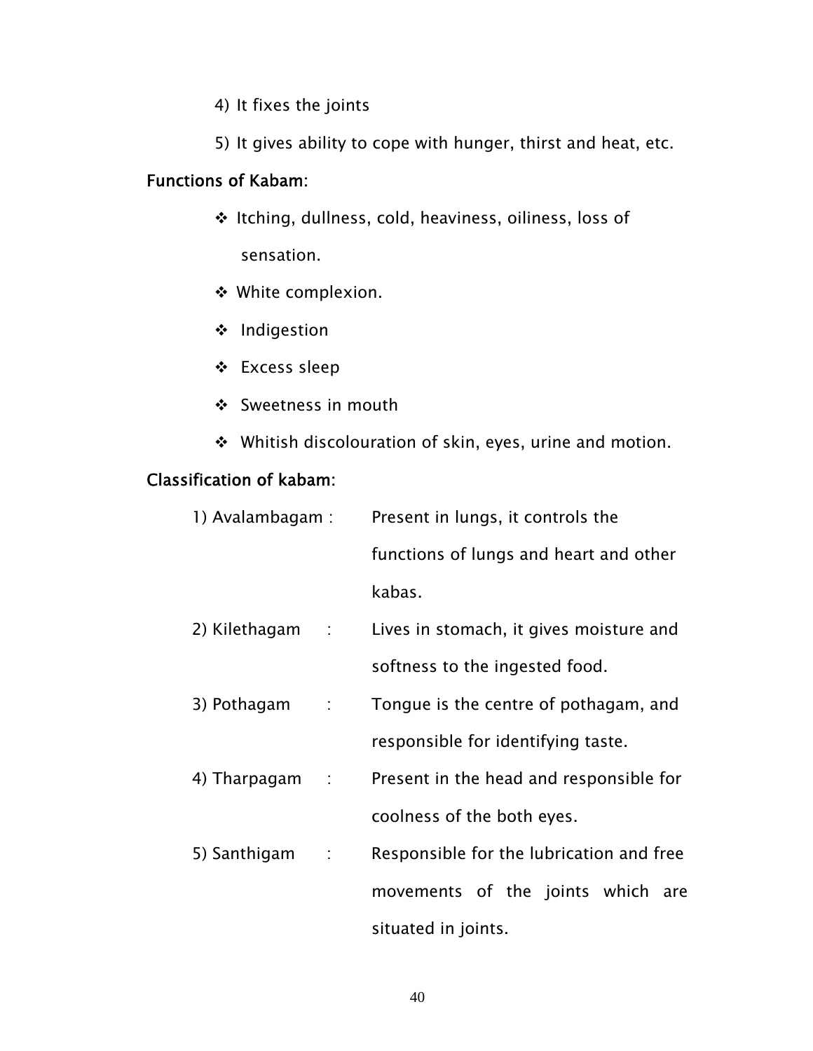4) It fixes the joints

5) It gives ability to cope with hunger, thirst and heat, etc.

**Functions of Kabam:**

- Itching, dullness, cold, heaviness, oiliness, loss of sensation.
- White complexion.
- Indigestion
- Excess sleep
- Sweetness in mouth
- Whitish discolouration of skin, eyes, urine and motion.

**Classification of kabam:**

1) Avalambagam : Present in lungs, it controls the functions of lungs and heart and other kabas.

2) Kilethagam : Lives in stomach, it gives moisture and softness to the ingested food.

3) Pothagam : Tongue is the centre of pothagam, and responsible for identifying taste.

4) Tharpagam : Present in the head and responsible for coolness of the both eyes.

5) Santhigam : Responsible for the lubrication and free movements of the joints which are situated in joints.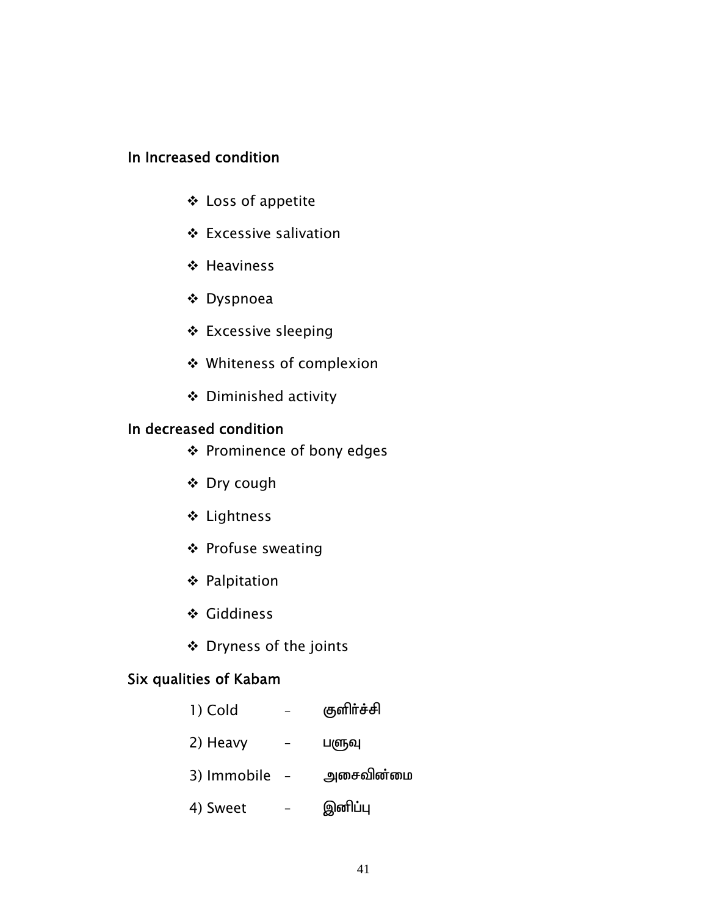### In Increased condition

- Loss of appetite
- Excessive salivation
- Heaviness
- Dyspnoea
- Excessive sleeping
- Whiteness of complexion
- Diminished activity

### In decreased condition

- Prominence of bony edges
- Dry cough
- Lightness
- Profuse sweating
- Palpitation
- Giddiness
- Dryness of the joints

### Six qualities of Kabam

1) Cold – குளிர்ச்சி
2) Heavy – பளுவு
3) Immobile – அசைவின்மை
4) Sweet – இனிப்பு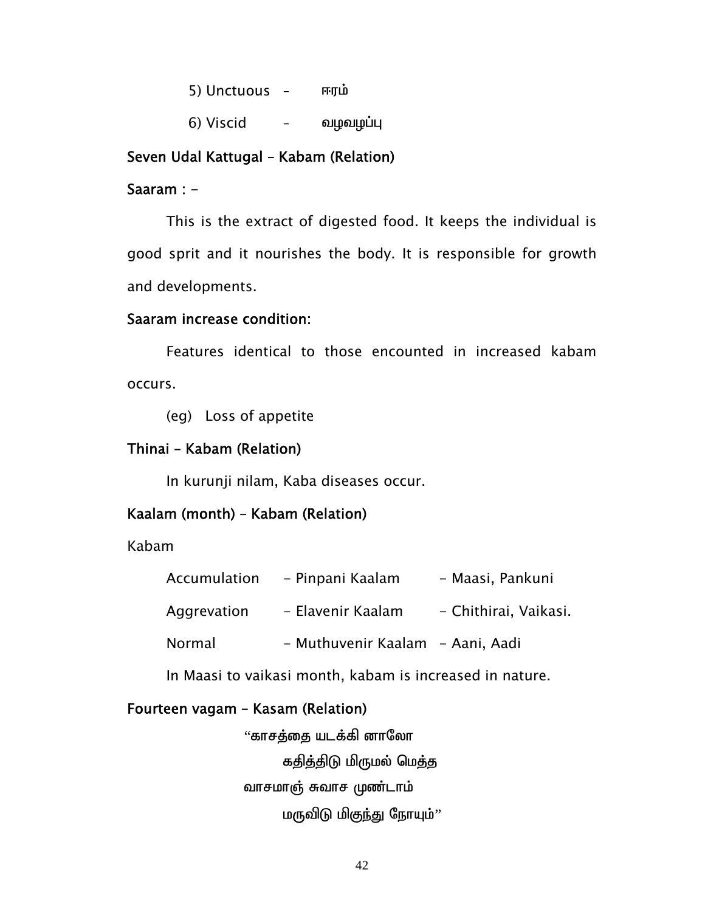5) Unctuous – ஈரம்

6) Viscid – வழவழப்பு

**Seven Udal Kattugal – Kabam (Relation)**

**Saaram : -**

This is the extract of digested food. It keeps the individual is good sprit and it nourishes the body. It is responsible for growth and developments.

**Saaram increase condition:**

Features identical to those encounted in increased kabam occurs.

(eg) Loss of appetite

**Thinai – Kabam (Relation)**

In kurunji nilam, Kaba diseases occur.

**Kaalam (month) – Kabam (Relation)**

Kabam

| | | |
|---|---|---|
| Accumulation | - Pinpani Kaalam | - Maasi, Pankuni |
| Aggrevation | - Elavenir Kaalam | - Chithirai, Vaikasi. |
| Normal | - Muthuvenir Kaalam | - Aani, Aadi |

In Maasi to vaikasi month, kabam is increased in nature.

**Fourteen vagam – Kasam (Relation)**

"காசத்தை யடக்கி னாலோ  
கதித்திடு மிருமல் மெத்த  
வாசமாஞ் சுவாச முண்டாம்  
மருவிடு மிகுந்து நோயும்"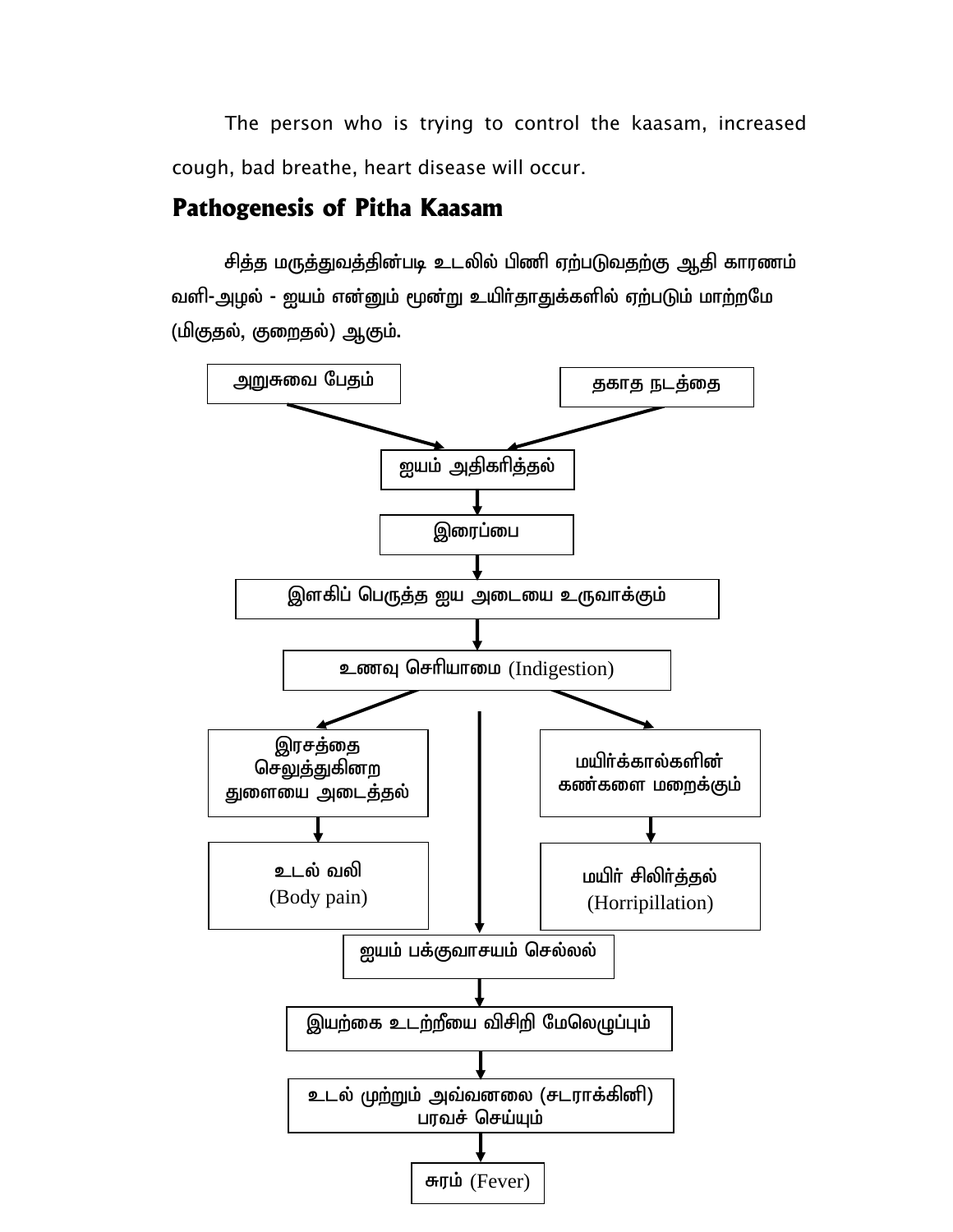The person who is trying to control the kaasam, increased cough, bad breathe, heart disease will occur.

## Pathogenesis of Pitha Kaasam

சித்த மருத்துவத்தின்படி உடலில் பிணி ஏற்படுவதற்கு ஆதி காரணம் வளி-அழல் - ஐயம் என்னும் மூன்று உயிர்தாதுக்களில் ஏற்படும் மாற்றமே (மிகுதல், குறைதல்) ஆகும்.

அறுசுவை பேதம் → ஐயம் அதிகரித்தல்

தகாத நடத்தை → ஐயம் அதிகரித்தல்

ஐயம் அதிகரித்தல்
↓
இரைப்பை
↓
இளகிப் பெருத்த ஐய அடையை உருவாக்கும்
↓
உணவு செரியாமை (Indigestion)

உணவு செரியாமை → இரசத்தை செலுத்துகினற துளையை அடைத்தல் → உடல் வலி (Body pain)

உணவு செரியாமை → மயிர்க்கால்களின் கணகளை மறைக்கும் → மயிர் சிலிர்த்தல் (Horripillation)

உணவு செரியாமை → ஐயம் பக்குவாசயம் செல்லல்

ஐயம் பக்குவாசயம் செல்லல்
↓
இயற்கை உடற்றீயை விசிறி மேலெழுப்பும்
↓
உடல் முற்றும் அவ்வனலை (சடராக்கினி) பரவச் செய்யும்
↓
சுரம் (Fever)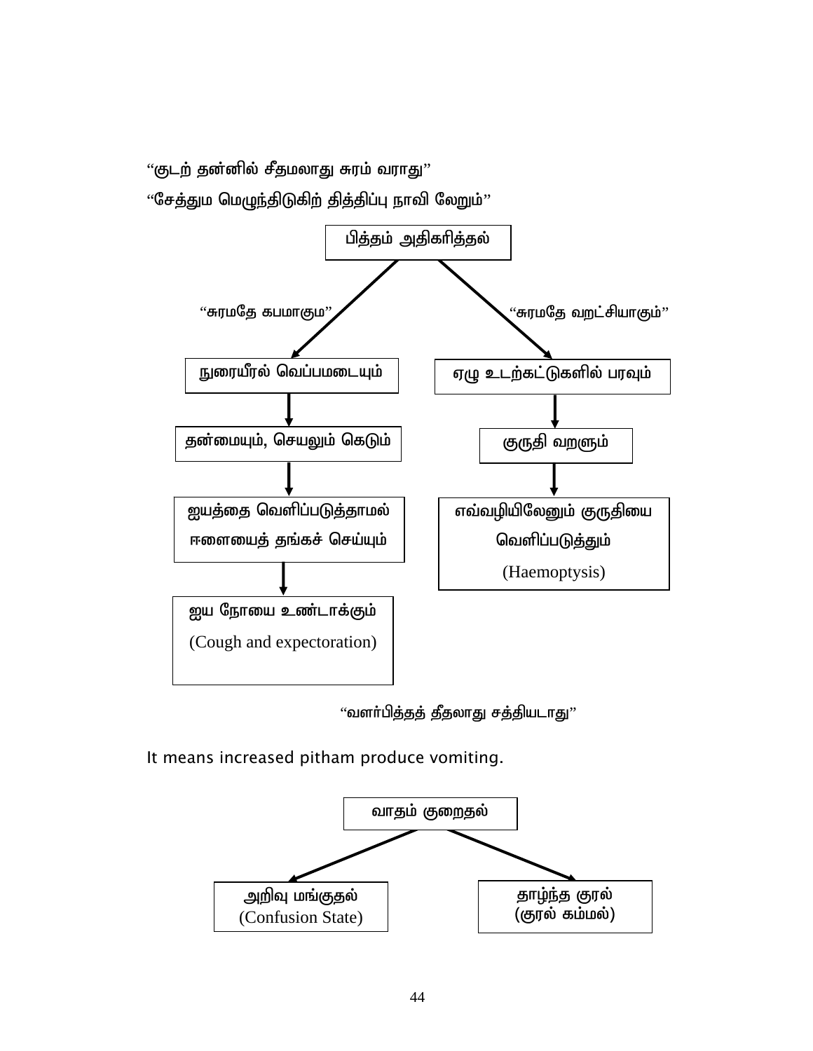"குடற் தன்னில் சீதமலாது சுரம் வராது"

"சேத்தும மெழுந்திடுகிற் தித்திப்பு நாவி லேறும்"

பித்தம் அதிகரித்தல்

"சுரமதே கபமாகும" → நுரையீரல் வெப்பமடையும் → தன்மையும், செயலும் கெடும் → ஐயத்தை வெளிப்படுத்தாமல் ஈளையைத் தங்கச் செய்யும் → ஐய நோயை உண்டாக்கும் (Cough and expectoration)

"சுரமதே வறட்சியாகும்" → ஏழு உடற்கட்டுகளில் பரவும் → குருதி வறளும் → எவ்வழியிலேனும் குருதியை வெளிப்படுத்தும் (Haemoptysis)

"வளர்பித்தத் தீதலாது சத்தியடாது"

It means increased pitham produce vomiting.

வாதம் குறைதல்

- அறிவு மங்குதல் (Confusion State)
- தாழ்ந்த குரல் (குரல் கம்மல்)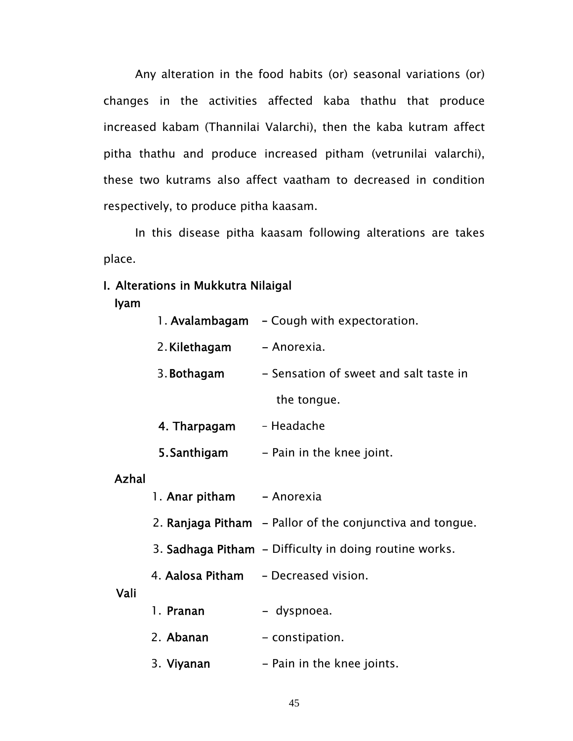Any alteration in the food habits (or) seasonal variations (or) changes in the activities affected kaba thathu that produce increased kabam (Thannilai Valarchi), then the kaba kutram affect pitha thathu and produce increased pitham (vetrunilai valarchi), these two kutrams also affect vaatham to decreased in condition respectively, to produce pitha kaasam.

In this disease pitha kaasam following alterations are takes place.

**I. Alterations in Mukkutra Nilaigal**

**Iyam**

1. **Avalambagam** – Cough with expectoration.
2. **Kilethagam** – Anorexia.
3. **Bothagam** – Sensation of sweet and salt taste in the tongue.
4. **Tharpagam** – Headache
5. **Santhigam** – Pain in the knee joint.

**Azhal**

1. **Anar pitham** – Anorexia
2. **Ranjaga Pitham** – Pallor of the conjunctiva and tongue.
3. **Sadhaga Pitham** – Difficulty in doing routine works.
4. **Aalosa Pitham** – Decreased vision.

**Vali**

1. **Pranan** – dyspnoea.
2. **Abanan** – constipation.
3. **Viyanan** – Pain in the knee joints.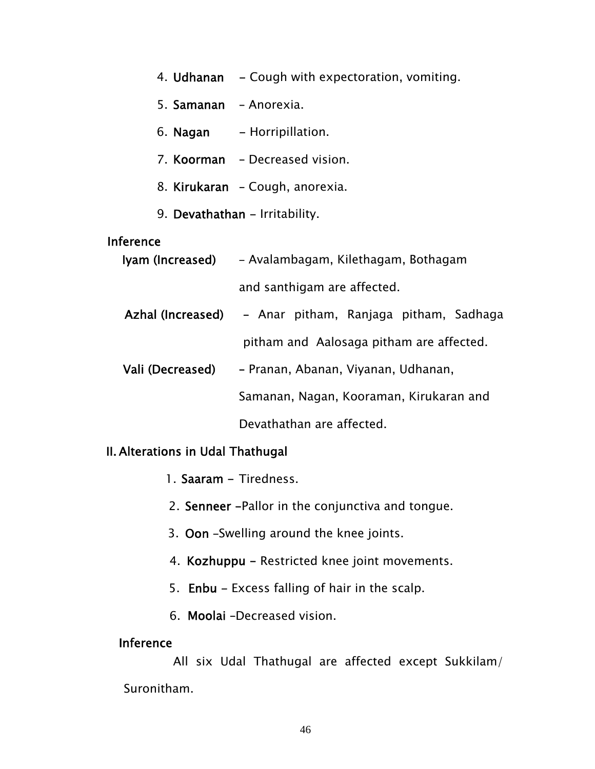4. **Udhanan** – Cough with expectoration, vomiting.
5. **Samanan** – Anorexia.
6. **Nagan** – Horripillation.
7. **Koorman** – Decreased vision.
8. **Kirukaran** – Cough, anorexia.
9. **Devathathan** – Irritability.

**Inference**

**Iyam (Increased)** – Avalambagam, Kilethagam, Bothagam and santhigam are affected.

**Azhal (Increased)** – Anar pitham, Ranjaga pitham, Sadhaga pitham and Aalosaga pitham are affected.

**Vali (Decreased)** – Pranan, Abanan, Viyanan, Udhanan, Samanan, Nagan, Kooraman, Kirukaran and Devathathan are affected.

**II. Alterations in Udal Thathugal**

1. **Saaram** - Tiredness.
2. **Senneer** -Pallor in the conjunctiva and tongue.
3. **Oon** –Swelling around the knee joints.
4. **Kozhuppu** - Restricted knee joint movements.
5. **Enbu** – Excess falling of hair in the scalp.
6. **Moolai** –Decreased vision.

**Inference**

All six Udal Thathugal are affected except Sukkilam/ Suronitham.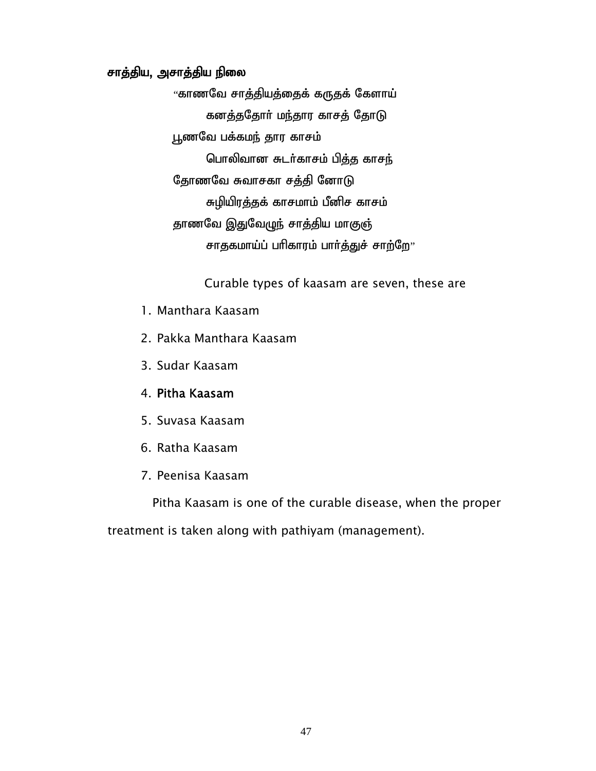**சாத்திய, அசாத்திய நிலை**

"காணவே சாத்தியத்தைக் கருதக் கேளாய்
கனத்ததோர் மந்தார காசத் தோடு
பூணவே பக்கமந் தார காசம்
பொலிவான சுடர்காசம் பித்த காசந்
தோணவே சுவாசகா சத்தி னோடு
சுழியிரத்தக் காசமாம் பீனிச காசம்
தாணவே இதுவேழுந் சாத்திய மாகுஞ்
சாதகமாய்ப் பரிகாரம் பார்த்துச் சாற்றே"

Curable types of kaasam are seven, these are

1. Manthara Kaasam
2. Pakka Manthara Kaasam
3. Sudar Kaasam
4. **Pitha Kaasam**
5. Suvasa Kaasam
6. Ratha Kaasam
7. Peenisa Kaasam

Pitha Kaasam is one of the curable disease, when the proper treatment is taken along with pathiyam (management).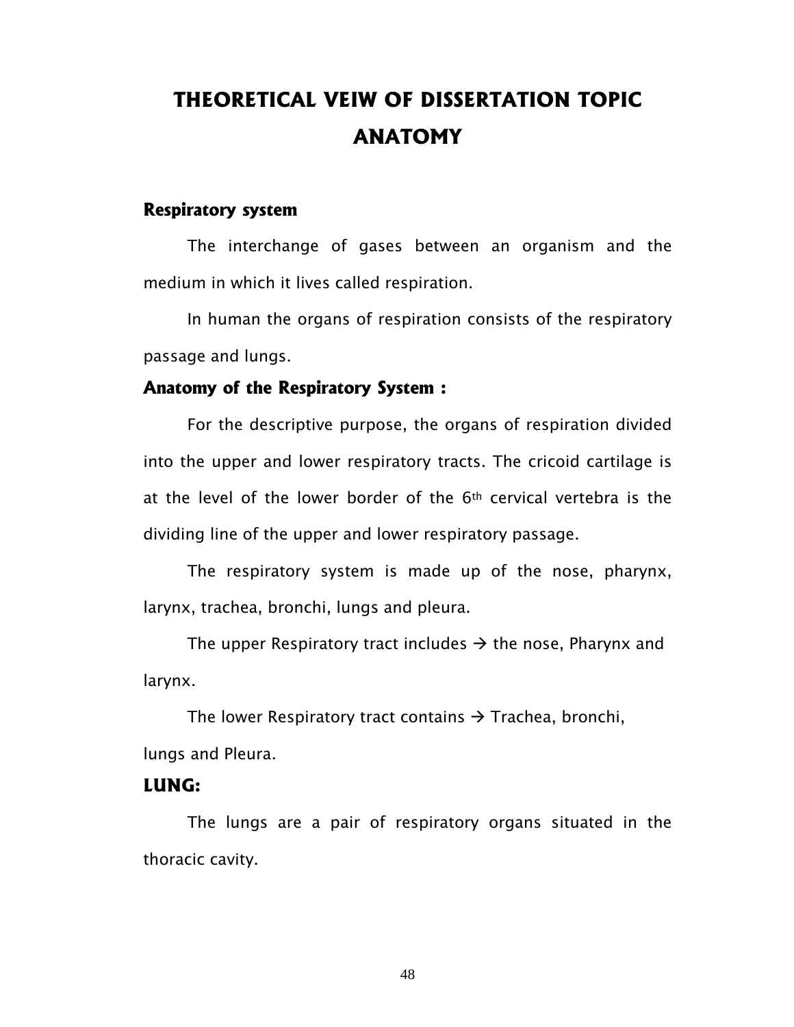# THEORETICAL VEIW OF DISSERTATION TOPIC ANATOMY

## Respiratory system

The interchange of gases between an organism and the medium in which it lives called respiration.

In human the organs of respiration consists of the respiratory passage and lungs.

## Anatomy of the Respiratory System :

For the descriptive purpose, the organs of respiration divided into the upper and lower respiratory tracts. The cricoid cartilage is at the level of the lower border of the $6^{th}$ cervical vertebra is the dividing line of the upper and lower respiratory passage.

The respiratory system is made up of the nose, pharynx, larynx, trachea, bronchi, lungs and pleura.

The upper Respiratory tract includes → the nose, Pharynx and larynx.

The lower Respiratory tract contains → Trachea, bronchi, lungs and Pleura.

## LUNG:

The lungs are a pair of respiratory organs situated in the thoracic cavity.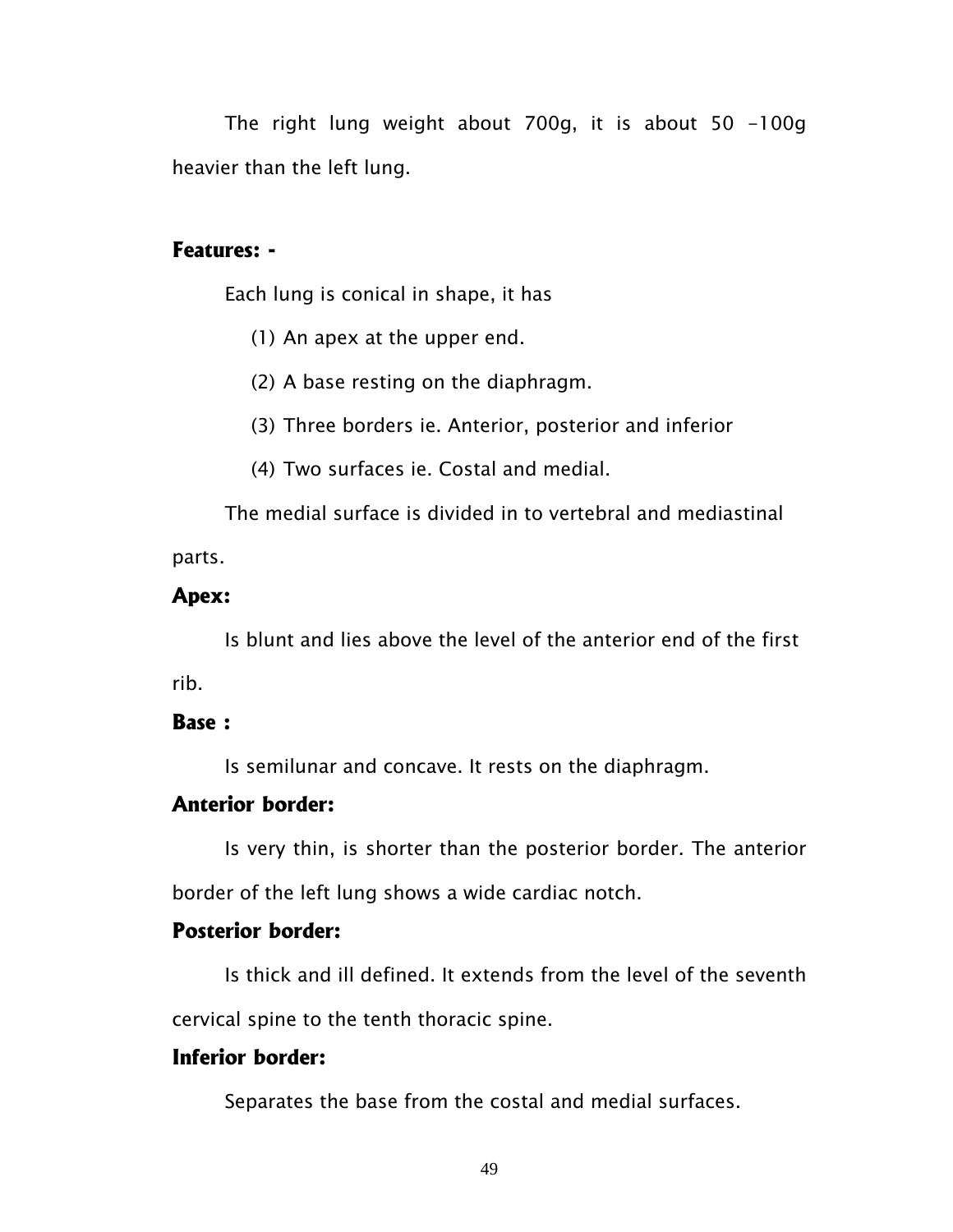The right lung weight about 700g, it is about 50 -100g heavier than the left lung.

### Features: -

Each lung is conical in shape, it has

(1) An apex at the upper end.

(2) A base resting on the diaphragm.

(3) Three borders ie. Anterior, posterior and inferior

(4) Two surfaces ie. Costal and medial.

The medial surface is divided in to vertebral and mediastinal parts.

### Apex:

Is blunt and lies above the level of the anterior end of the first rib.

### Base :

Is semilunar and concave. It rests on the diaphragm.

### Anterior border:

Is very thin, is shorter than the posterior border. The anterior border of the left lung shows a wide cardiac notch.

### Posterior border:

Is thick and ill defined. It extends from the level of the seventh cervical spine to the tenth thoracic spine.

### Inferior border:

Separates the base from the costal and medial surfaces.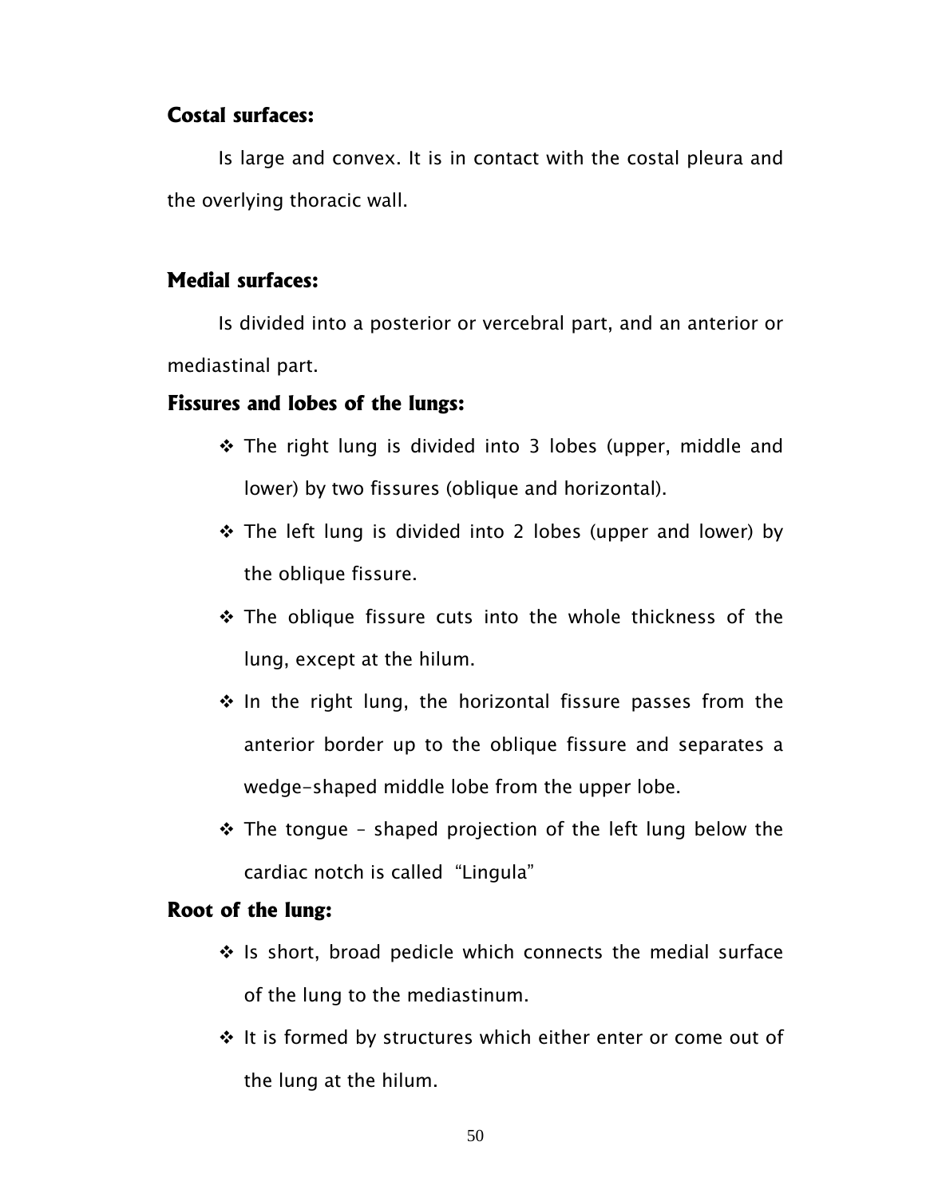### Costal surfaces:

Is large and convex. It is in contact with the costal pleura and the overlying thoracic wall.

### Medial surfaces:

Is divided into a posterior or vercebral part, and an anterior or mediastinal part.

### Fissures and lobes of the lungs:

- The right lung is divided into 3 lobes (upper, middle and lower) by two fissures (oblique and horizontal).
- The left lung is divided into 2 lobes (upper and lower) by the oblique fissure.
- The oblique fissure cuts into the whole thickness of the lung, except at the hilum.
- In the right lung, the horizontal fissure passes from the anterior border up to the oblique fissure and separates a wedge-shaped middle lobe from the upper lobe.
- The tongue – shaped projection of the left lung below the cardiac notch is called "Lingula"

### Root of the lung:

- Is short, broad pedicle which connects the medial surface of the lung to the mediastinum.
- It is formed by structures which either enter or come out of the lung at the hilum.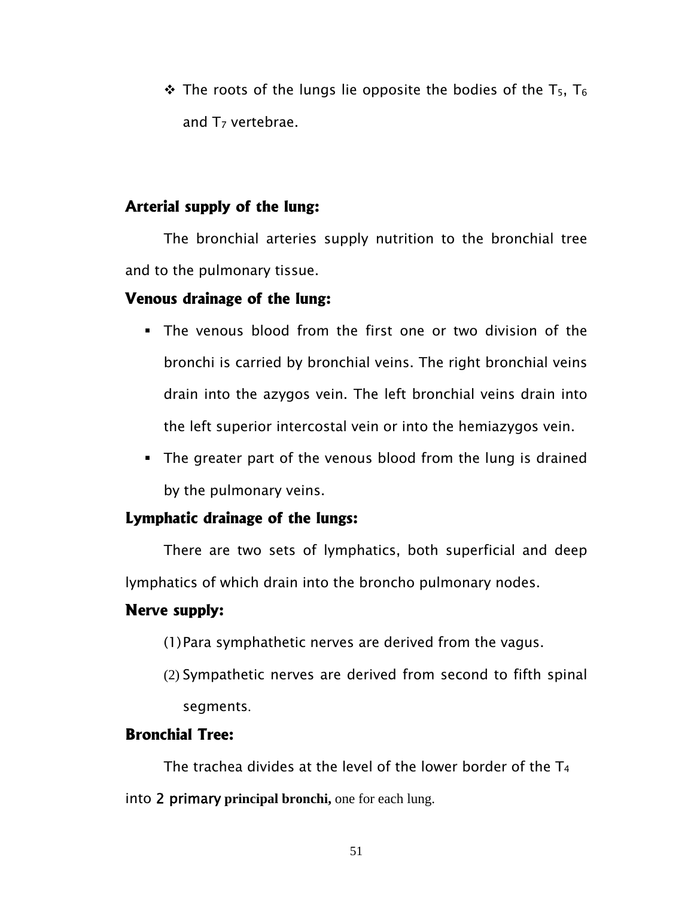- The roots of the lungs lie opposite the bodies of the $T_5$, $T_6$ and $T_7$ vertebrae.

### Arterial supply of the lung:

The bronchial arteries supply nutrition to the bronchial tree and to the pulmonary tissue.

### Venous drainage of the lung:

- The venous blood from the first one or two division of the bronchi is carried by bronchial veins. The right bronchial veins drain into the azygos vein. The left bronchial veins drain into the left superior intercostal vein or into the hemiazygos vein.
- The greater part of the venous blood from the lung is drained by the pulmonary veins.

### Lymphatic drainage of the lungs:

There are two sets of lymphatics, both superficial and deep lymphatics of which drain into the broncho pulmonary nodes.

### Nerve supply:

(1) Para symphathetic nerves are derived from the vagus.

(2) Sympathetic nerves are derived from second to fifth spinal segments.

### Bronchial Tree:

The trachea divides at the level of the lower border of the $T_4$ into 2 primary **principal bronchi,** one for each lung.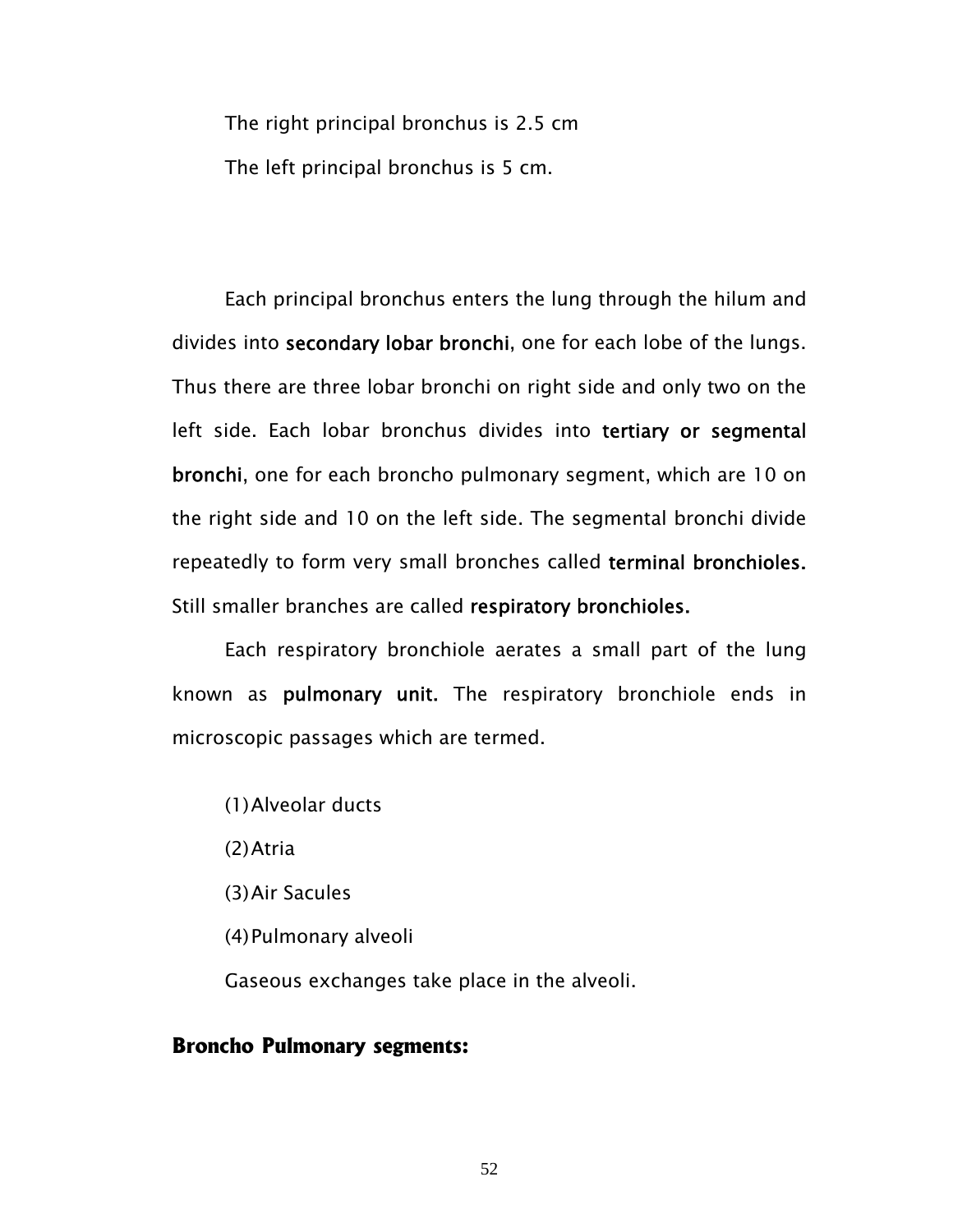The right principal bronchus is 2.5 cm

The left principal bronchus is 5 cm.

Each principal bronchus enters the lung through the hilum and divides into **secondary lobar bronchi**, one for each lobe of the lungs. Thus there are three lobar bronchi on right side and only two on the left side. Each lobar bronchus divides into **tertiary or segmental bronchi**, one for each broncho pulmonary segment, which are 10 on the right side and 10 on the left side. The segmental bronchi divide repeatedly to form very small bronches called **terminal bronchioles.** Still smaller branches are called **respiratory bronchioles.**

Each respiratory bronchiole aerates a small part of the lung known as **pulmonary unit.** The respiratory bronchiole ends in microscopic passages which are termed.

(1) Alveolar ducts

(2) Atria

(3) Air Sacules

(4) Pulmonary alveoli

Gaseous exchanges take place in the alveoli.

## Broncho Pulmonary segments: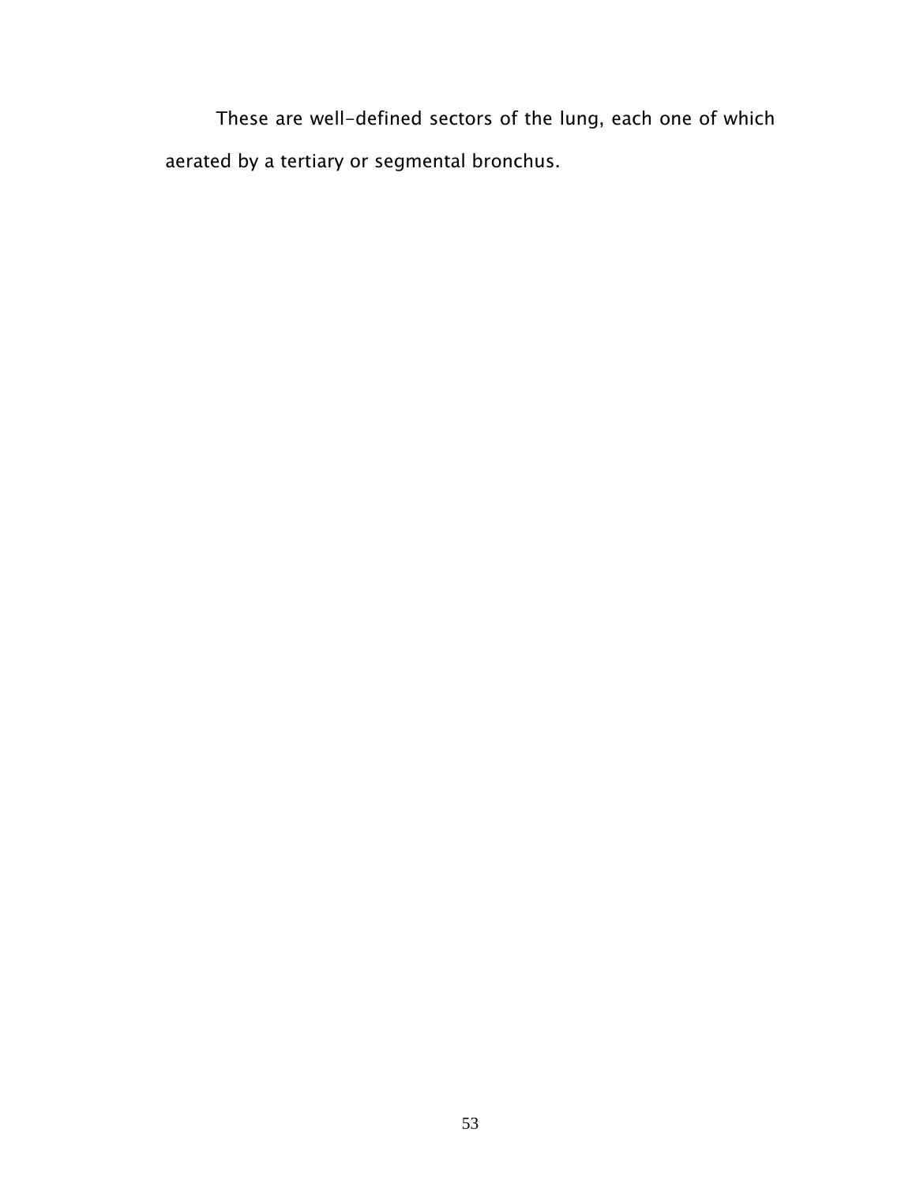These are well-defined sectors of the lung, each one of which aerated by a tertiary or segmental bronchus.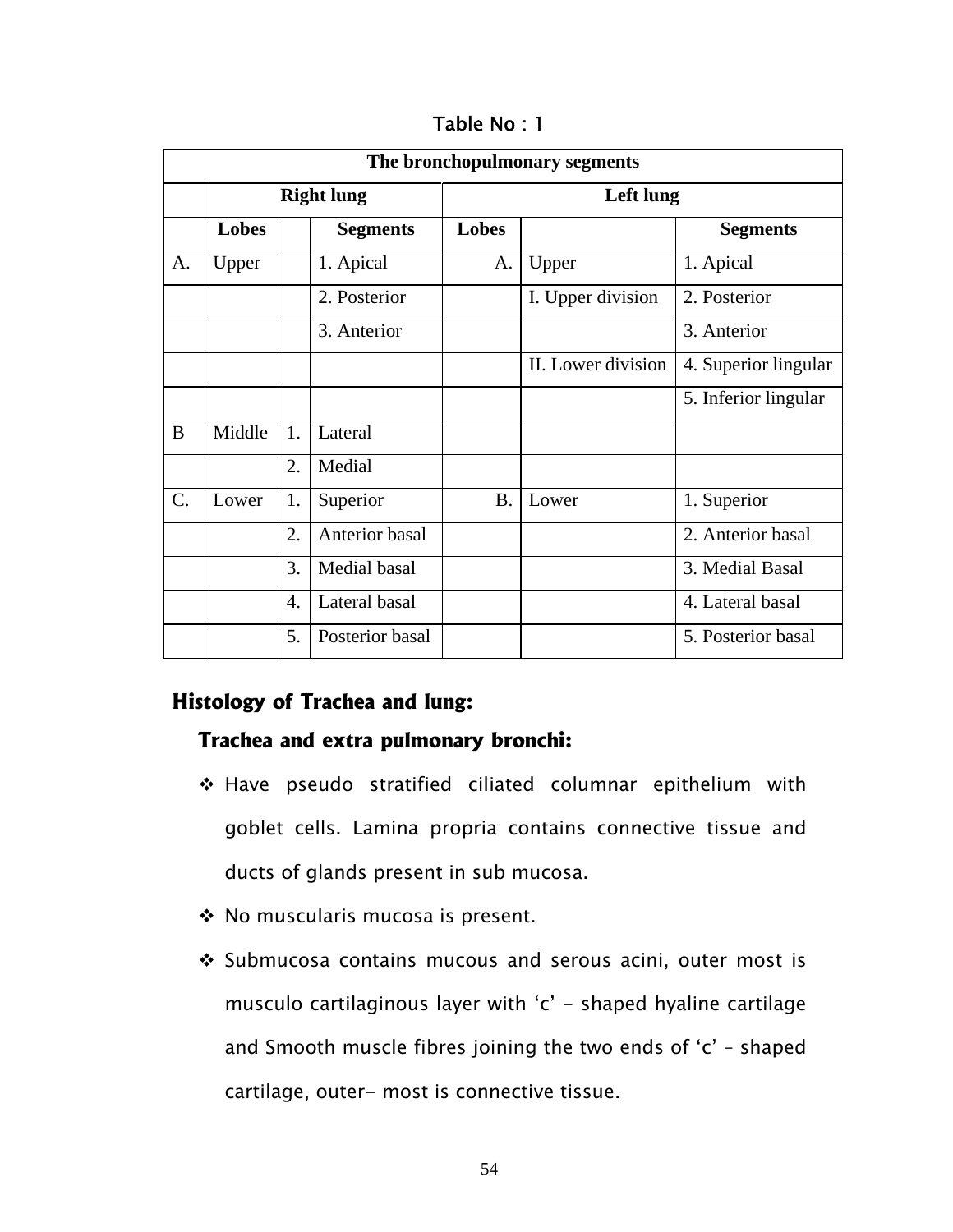Table No : 1

| The bronchopulmonary segments | | | | | | |
|---|---|---|---|---|---|---|
| | Right lung | | | Left lung | | |
| | Lobes | | Segments | Lobes | | Segments |
| A. | Upper | | 1. Apical | A. | Upper | 1. Apical |
| | | | 2. Posterior | | I. Upper division | 2. Posterior |
| | | | 3. Anterior | | | 3. Anterior |
| | | | | | II. Lower division | 4. Superior lingular |
| | | | | | | 5. Inferior lingular |
| B | Middle | 1. | Lateral | | | |
| | | 2. | Medial | | | |
| C. | Lower | 1. | Superior | B. | Lower | 1. Superior |
| | | 2. | Anterior basal | | | 2. Anterior basal |
| | | 3. | Medial basal | | | 3. Medial Basal |
| | | 4. | Lateral basal | | | 4. Lateral basal |
| | | 5. | Posterior basal | | | 5. Posterior basal |

## Histology of Trachea and lung:

### Trachea and extra pulmonary bronchi:

- Have pseudo stratified ciliated columnar epithelium with goblet cells. Lamina propria contains connective tissue and ducts of glands present in sub mucosa.
- No muscularis mucosa is present.
- Submucosa contains mucous and serous acini, outer most is musculo cartilaginous layer with 'c' - shaped hyaline cartilage and Smooth muscle fibres joining the two ends of 'c' – shaped cartilage, outer- most is connective tissue.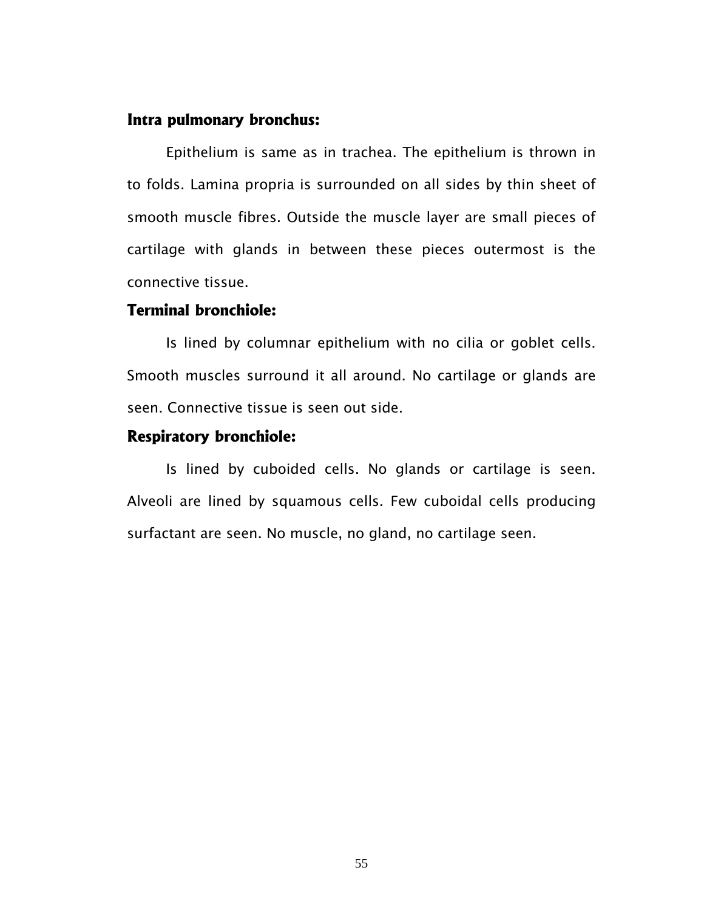### Intra pulmonary bronchus:

Epithelium is same as in trachea. The epithelium is thrown in to folds. Lamina propria is surrounded on all sides by thin sheet of smooth muscle fibres. Outside the muscle layer are small pieces of cartilage with glands in between these pieces outermost is the connective tissue.

### Terminal bronchiole:

Is lined by columnar epithelium with no cilia or goblet cells. Smooth muscles surround it all around. No cartilage or glands are seen. Connective tissue is seen out side.

### Respiratory bronchiole:

Is lined by cuboided cells. No glands or cartilage is seen. Alveoli are lined by squamous cells. Few cuboidal cells producing surfactant are seen. No muscle, no gland, no cartilage seen.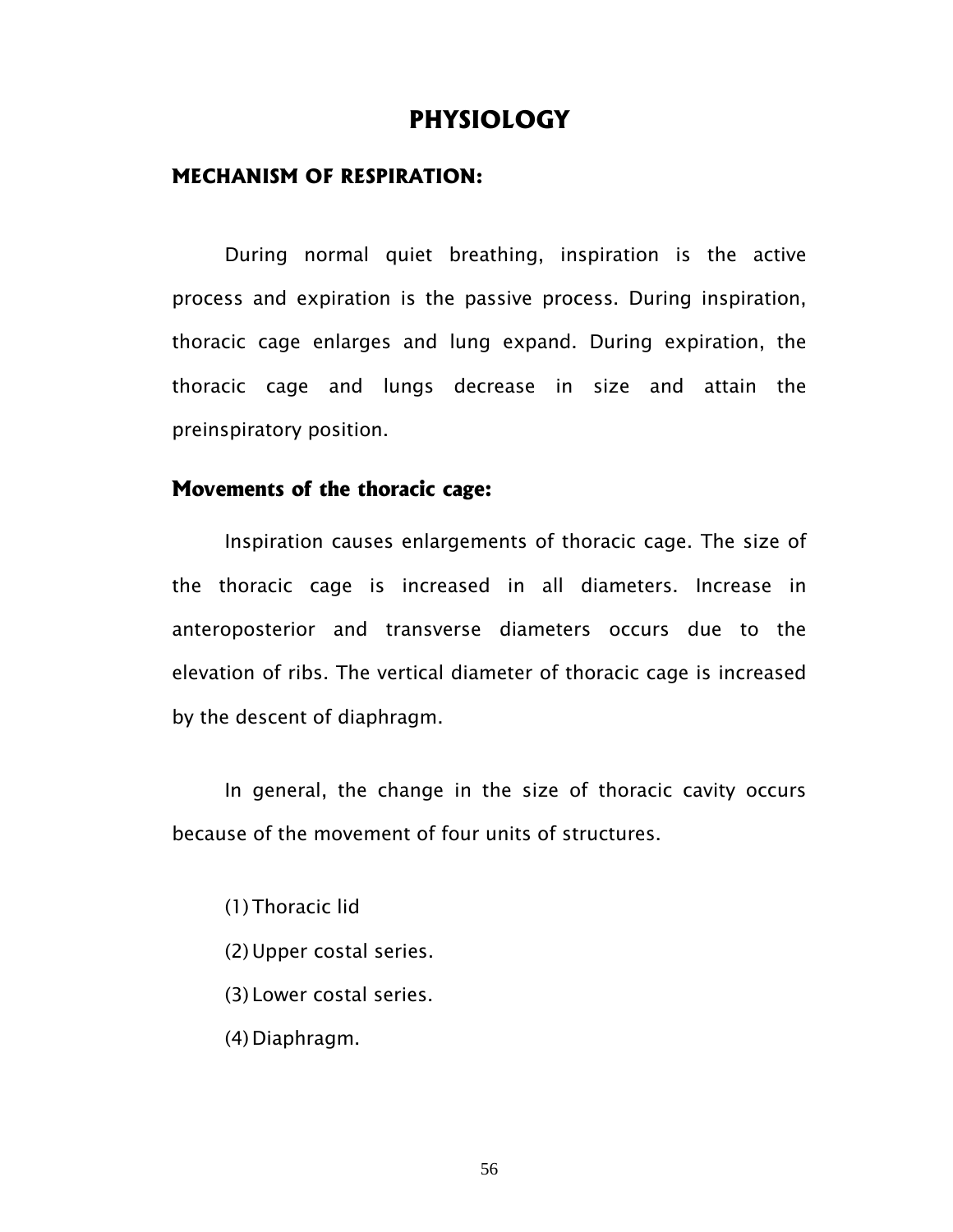# PHYSIOLOGY

## MECHANISM OF RESPIRATION:

During normal quiet breathing, inspiration is the active process and expiration is the passive process. During inspiration, thoracic cage enlarges and lung expand. During expiration, the thoracic cage and lungs decrease in size and attain the preinspiratory position.

### Movements of the thoracic cage:

Inspiration causes enlargements of thoracic cage. The size of the thoracic cage is increased in all diameters. Increase in anteroposterior and transverse diameters occurs due to the elevation of ribs. The vertical diameter of thoracic cage is increased by the descent of diaphragm.

In general, the change in the size of thoracic cavity occurs because of the movement of four units of structures.

(1) Thoracic lid

(2) Upper costal series.

(3) Lower costal series.

(4) Diaphragm.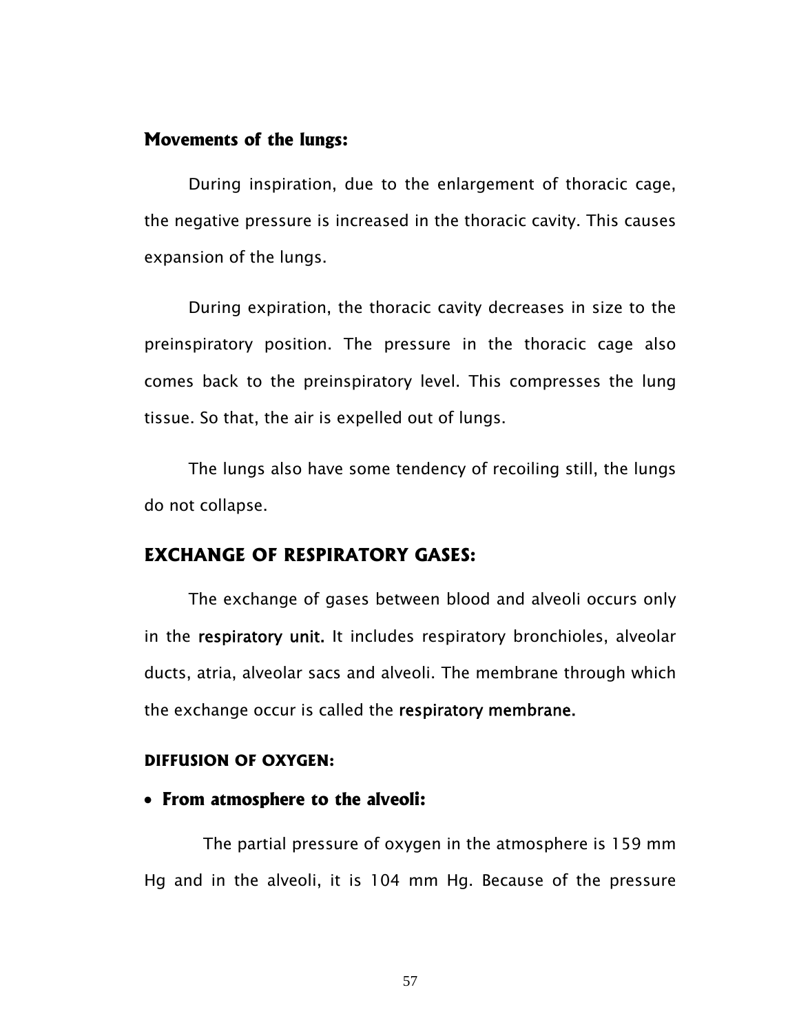## Movements of the lungs:

During inspiration, due to the enlargement of thoracic cage, the negative pressure is increased in the thoracic cavity. This causes expansion of the lungs.

During expiration, the thoracic cavity decreases in size to the preinspiratory position. The pressure in the thoracic cage also comes back to the preinspiratory level. This compresses the lung tissue. So that, the air is expelled out of lungs.

The lungs also have some tendency of recoiling still, the lungs do not collapse.

## EXCHANGE OF RESPIRATORY GASES:

The exchange of gases between blood and alveoli occurs only in the **respiratory unit.** It includes respiratory bronchioles, alveolar ducts, atria, alveolar sacs and alveoli. The membrane through which the exchange occur is called the **respiratory membrane.**

### DIFFUSION OF OXYGEN:

- **From atmosphere to the alveoli:**

The partial pressure of oxygen in the atmosphere is 159 mm Hg and in the alveoli, it is 104 mm Hg. Because of the pressure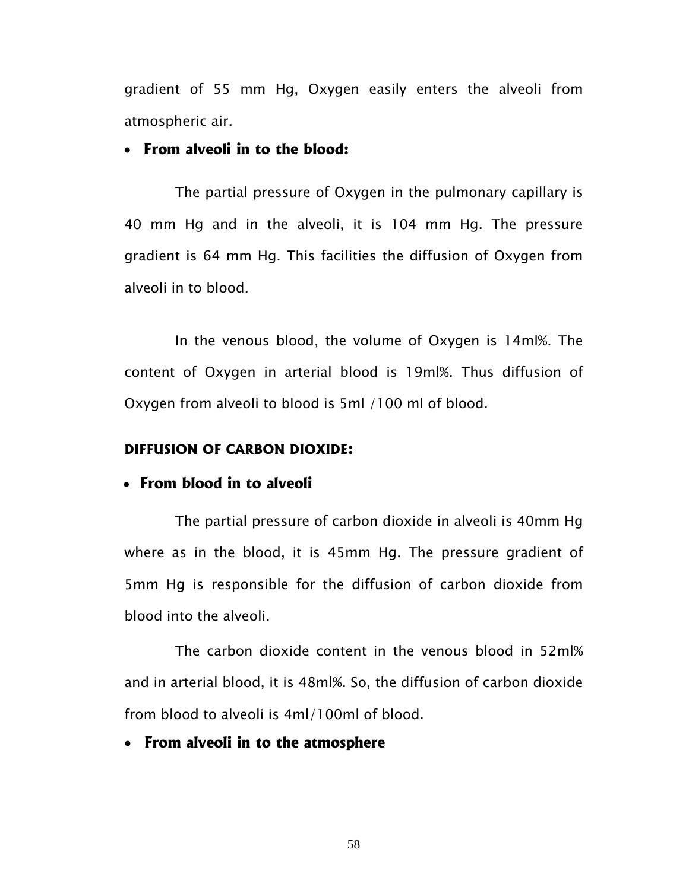gradient of 55 mm Hg, Oxygen easily enters the alveoli from atmospheric air.

- **From alveoli in to the blood:**

The partial pressure of Oxygen in the pulmonary capillary is 40 mm Hg and in the alveoli, it is 104 mm Hg. The pressure gradient is 64 mm Hg. This facilities the diffusion of Oxygen from alveoli in to blood.

In the venous blood, the volume of Oxygen is 14ml%. The content of Oxygen in arterial blood is 19ml%. Thus diffusion of Oxygen from alveoli to blood is 5ml /100 ml of blood.

**DIFFUSION OF CARBON DIOXIDE:**

- **From blood in to alveoli**

The partial pressure of carbon dioxide in alveoli is 40mm Hg where as in the blood, it is 45mm Hg. The pressure gradient of 5mm Hg is responsible for the diffusion of carbon dioxide from blood into the alveoli.

The carbon dioxide content in the venous blood in 52ml% and in arterial blood, it is 48ml%. So, the diffusion of carbon dioxide from blood to alveoli is 4ml/100ml of blood.

- **From alveoli in to the atmosphere**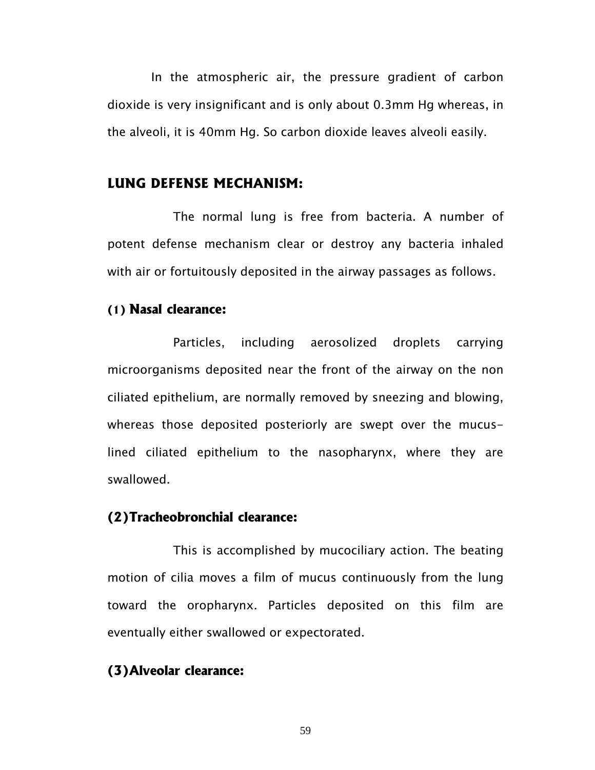In the atmospheric air, the pressure gradient of carbon dioxide is very insignificant and is only about 0.3mm Hg whereas, in the alveoli, it is 40mm Hg. So carbon dioxide leaves alveoli easily.

## LUNG DEFENSE MECHANISM:

The normal lung is free from bacteria. A number of potent defense mechanism clear or destroy any bacteria inhaled with air or fortuitously deposited in the airway passages as follows.

### (1) Nasal clearance:

Particles, including aerosolized droplets carrying microorganisms deposited near the front of the airway on the non ciliated epithelium, are normally removed by sneezing and blowing, whereas those deposited posteriorly are swept over the mucus-lined ciliated epithelium to the nasopharynx, where they are swallowed.

### (2) Tracheobronchial clearance:

This is accomplished by mucociliary action. The beating motion of cilia moves a film of mucus continuously from the lung toward the oropharynx. Particles deposited on this film are eventually either swallowed or expectorated.

### (3) Alveolar clearance: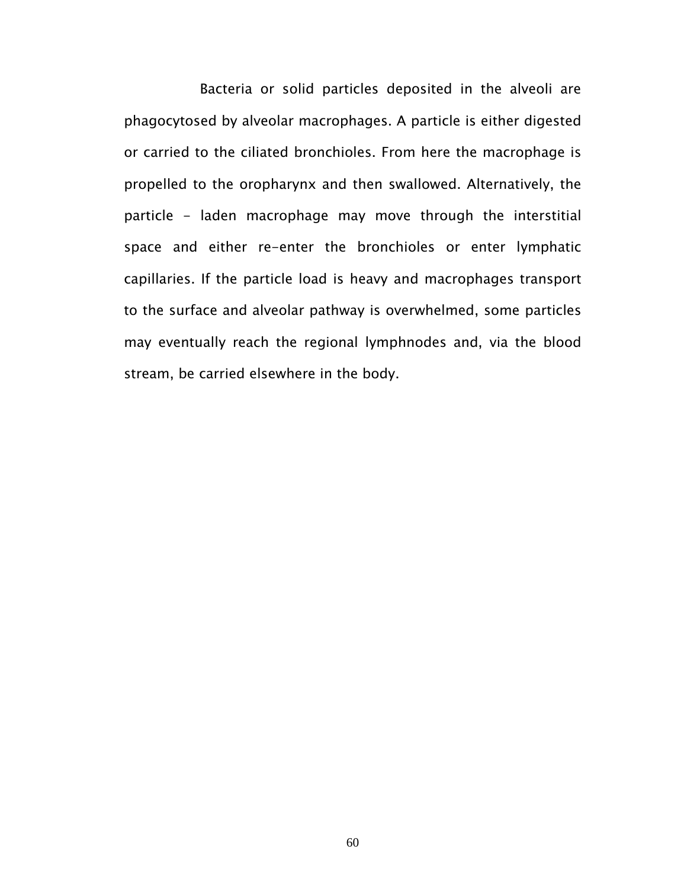Bacteria or solid particles deposited in the alveoli are phagocytosed by alveolar macrophages. A particle is either digested or carried to the ciliated bronchioles. From here the macrophage is propelled to the oropharynx and then swallowed. Alternatively, the particle - laden macrophage may move through the interstitial space and either re-enter the bronchioles or enter lymphatic capillaries. If the particle load is heavy and macrophages transport to the surface and alveolar pathway is overwhelmed, some particles may eventually reach the regional lymphnodes and, via the blood stream, be carried elsewhere in the body.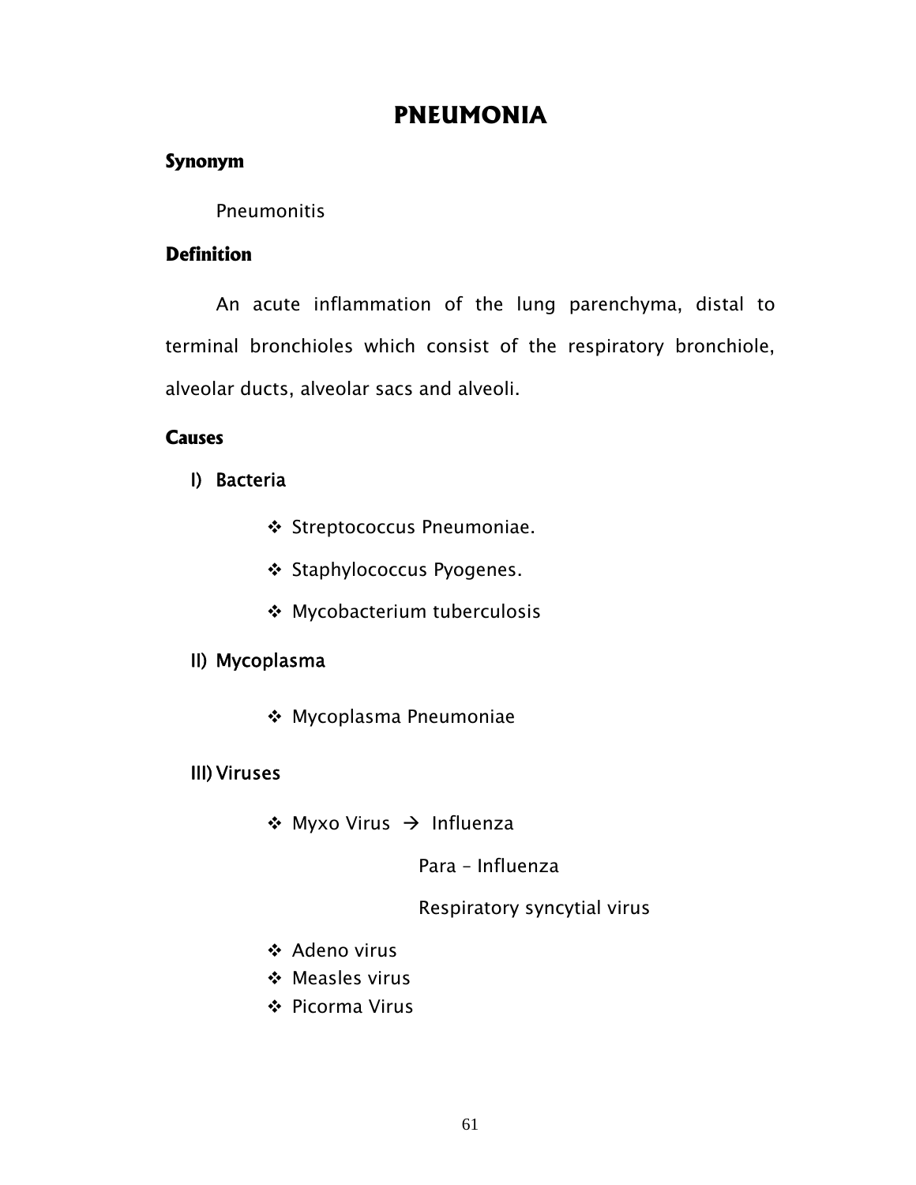# PNEUMONIA

## Synonym

Pneumonitis

## Definition

An acute inflammation of the lung parenchyma, distal to terminal bronchioles which consist of the respiratory bronchiole, alveolar ducts, alveolar sacs and alveoli.

## Causes

### I) Bacteria

- ❖ Streptococcus Pneumoniae.
- ❖ Staphylococcus Pyogenes.
- ❖ Mycobacterium tuberculosis

### II) Mycoplasma

- ❖ Mycoplasma Pneumoniae

### III) Viruses

- ❖ Myxo Virus → Influenza
  - Para – Influenza
  - Respiratory syncytial virus
- ❖ Adeno virus
- ❖ Measles virus
- ❖ Picorma Virus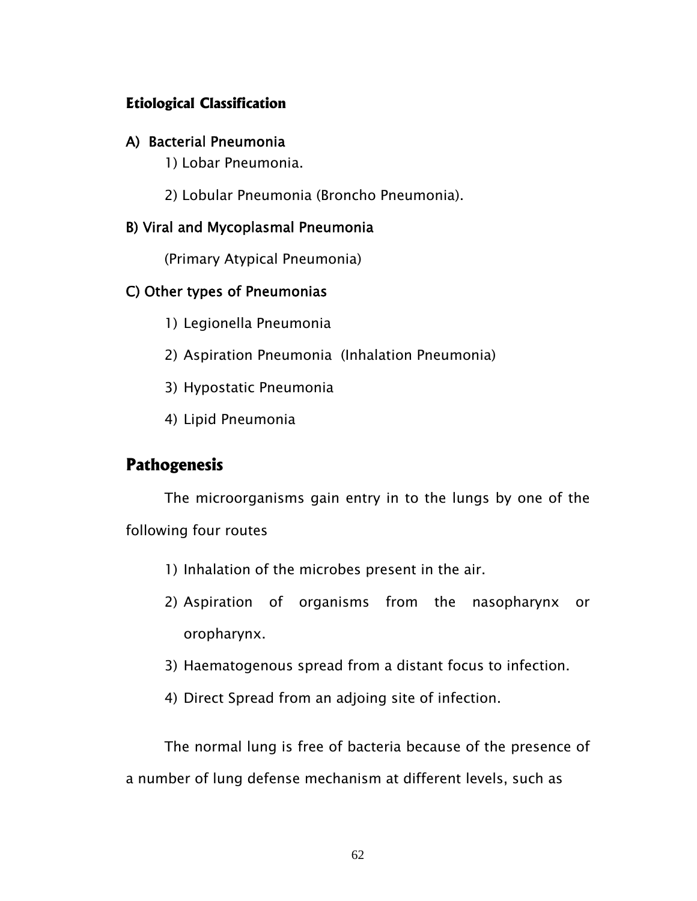### Etiological Classification

**A) Bacterial Pneumonia**

1) Lobar Pneumonia.
2) Lobular Pneumonia (Broncho Pneumonia).

**B) Viral and Mycoplasmal Pneumonia**

(Primary Atypical Pneumonia)

**C) Other types of Pneumonias**

1) Legionella Pneumonia
2) Aspiration Pneumonia (Inhalation Pneumonia)
3) Hypostatic Pneumonia
4) Lipid Pneumonia

## Pathogenesis

The microorganisms gain entry in to the lungs by one of the following four routes

1) Inhalation of the microbes present in the air.
2) Aspiration of organisms from the nasopharynx or oropharynx.
3) Haematogenous spread from a distant focus to infection.
4) Direct Spread from an adjoing site of infection.

The normal lung is free of bacteria because of the presence of a number of lung defense mechanism at different levels, such as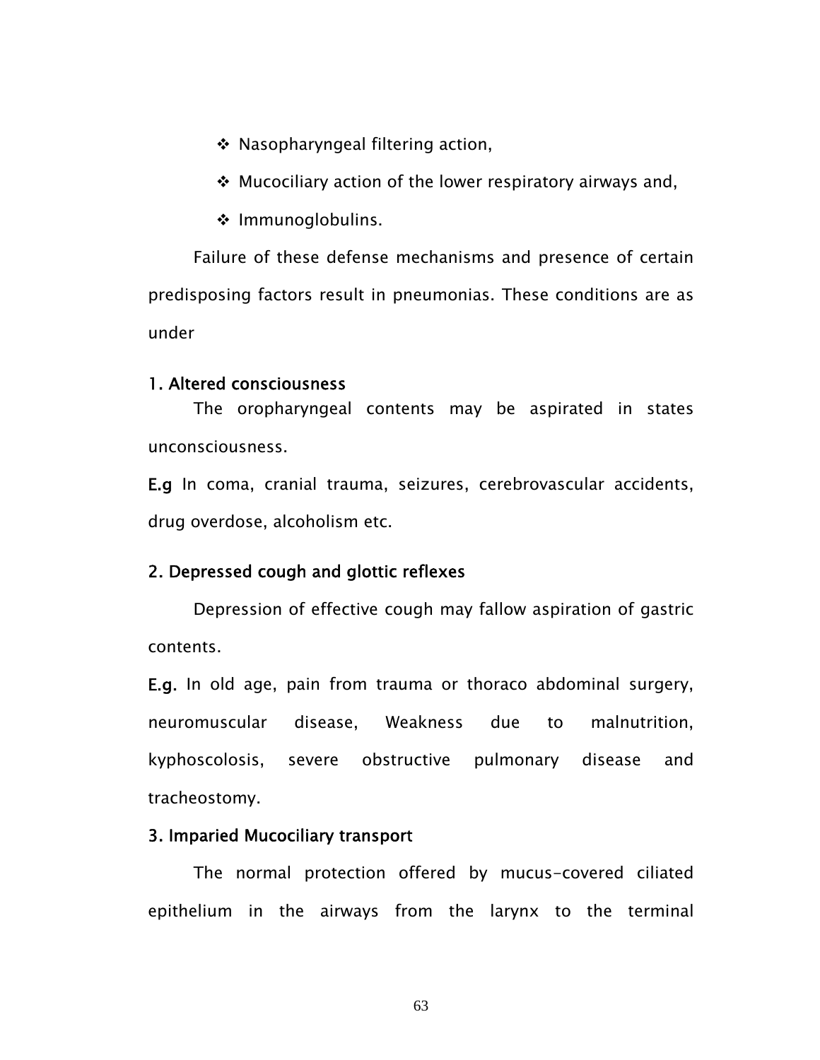- Nasopharyngeal filtering action,
- Mucociliary action of the lower respiratory airways and,
- Immunoglobulins.

Failure of these defense mechanisms and presence of certain predisposing factors result in pneumonias. These conditions are as under

**1. Altered consciousness**

The oropharyngeal contents may be aspirated in states unconsciousness.

**E.g** In coma, cranial trauma, seizures, cerebrovascular accidents, drug overdose, alcoholism etc.

**2. Depressed cough and glottic reflexes**

Depression of effective cough may fallow aspiration of gastric contents.

**E.g.** In old age, pain from trauma or thoraco abdominal surgery, neuromuscular disease, Weakness due to malnutrition, kyphoscolosis, severe obstructive pulmonary disease and tracheostomy.

**3. Imparied Mucociliary transport**

The normal protection offered by mucus-covered ciliated epithelium in the airways from the larynx to the terminal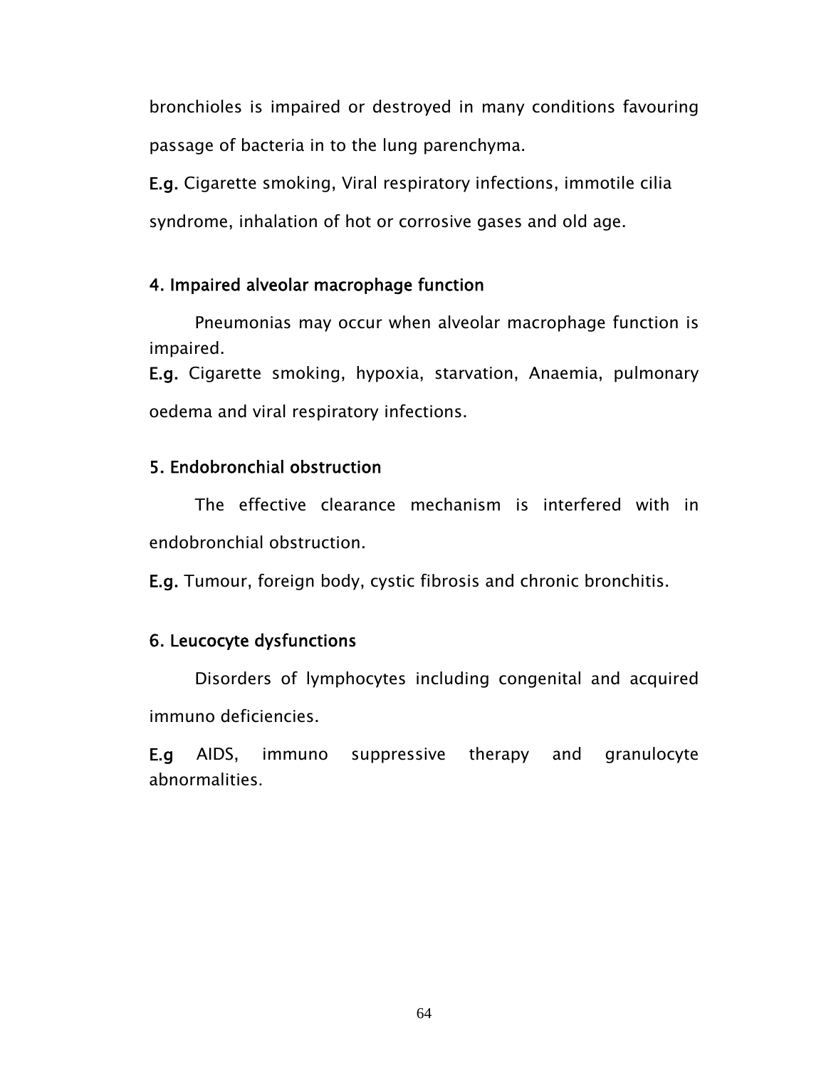bronchioles is impaired or destroyed in many conditions favouring passage of bacteria in to the lung parenchyma.

**E.g.** Cigarette smoking, Viral respiratory infections, immotile cilia syndrome, inhalation of hot or corrosive gases and old age.

**4. Impaired alveolar macrophage function**

Pneumonias may occur when alveolar macrophage function is impaired.

**E.g.** Cigarette smoking, hypoxia, starvation, Anaemia, pulmonary oedema and viral respiratory infections.

**5. Endobronchial obstruction**

The effective clearance mechanism is interfered with in endobronchial obstruction.

**E.g.** Tumour, foreign body, cystic fibrosis and chronic bronchitis.

**6. Leucocyte dysfunctions**

Disorders of lymphocytes including congenital and acquired immuno deficiencies.

**E.g** AIDS, immuno suppressive therapy and granulocyte abnormalities.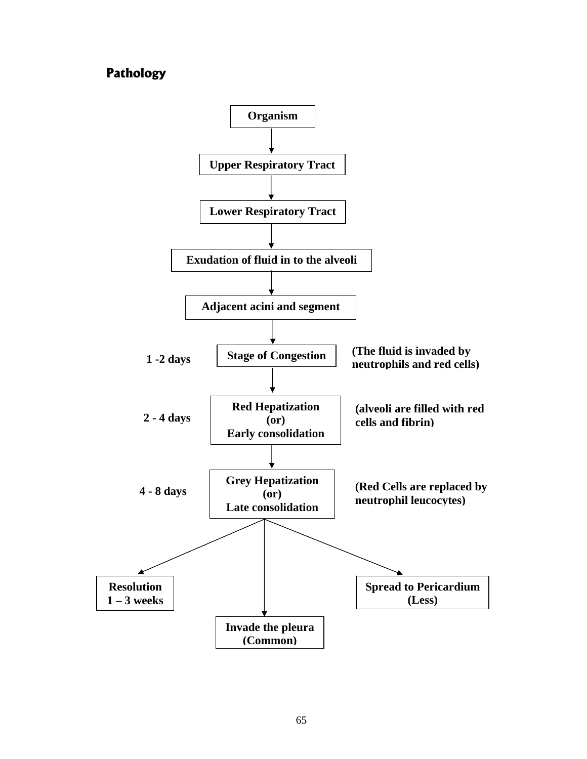## Pathology

**Organism**

↓

**Upper Respiratory Tract**

↓

**Lower Respiratory Tract**

↓

**Exudation of fluid in to the alveoli**

↓

**Adjacent acini and segment**

↓

**1 -2 days** — **Stage of Congestion** — **(The fluid is invaded by neutrophils and red cells)**

↓

**2 - 4 days** — **Red Hepatization (or) Early consolidation** — **(alveoli are filled with red cells and fibrin)**

↓

**4 - 8 days** — **Grey Hepatization (or) Late consolidation** — **(Red Cells are replaced by neutrophil leucocytes)**

↓

- **Resolution 1 – 3 weeks**
- **Invade the pleura (Common)**
- **Spread to Pericardium (Less)**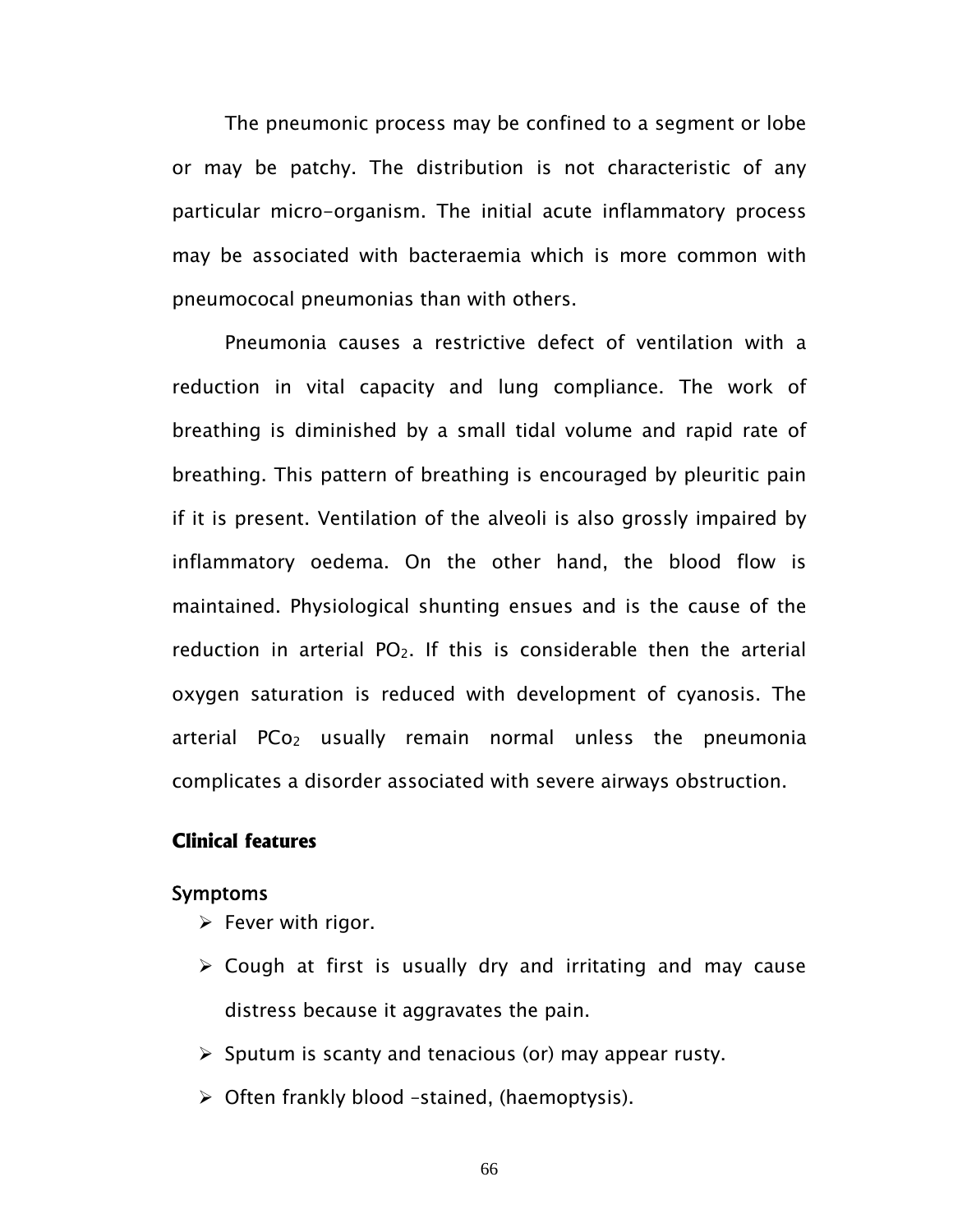The pneumonic process may be confined to a segment or lobe or may be patchy. The distribution is not characteristic of any particular micro-organism. The initial acute inflammatory process may be associated with bacteraemia which is more common with pneumococal pneumonias than with others.

Pneumonia causes a restrictive defect of ventilation with a reduction in vital capacity and lung compliance. The work of breathing is diminished by a small tidal volume and rapid rate of breathing. This pattern of breathing is encouraged by pleuritic pain if it is present. Ventilation of the alveoli is also grossly impaired by inflammatory oedema. On the other hand, the blood flow is maintained. Physiological shunting ensues and is the cause of the reduction in arterial $PO_2$. If this is considerable then the arterial oxygen saturation is reduced with development of cyanosis. The arterial $PCo_2$ usually remain normal unless the pneumonia complicates a disorder associated with severe airways obstruction.

## Clinical features

### Symptoms

- Fever with rigor.
- Cough at first is usually dry and irritating and may cause distress because it aggravates the pain.
- Sputum is scanty and tenacious (or) may appear rusty.
- Often frankly blood –stained, (haemoptysis).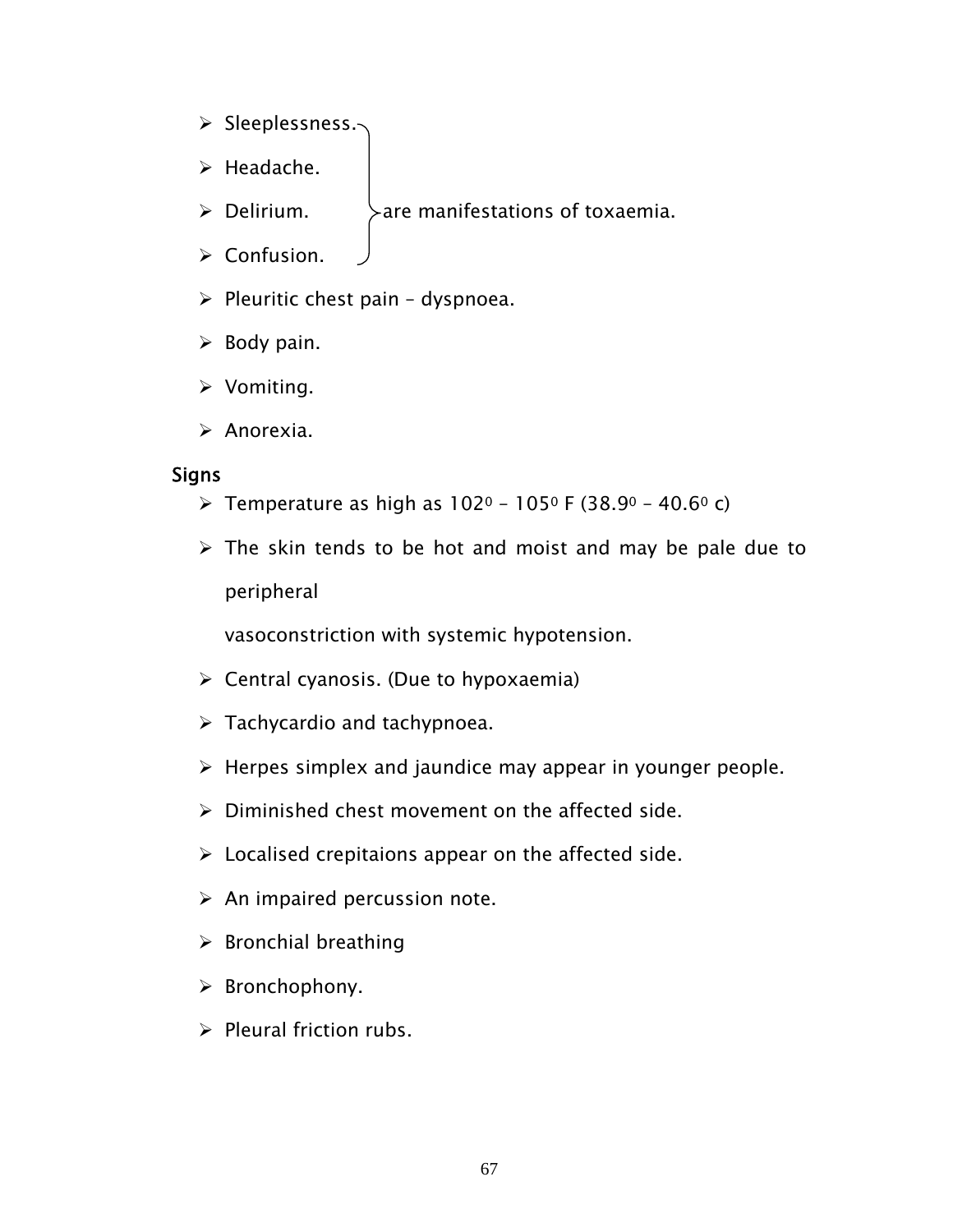- Sleeplessness.
- Headache.
- Delirium.
- Confusion.

(Sleeplessness, Headache, Delirium, Confusion) are manifestations of toxaemia.

- Pleuritic chest pain – dyspnoea.
- Body pain.
- Vomiting.
- Anorexia.

**Signs**

- Temperature as high as $102^0$ – $105^0$ F ($38.9^0$ – $40.6^0$ c)
- The skin tends to be hot and moist and may be pale due to peripheral vasoconstriction with systemic hypotension.
- Central cyanosis. (Due to hypoxaemia)
- Tachycardio and tachypnoea.
- Herpes simplex and jaundice may appear in younger people.
- Diminished chest movement on the affected side.
- Localised crepitaions appear on the affected side.
- An impaired percussion note.
- Bronchial breathing
- Bronchophony.
- Pleural friction rubs.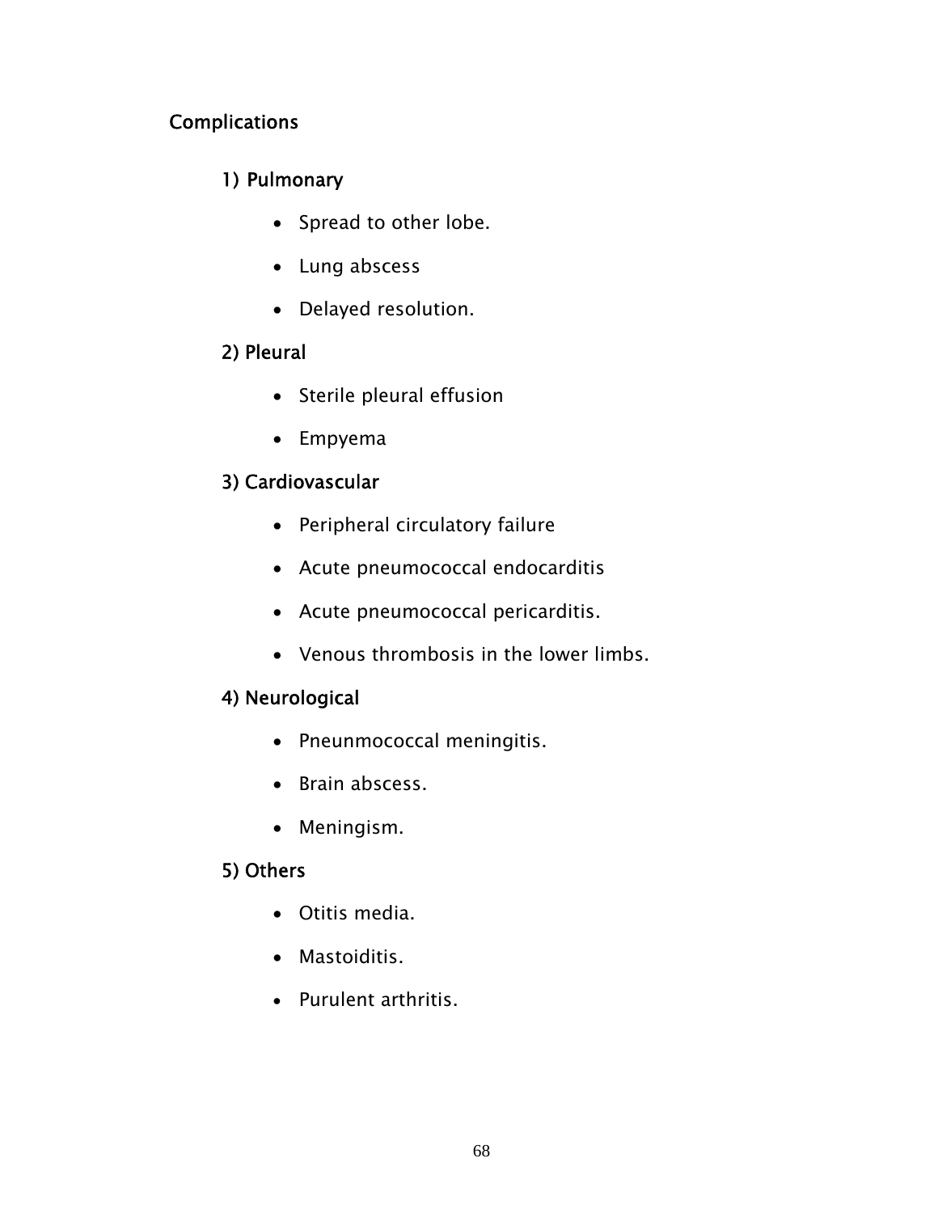## Complications

### 1) Pulmonary

- Spread to other lobe.
- Lung abscess
- Delayed resolution.

### 2) Pleural

- Sterile pleural effusion
- Empyema

### 3) Cardiovascular

- Peripheral circulatory failure
- Acute pneumococcal endocarditis
- Acute pneumococcal pericarditis.
- Venous thrombosis in the lower limbs.

### 4) Neurological

- Pneunmococcal meningitis.
- Brain abscess.
- Meningism.

### 5) Others

- Otitis media.
- Mastoiditis.
- Purulent arthritis.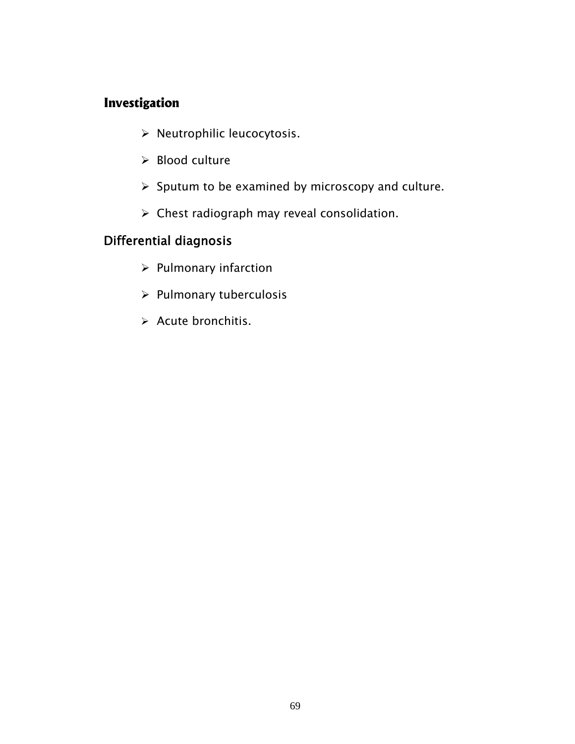## Investigation

- Neutrophilic leucocytosis.
- Blood culture
- Sputum to be examined by microscopy and culture.
- Chest radiograph may reveal consolidation.

## Differential diagnosis

- Pulmonary infarction
- Pulmonary tuberculosis
- Acute bronchitis.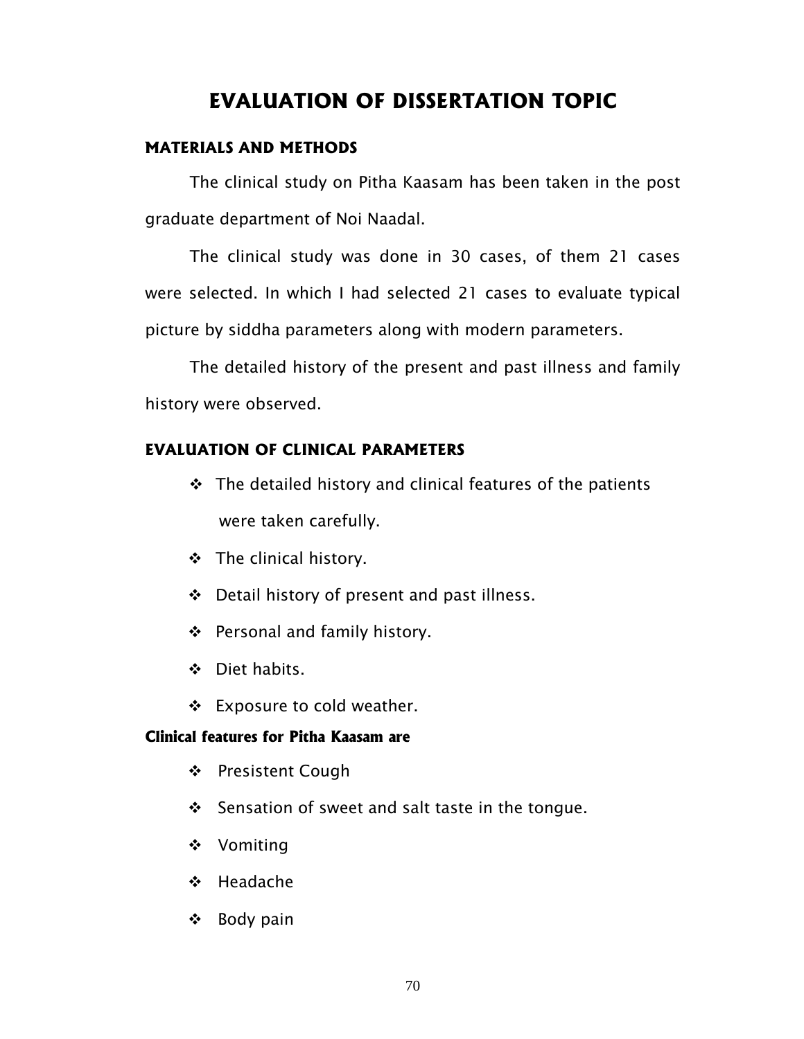# EVALUATION OF DISSERTATION TOPIC

## MATERIALS AND METHODS

The clinical study on Pitha Kaasam has been taken in the post graduate department of Noi Naadal.

The clinical study was done in 30 cases, of them 21 cases were selected. In which I had selected 21 cases to evaluate typical picture by siddha parameters along with modern parameters.

The detailed history of the present and past illness and family history were observed.

## EVALUATION OF CLINICAL PARAMETERS

- The detailed history and clinical features of the patients were taken carefully.
- The clinical history.
- Detail history of present and past illness.
- Personal and family history.
- Diet habits.
- Exposure to cold weather.

### Clinical features for Pitha Kaasam are

- Presistent Cough
- Sensation of sweet and salt taste in the tongue.
- Vomiting
- Headache
- Body pain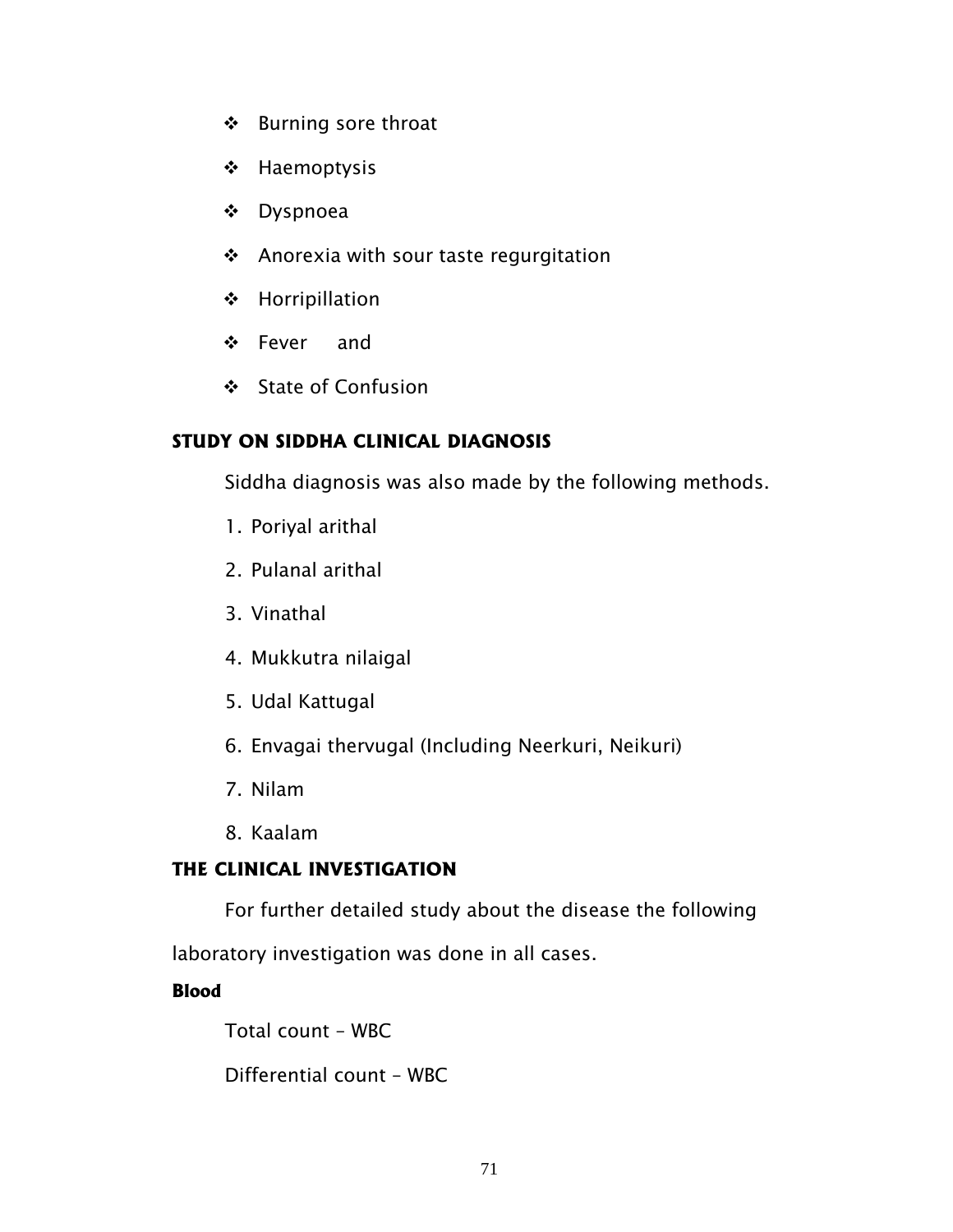- Burning sore throat
- Haemoptysis
- Dyspnoea
- Anorexia with sour taste regurgitation
- Horripillation
- Fever and
- State of Confusion

**STUDY ON SIDDHA CLINICAL DIAGNOSIS**

Siddha diagnosis was also made by the following methods.

1. Poriyal arithal
2. Pulanal arithal
3. Vinathal
4. Mukkutra nilaigal
5. Udal Kattugal
6. Envagai thervugal (Including Neerkuri, Neikuri)
7. Nilam
8. Kaalam

**THE CLINICAL INVESTIGATION**

For further detailed study about the disease the following laboratory investigation was done in all cases.

**Blood**

Total count – WBC

Differential count – WBC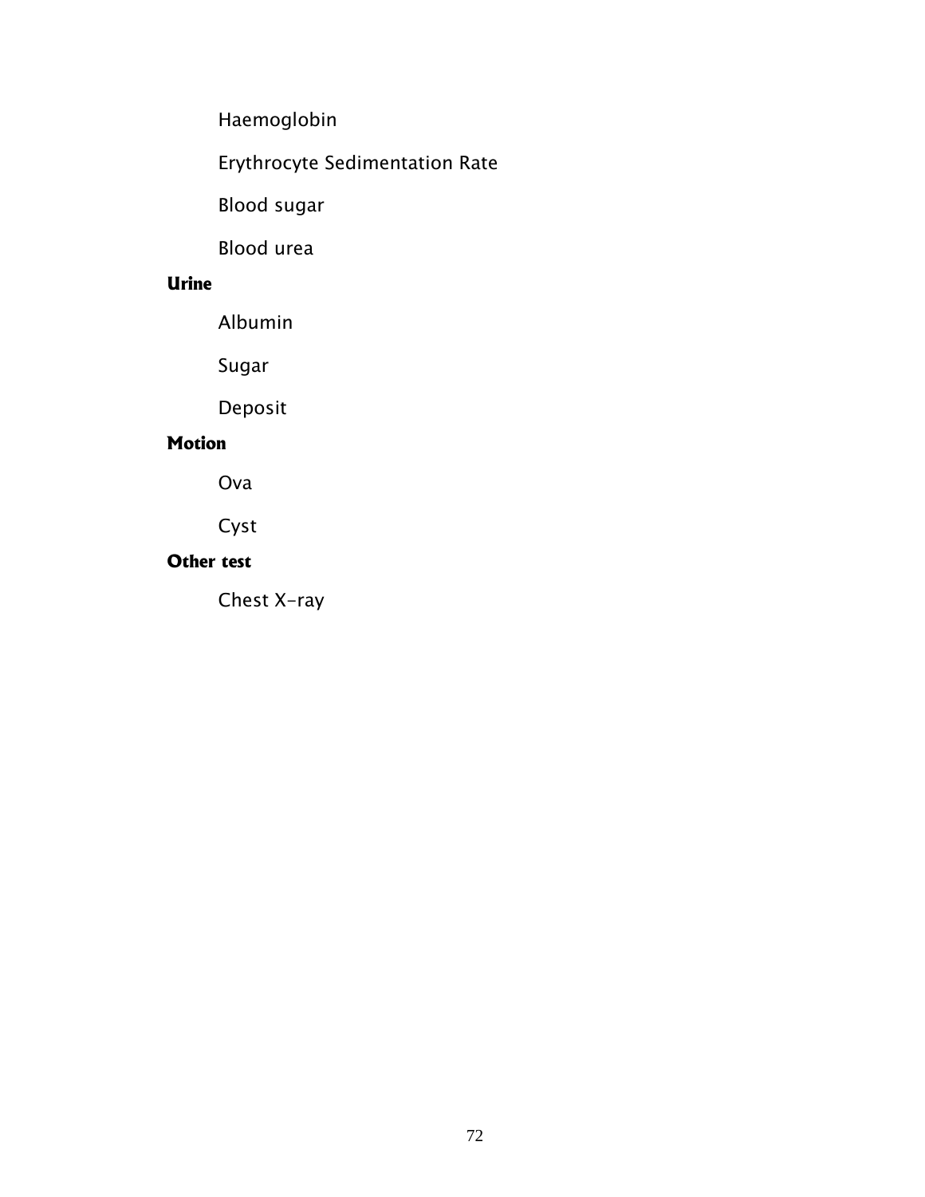Haemoglobin

Erythrocyte Sedimentation Rate

Blood sugar

Blood urea

**Urine**

Albumin

Sugar

Deposit

**Motion**

Ova

Cyst

**Other test**

Chest X-ray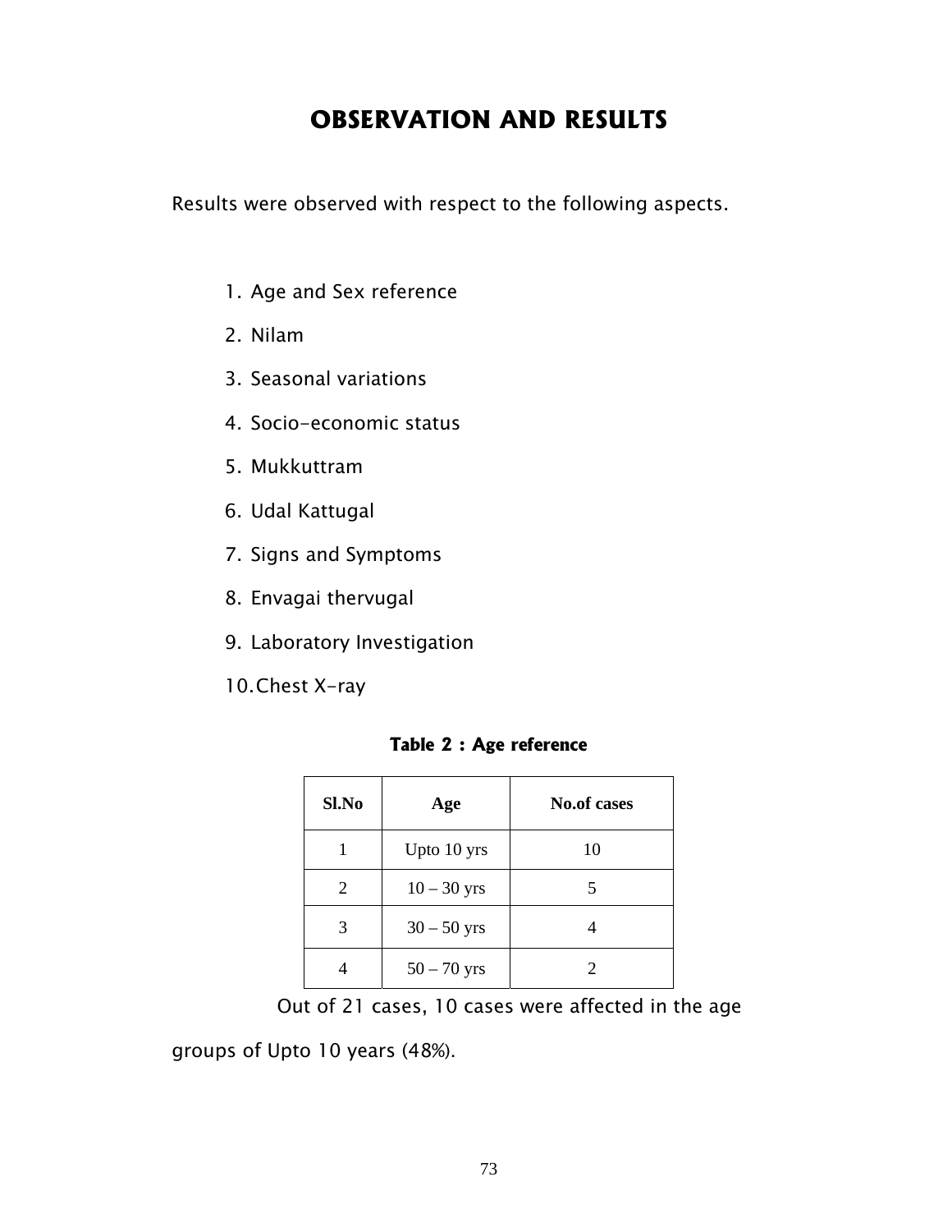# OBSERVATION AND RESULTS

Results were observed with respect to the following aspects.

1. Age and Sex reference
2. Nilam
3. Seasonal variations
4. Socio-economic status
5. Mukkuttram
6. Udal Kattugal
7. Signs and Symptoms
8. Envagai thervugal
9. Laboratory Investigation
10. Chest X-ray

**Table 2 : Age reference**

| Sl.No | Age | No.of cases |
|---|---|---|
| 1 | Upto 10 yrs | 10 |
| 2 | 10 – 30 yrs | 5 |
| 3 | 30 – 50 yrs | 4 |
| 4 | 50 – 70 yrs | 2 |

Out of 21 cases, 10 cases were affected in the age groups of Upto 10 years (48%).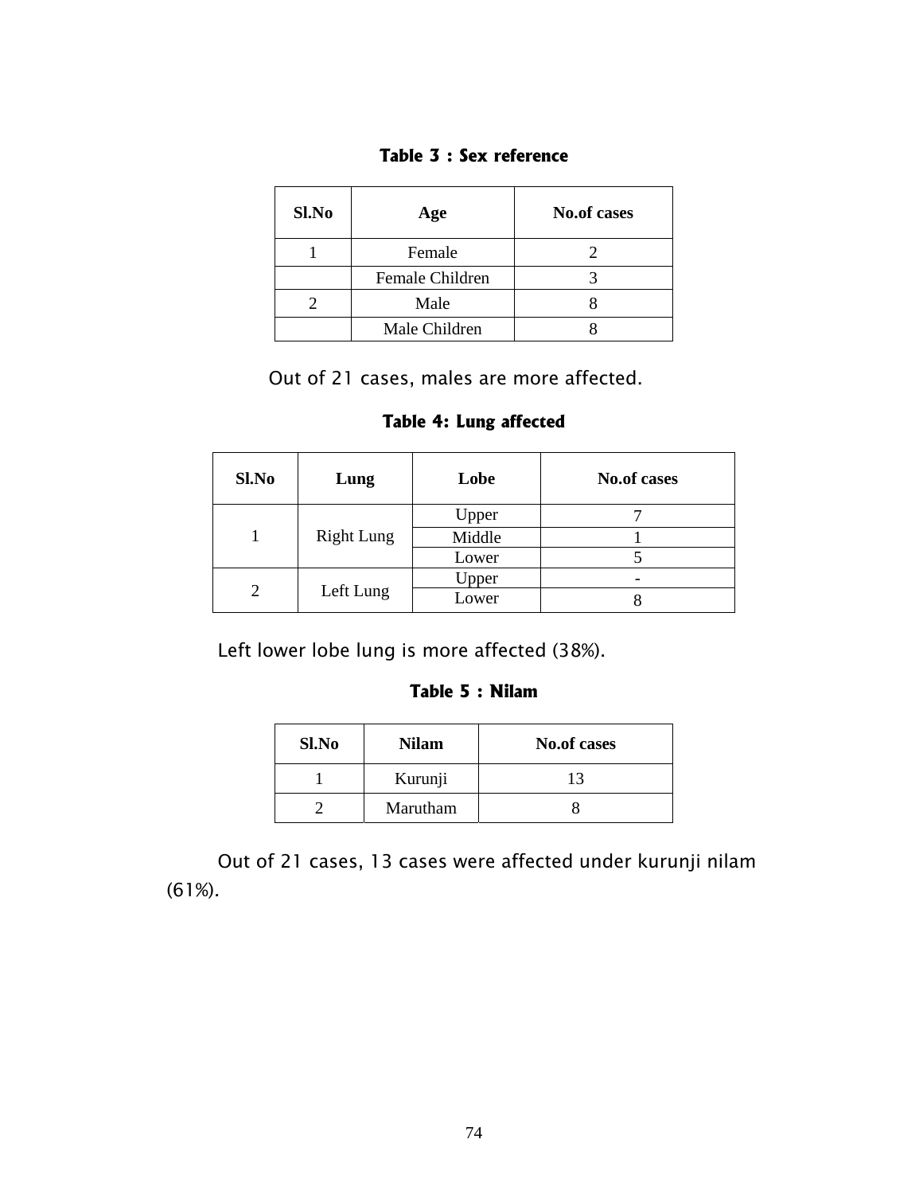**Table 3 : Sex reference**

| Sl.No | Age | No.of cases |
|---|---|---|
| 1 | Female | 2 |
| | Female Children | 3 |
| 2 | Male | 8 |
| | Male Children | 8 |

Out of 21 cases, males are more affected.

**Table 4: Lung affected**

| Sl.No | Lung | Lobe | No.of cases |
|---|---|---|---|
| 1 | Right Lung | Upper | 7 |
| | | Middle | 1 |
| | | Lower | 5 |
| 2 | Left Lung | Upper | - |
| | | Lower | 8 |

Left lower lobe lung is more affected (38%).

**Table 5 : Nilam**

| Sl.No | Nilam | No.of cases |
|---|---|---|
| 1 | Kurunji | 13 |
| 2 | Marutham | 8 |

Out of 21 cases, 13 cases were affected under kurunji nilam (61%).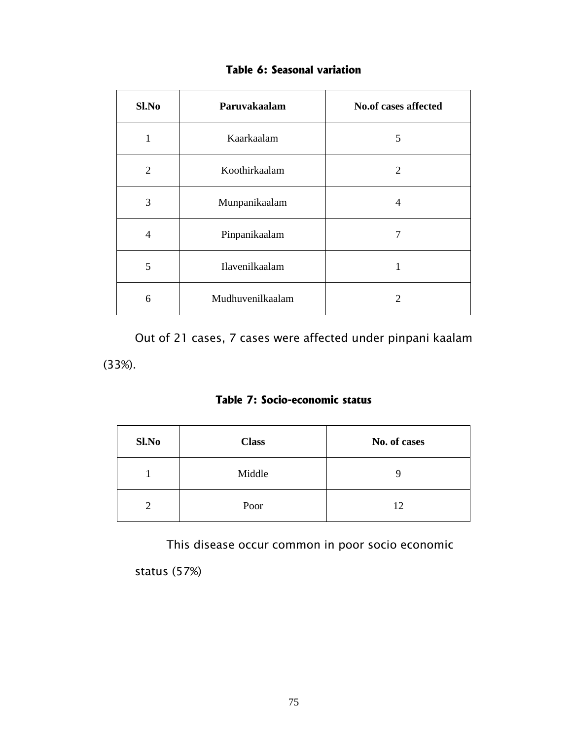**Table 6: Seasonal variation**

| Sl.No | Paruvakaalam | No.of cases affected |
|---|---|---|
| 1 | Kaarkaalam | 5 |
| 2 | Koothirkaalam | 2 |
| 3 | Munpanikaalam | 4 |
| 4 | Pinpanikaalam | 7 |
| 5 | Ilavenilkaalam | 1 |
| 6 | Mudhuvenilkaalam | 2 |

Out of 21 cases, 7 cases were affected under pinpani kaalam (33%).

**Table 7: Socio-economic status**

| Sl.No | Class | No. of cases |
|---|---|---|
| 1 | Middle | 9 |
| 2 | Poor | 12 |

This disease occur common in poor socio economic status (57%)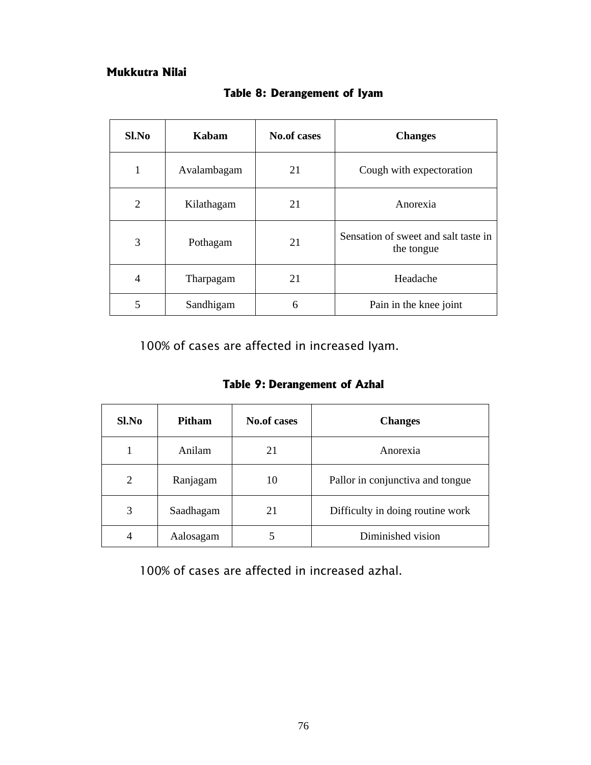### Mukkutra Nilai

**Table 8: Derangement of Iyam**

| Sl.No | Kabam | No.of cases | Changes |
|---|---|---|---|
| 1 | Avalambagam | 21 | Cough with expectoration |
| 2 | Kilathagam | 21 | Anorexia |
| 3 | Pothagam | 21 | Sensation of sweet and salt taste in the tongue |
| 4 | Tharpagam | 21 | Headache |
| 5 | Sandhigam | 6 | Pain in the knee joint |

100% of cases are affected in increased Iyam.

**Table 9: Derangement of Azhal**

| Sl.No | Pitham | No.of cases | Changes |
|---|---|---|---|
| 1 | Anilam | 21 | Anorexia |
| 2 | Ranjagam | 10 | Pallor in conjunctiva and tongue |
| 3 | Saadhagam | 21 | Difficulty in doing routine work |
| 4 | Aalosagam | 5 | Diminished vision |

100% of cases are affected in increased azhal.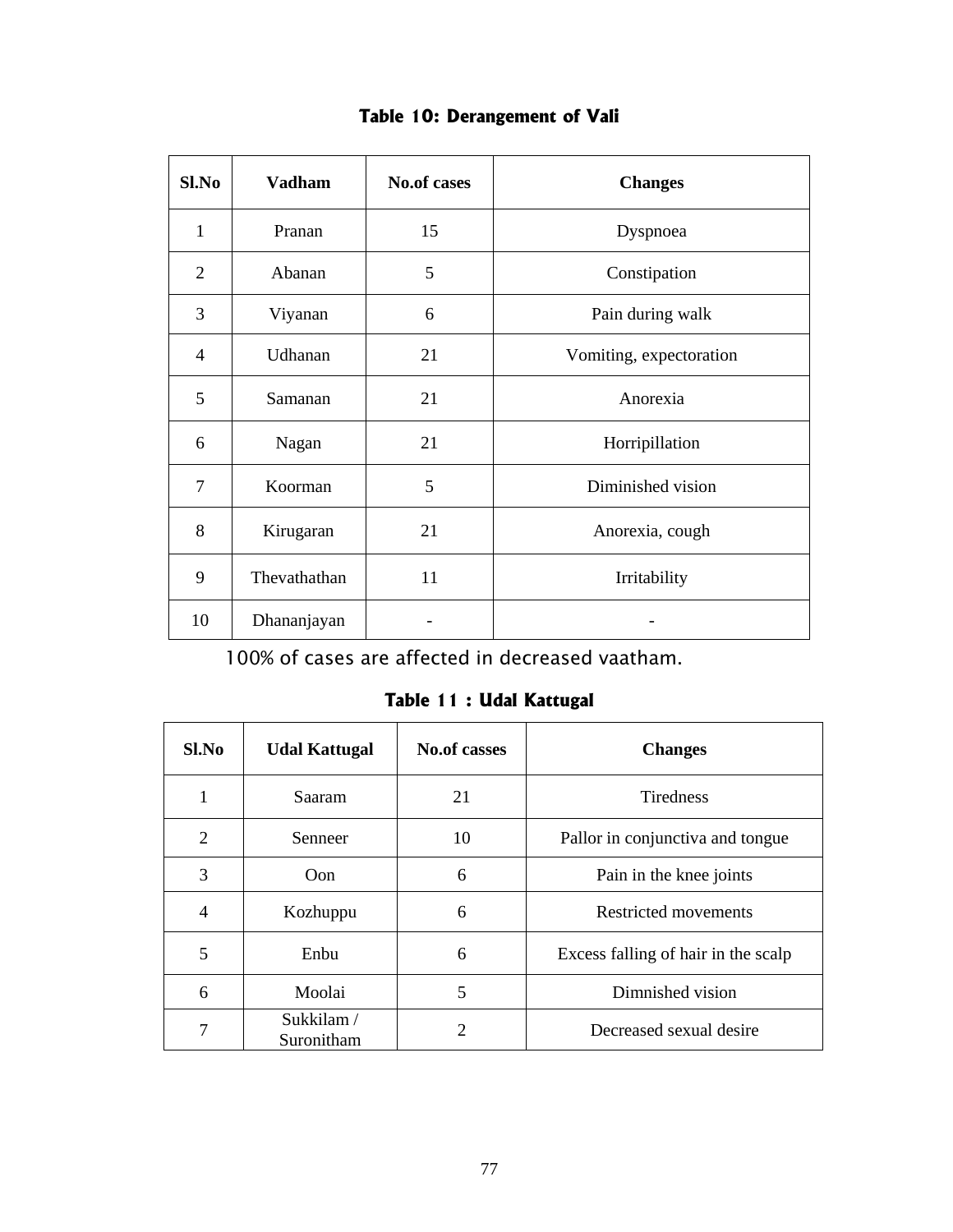**Table 10: Derangement of Vali**

| Sl.No | Vadham | No.of cases | Changes |
|---|---|---|---|
| 1 | Pranan | 15 | Dyspnoea |
| 2 | Abanan | 5 | Constipation |
| 3 | Viyanan | 6 | Pain during walk |
| 4 | Udhanan | 21 | Vomiting, expectoration |
| 5 | Samanan | 21 | Anorexia |
| 6 | Nagan | 21 | Horripillation |
| 7 | Koorman | 5 | Diminished vision |
| 8 | Kirugaran | 21 | Anorexia, cough |
| 9 | Thevathathan | 11 | Irritability |
| 10 | Dhananjayan | - | - |

100% of cases are affected in decreased vaatham.

**Table 11 : Udal Kattugal**

| Sl.No | Udal Kattugal | No.of casses | Changes |
|---|---|---|---|
| 1 | Saaram | 21 | Tiredness |
| 2 | Senneer | 10 | Pallor in conjunctiva and tongue |
| 3 | Oon | 6 | Pain in the knee joints |
| 4 | Kozhuppu | 6 | Restricted movements |
| 5 | Enbu | 6 | Excess falling of hair in the scalp |
| 6 | Moolai | 5 | Dimnished vision |
| 7 | Sukkilam / Suronitham | 2 | Decreased sexual desire |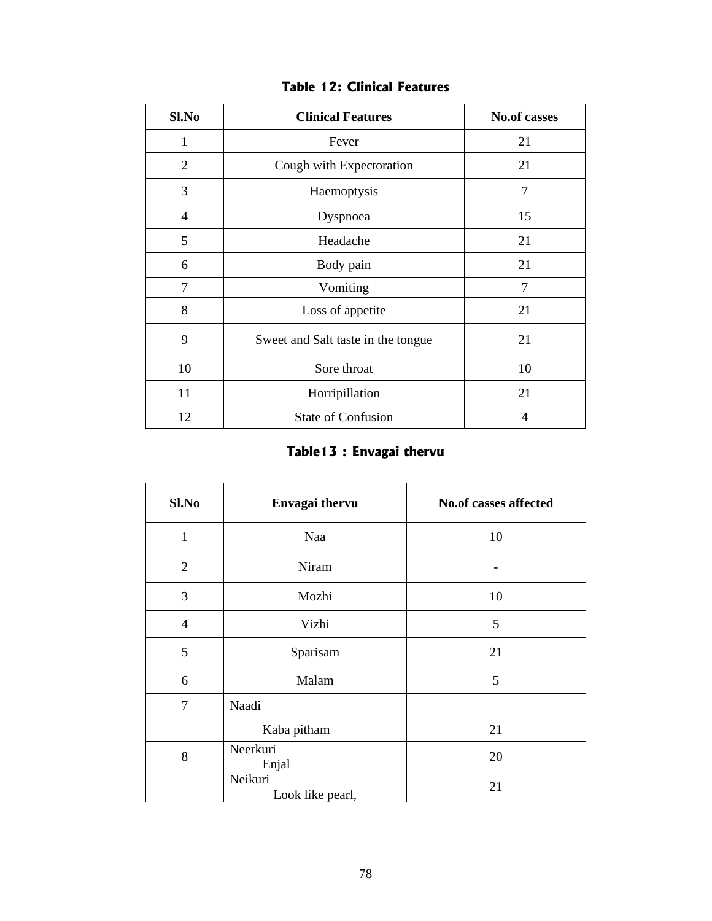### Table 12: Clinical Features

| Sl.No | Clinical Features | No.of casses |
|---|---|---|
| 1 | Fever | 21 |
| 2 | Cough with Expectoration | 21 |
| 3 | Haemoptysis | 7 |
| 4 | Dyspnoea | 15 |
| 5 | Headache | 21 |
| 6 | Body pain | 21 |
| 7 | Vomiting | 7 |
| 8 | Loss of appetite | 21 |
| 9 | Sweet and Salt taste in the tongue | 21 |
| 10 | Sore throat | 10 |
| 11 | Horripillation | 21 |
| 12 | State of Confusion | 4 |

### Table13 : Envagai thervu

| Sl.No | Envagai thervu | No.of casses affected |
|---|---|---|
| 1 | Naa | 10 |
| 2 | Niram | - |
| 3 | Mozhi | 10 |
| 4 | Vizhi | 5 |
| 5 | Sparisam | 21 |
| 6 | Malam | 5 |
| 7 | Naadi | |
| | Kaba pitham | 21 |
| 8 | Neerkuri | |
| | Enjal | 20 |
| | Neikuri | |
| | Look like pearl, | 21 |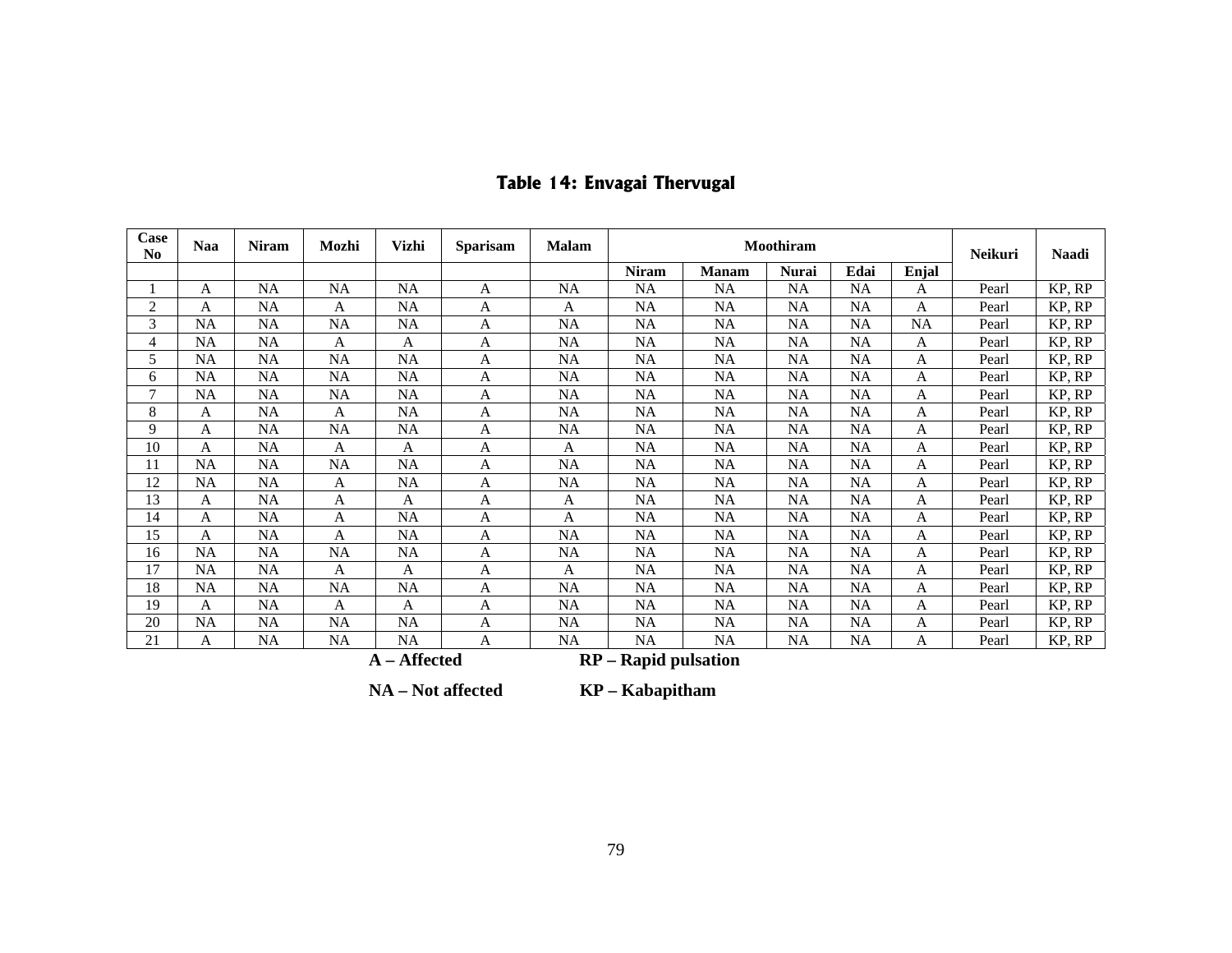## Table 14: Envagai Thervugal

| Case No | Naa | Niram | Mozhi | Vizhi | Sparisam | Malam | Moothiram | | | | | Neikuri | Naadi |
|---|---|---|---|---|---|---|---|---|---|---|---|---|---|
| | | | | | | | Niram | Manam | Nurai | Edai | Enjal | | |
| 1 | A | NA | NA | NA | A | NA | NA | NA | NA | NA | A | Pearl | KP, RP |
| 2 | A | NA | A | NA | A | A | NA | NA | NA | NA | A | Pearl | KP, RP |
| 3 | NA | NA | NA | NA | A | NA | NA | NA | NA | NA | NA | Pearl | KP, RP |
| 4 | NA | NA | A | A | A | NA | NA | NA | NA | NA | A | Pearl | KP, RP |
| 5 | NA | NA | NA | NA | A | NA | NA | NA | NA | NA | A | Pearl | KP, RP |
| 6 | NA | NA | NA | NA | A | NA | NA | NA | NA | NA | A | Pearl | KP, RP |
| 7 | NA | NA | NA | NA | A | NA | NA | NA | NA | NA | A | Pearl | KP, RP |
| 8 | A | NA | A | NA | A | NA | NA | NA | NA | NA | A | Pearl | KP, RP |
| 9 | A | NA | NA | NA | A | NA | NA | NA | NA | NA | A | Pearl | KP, RP |
| 10 | A | NA | A | A | A | A | NA | NA | NA | NA | A | Pearl | KP, RP |
| 11 | NA | NA | NA | NA | A | NA | NA | NA | NA | NA | A | Pearl | KP, RP |
| 12 | NA | NA | A | NA | A | NA | NA | NA | NA | NA | A | Pearl | KP, RP |
| 13 | A | NA | A | A | A | A | NA | NA | NA | NA | A | Pearl | KP, RP |
| 14 | A | NA | A | NA | A | A | NA | NA | NA | NA | A | Pearl | KP, RP |
| 15 | A | NA | A | NA | A | NA | NA | NA | NA | NA | A | Pearl | KP, RP |
| 16 | NA | NA | NA | NA | A | NA | NA | NA | NA | NA | A | Pearl | KP, RP |
| 17 | NA | NA | A | A | A | A | NA | NA | NA | NA | A | Pearl | KP, RP |
| 18 | NA | NA | NA | NA | A | NA | NA | NA | NA | NA | A | Pearl | KP, RP |
| 19 | A | NA | A | A | A | NA | NA | NA | NA | NA | A | Pearl | KP, RP |
| 20 | NA | NA | NA | NA | A | NA | NA | NA | NA | NA | A | Pearl | KP, RP |
| 21 | A | NA | NA | NA | A | NA | NA | NA | NA | NA | A | Pearl | KP, RP |

**A – Affected** **RP – Rapid pulsation**

**NA – Not affected** **KP – Kabapitham**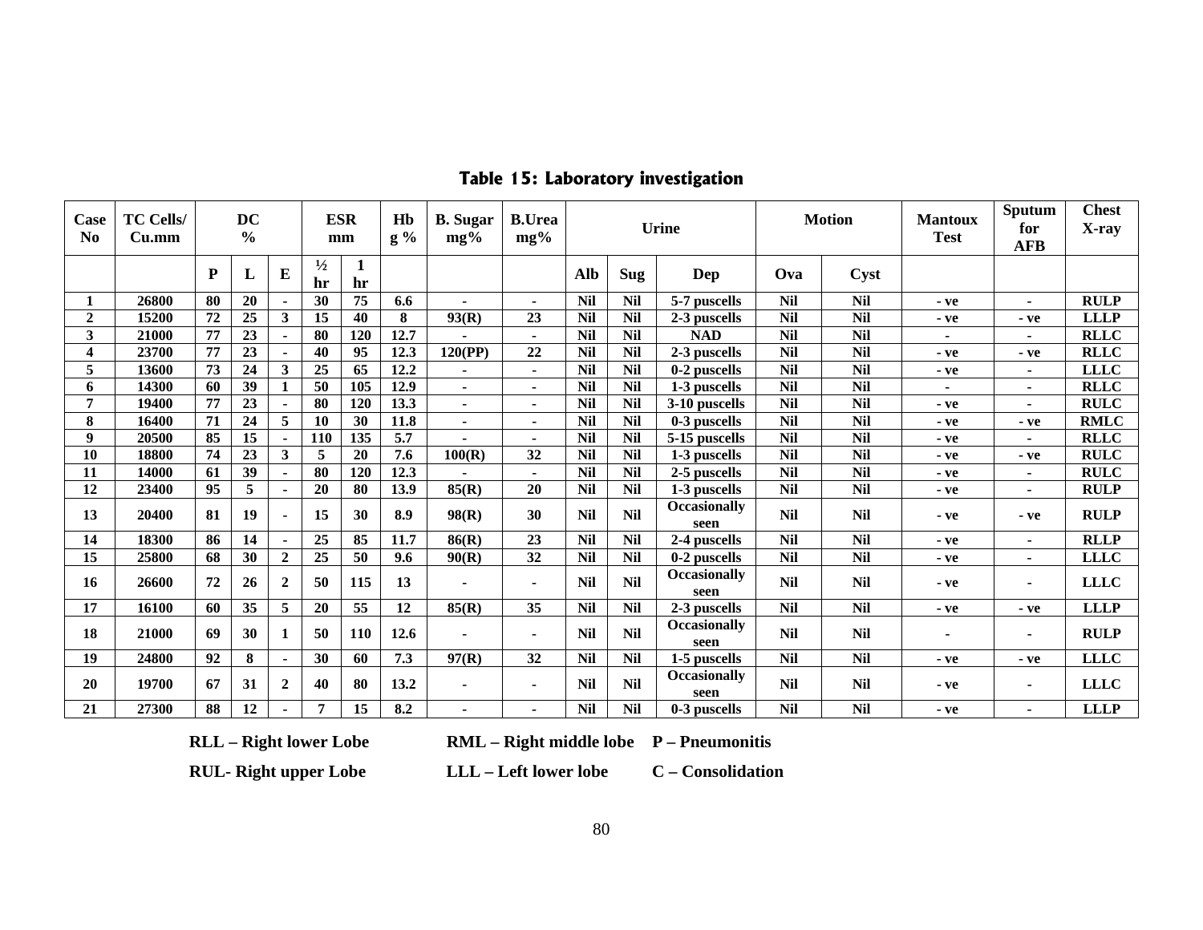## Table 15: Laboratory investigation

| Case No | TC Cells/ Cu.mm | DC % | | | ESR mm | | Hb g % | B. Sugar mg% | B.Urea mg% | Urine | | | Motion | | Mantoux Test | Sputum for AFB | Chest X-ray |
|---|---|---|---|---|---|---|---|---|---|---|---|---|---|---|---|---|---|
| | | P | L | E | ½ hr | 1 hr | | | | Alb | Sug | Dep | Ova | Cyst | | | |
| 1 | 26800 | 80 | 20 | - | 30 | 75 | 6.6 | - | - | Nil | Nil | 5-7 puscells | Nil | Nil | - ve | - | RULP |
| 2 | 15200 | 72 | 25 | 3 | 15 | 40 | 8 | 93(R) | 23 | Nil | Nil | 2-3 puscells | Nil | Nil | - ve | - ve | LLLP |
| 3 | 21000 | 77 | 23 | - | 80 | 120 | 12.7 | - | - | Nil | Nil | NAD | Nil | Nil | - | - | RLLC |
| 4 | 23700 | 77 | 23 | - | 40 | 95 | 12.3 | 120(PP) | 22 | Nil | Nil | 2-3 puscells | Nil | Nil | - ve | - ve | RLLC |
| 5 | 13600 | 73 | 24 | 3 | 25 | 65 | 12.2 | - | - | Nil | Nil | 0-2 puscells | Nil | Nil | - ve | - | LLLC |
| 6 | 14300 | 60 | 39 | 1 | 50 | 105 | 12.9 | - | - | Nil | Nil | 1-3 puscells | Nil | Nil | - | - | RLLC |
| 7 | 19400 | 77 | 23 | - | 80 | 120 | 13.3 | - | - | Nil | Nil | 3-10 puscells | Nil | Nil | - ve | - | RULC |
| 8 | 16400 | 71 | 24 | 5 | 10 | 30 | 11.8 | - | - | Nil | Nil | 0-3 puscells | Nil | Nil | - ve | - ve | RMLC |
| 9 | 20500 | 85 | 15 | - | 110 | 135 | 5.7 | - | - | Nil | Nil | 5-15 puscells | Nil | Nil | - ve | - | RLLC |
| 10 | 18800 | 74 | 23 | 3 | 5 | 20 | 7.6 | 100(R) | 32 | Nil | Nil | 1-3 puscells | Nil | Nil | - ve | - ve | RULC |
| 11 | 14000 | 61 | 39 | - | 80 | 120 | 12.3 | - | - | Nil | Nil | 2-5 puscells | Nil | Nil | - ve | - | RULC |
| 12 | 23400 | 95 | 5 | - | 20 | 80 | 13.9 | 85(R) | 20 | Nil | Nil | 1-3 puscells | Nil | Nil | - ve | - | RULP |
| 13 | 20400 | 81 | 19 | - | 15 | 30 | 8.9 | 98(R) | 30 | Nil | Nil | Occasionally seen | Nil | Nil | - ve | - ve | RULP |
| 14 | 18300 | 86 | 14 | - | 25 | 85 | 11.7 | 86(R) | 23 | Nil | Nil | 2-4 puscells | Nil | Nil | - ve | - | RLLP |
| 15 | 25800 | 68 | 30 | 2 | 25 | 50 | 9.6 | 90(R) | 32 | Nil | Nil | 0-2 puscells | Nil | Nil | - ve | - | LLLC |
| 16 | 26600 | 72 | 26 | 2 | 50 | 115 | 13 | - | - | Nil | Nil | Occasionally seen | Nil | Nil | - ve | - | LLLC |
| 17 | 16100 | 60 | 35 | 5 | 20 | 55 | 12 | 85(R) | 35 | Nil | Nil | 2-3 puscells | Nil | Nil | - ve | - ve | LLLP |
| 18 | 21000 | 69 | 30 | 1 | 50 | 110 | 12.6 | - | - | Nil | Nil | Occasionally seen | Nil | Nil | - | - | RULP |
| 19 | 24800 | 92 | 8 | - | 30 | 60 | 7.3 | 97(R) | 32 | Nil | Nil | 1-5 puscells | Nil | Nil | - ve | - ve | LLLC |
| 20 | 19700 | 67 | 31 | 2 | 40 | 80 | 13.2 | - | - | Nil | Nil | Occasionally seen | Nil | Nil | - ve | - | LLLC |
| 21 | 27300 | 88 | 12 | - | 7 | 15 | 8.2 | - | - | Nil | Nil | 0-3 puscells | Nil | Nil | - ve | - | LLLP |

**RLL – Right lower Lobe** **RML – Right middle lobe** **P – Pneumonitis**

**RUL- Right upper Lobe** **LLL – Left lower lobe** **C – Consolidation**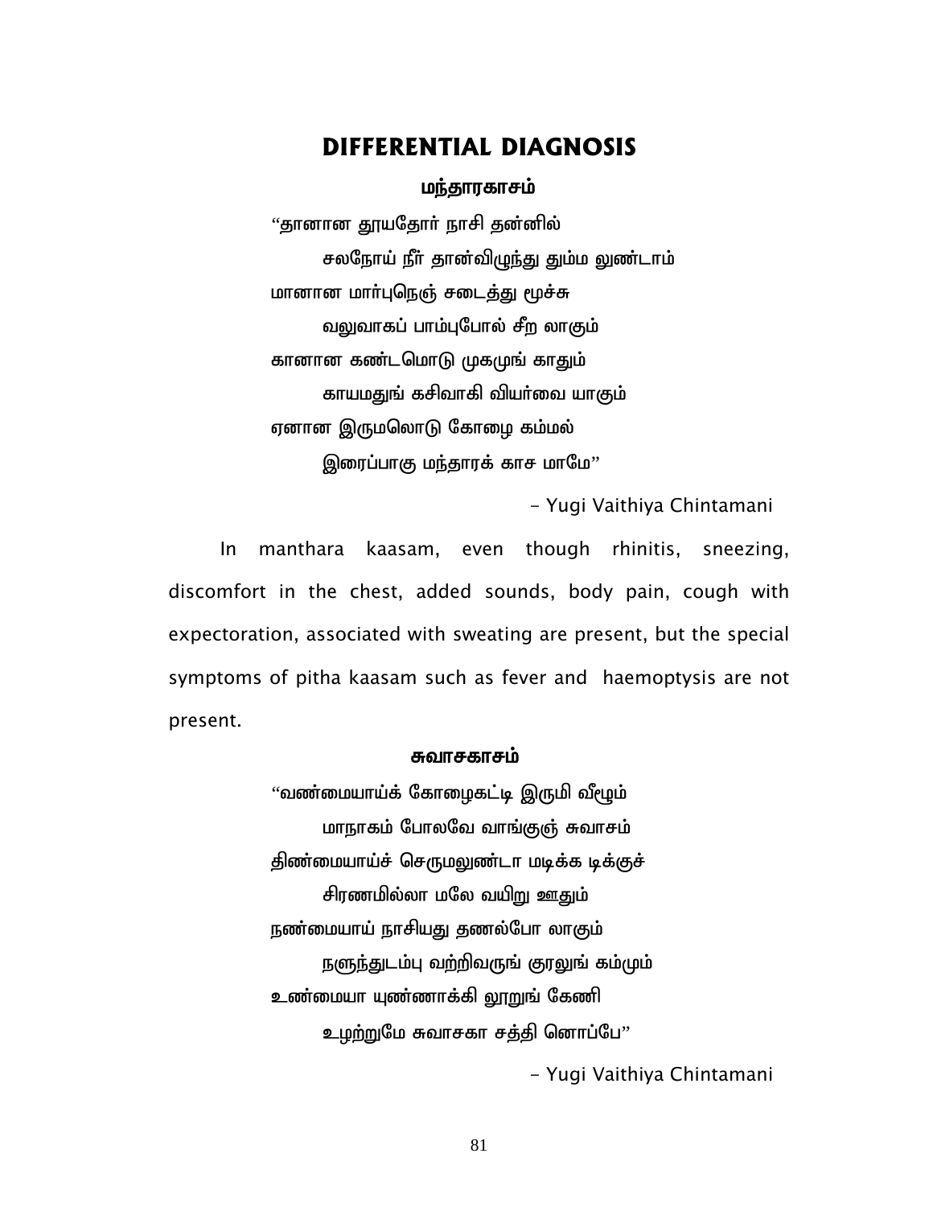# DIFFERENTIAL DIAGNOSIS

### மந்தாரகாசம்

"தானான தூயதோர் நாசி தன்னில்
சலநோய் நீர் தான்விழுந்து தும்ம லுண்டாம்
மானான மார்புநெஞ் சடைத்து மூச்சு
வலுவாகப் பாம்புபோல் சீற லாகும்
கானான கண்டமொடு முகமுங் காதும்
காயமதுங் கசிவாகி வியர்வை யாகும்
ஏனான இருமலொடு கோழை கம்மல்
இரைப்பாகு மந்தாரக் காச மாமே"

- Yugi Vaithiya Chintamani

In manthara kaasam, even though rhinitis, sneezing, discomfort in the chest, added sounds, body pain, cough with expectoration, associated with sweating are present, but the special symptoms of pitha kaasam such as fever and haemoptysis are not present.

### சுவாசகாசம்

"வண்மையாய்க் கோழைகட்டி இருமி வீழும்
மாநாகம் போலவே வாங்குஞ் சுவாசம்
திண்மையாய்ச் செருமலுண்டா மடிக்க டிக்குச்
சிரணமில்லா மலே வயிறு ஊதும்
நண்மையாய் நாசியது தணல்போ லாகும்
நளுந்துடம்பு வற்றிவருங் குரலுங் கம்மும்
உண்மையா யுண்ணாக்கி லூறுங் கேணி
உழற்றுமே சுவாசகா சத்தி னொப்பே"

- Yugi Vaithiya Chintamani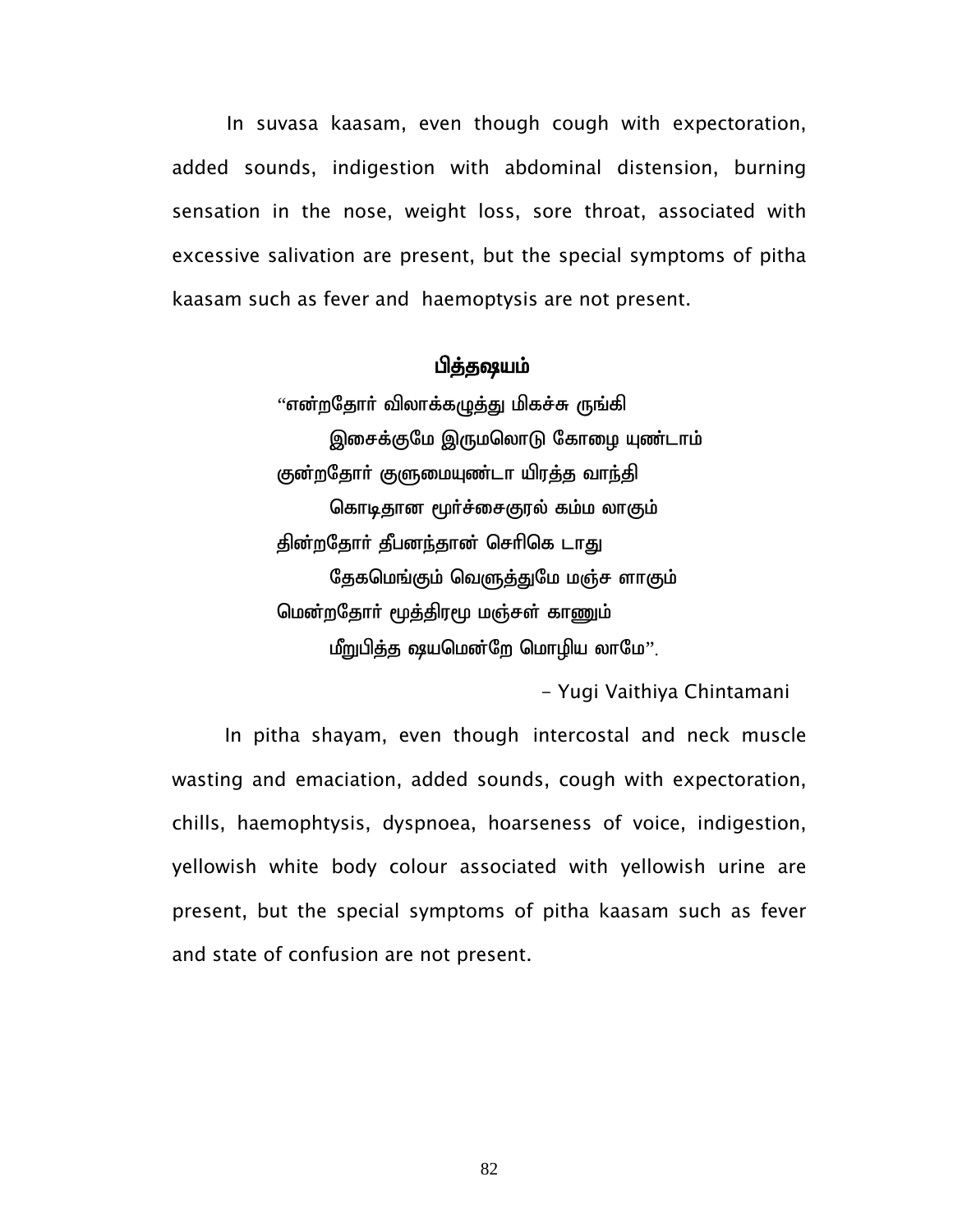In suvasa kaasam, even though cough with expectoration, added sounds, indigestion with abdominal distension, burning sensation in the nose, weight loss, sore throat, associated with excessive salivation are present, but the special symptoms of pitha kaasam such as fever and haemoptysis are not present.

### பித்தஷயம்

"என்றதோர் விலாக்கழுத்து மிகச்சு ருங்கி
இசைக்குமே இருமலொடு கோழை யுண்டாம்
குன்றதோர் குளுமையுண்டா யிரத்த வாந்தி
கொடிதான மூர்ச்சைகுரல் கம்ம லாகும்
தின்றதோர் தீபனந்தான் செரிகெ டாது
தேகமெங்கும் வெளுத்துமே மஞ்ச ளாகும்
மென்றதோர் மூத்திரமு மஞ்சள் காணும்
மீறுபித்த ஷயமென்றே மொழிய லாமே".

- Yugi Vaithiya Chintamani

In pitha shayam, even though intercostal and neck muscle wasting and emaciation, added sounds, cough with expectoration, chills, haemophtysis, dyspnoea, hoarseness of voice, indigestion, yellowish white body colour associated with yellowish urine are present, but the special symptoms of pitha kaasam such as fever and state of confusion are not present.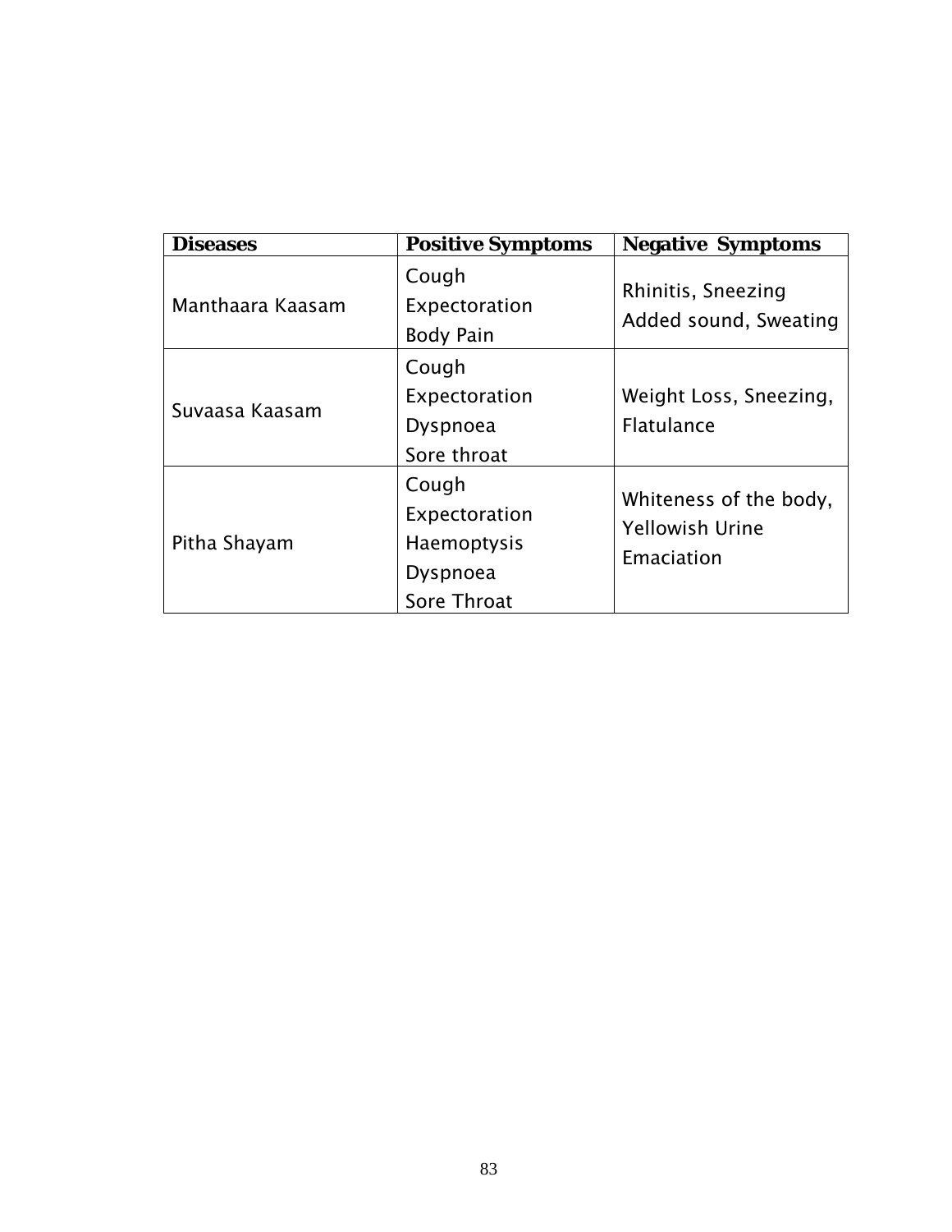| Diseases | Positive Symptoms | Negative Symptoms |
|---|---|---|
| Manthaara Kaasam | Cough<br>Expectoration<br>Body Pain | Rhinitis, Sneezing<br>Added sound, Sweating |
| Suvaasa Kaasam | Cough<br>Expectoration<br>Dyspnoea<br>Sore throat | Weight Loss, Sneezing,<br>Flatulance |
| Pitha Shayam | Cough<br>Expectoration<br>Haemoptysis<br>Dyspnoea<br>Sore Throat | Whiteness of the body,<br>Yellowish Urine<br>Emaciation |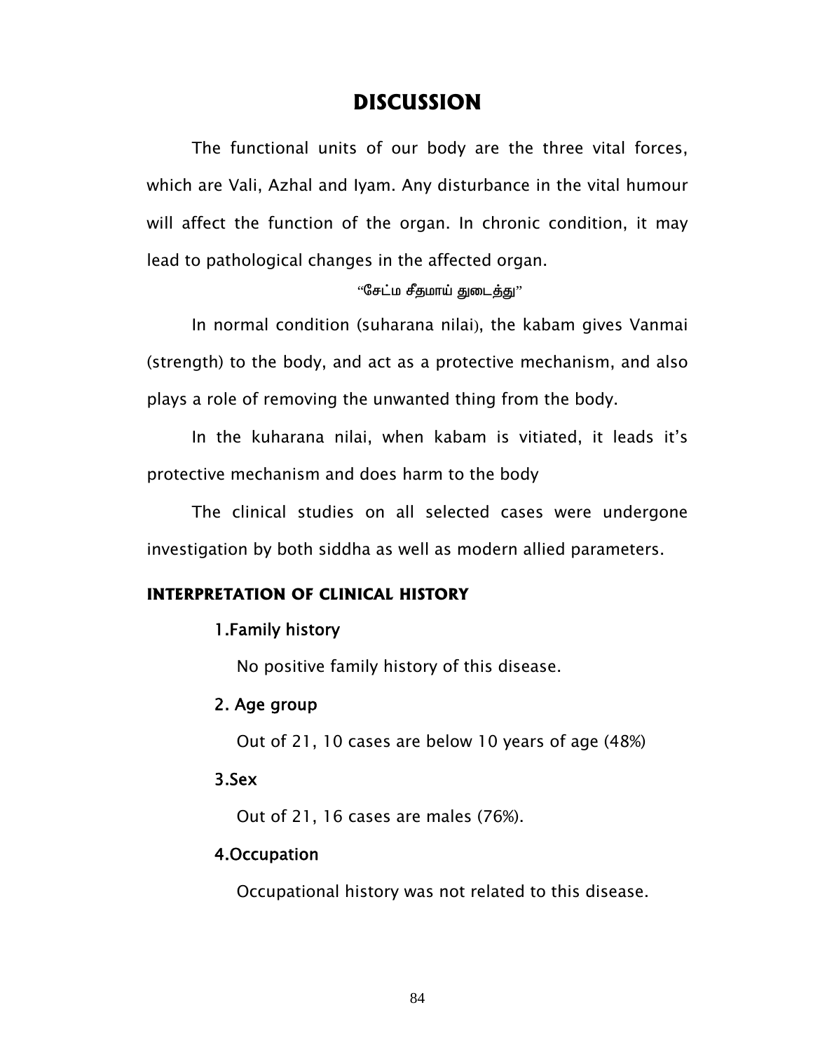# DISCUSSION

The functional units of our body are the three vital forces, which are Vali, Azhal and Iyam. Any disturbance in the vital humour will affect the function of the organ. In chronic condition, it may lead to pathological changes in the affected organ.

"சேட்ம சீதமாய் துடைத்து"

In normal condition (suharana nilai), the kabam gives Vanmai (strength) to the body, and act as a protective mechanism, and also plays a role of removing the unwanted thing from the body.

In the kuharana nilai, when kabam is vitiated, it leads it's protective mechanism and does harm to the body

The clinical studies on all selected cases were undergone investigation by both siddha as well as modern allied parameters.

### INTERPRETATION OF CLINICAL HISTORY

**1.Family history**

No positive family history of this disease.

**2. Age group**

Out of 21, 10 cases are below 10 years of age (48%)

**3.Sex**

Out of 21, 16 cases are males (76%).

**4.Occupation**

Occupational history was not related to this disease.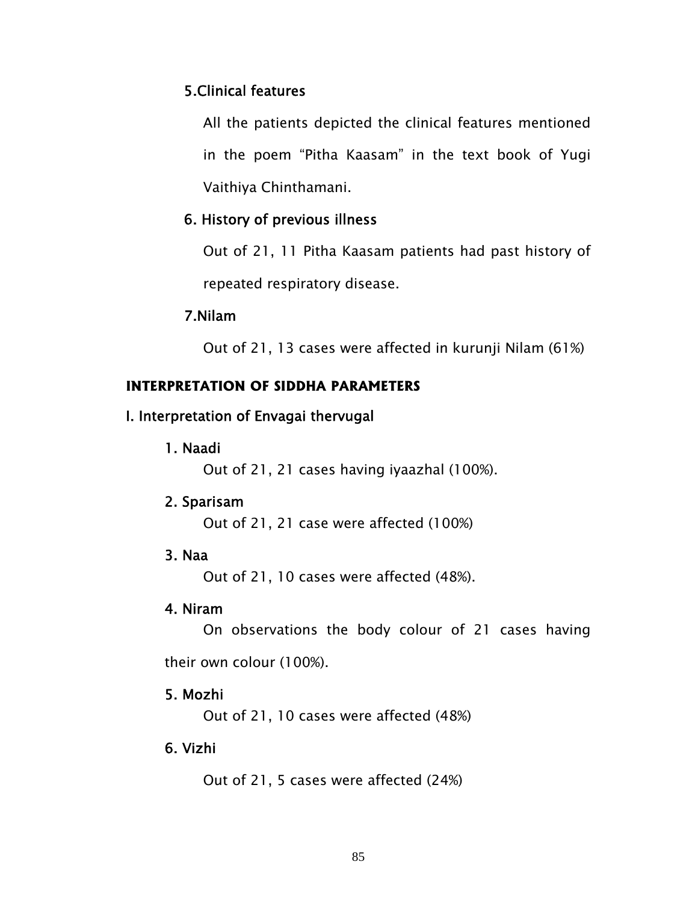### 5.Clinical features

All the patients depicted the clinical features mentioned in the poem "Pitha Kaasam" in the text book of Yugi Vaithiya Chinthamani.

### 6. History of previous illness

Out of 21, 11 Pitha Kaasam patients had past history of repeated respiratory disease.

### 7.Nilam

Out of 21, 13 cases were affected in kurunji Nilam (61%)

## INTERPRETATION OF SIDDHA PARAMETERS

### I. Interpretation of Envagai thervugal

#### 1. Naadi

Out of 21, 21 cases having iyaazhal (100%).

#### 2. Sparisam

Out of 21, 21 case were affected (100%)

#### 3. Naa

Out of 21, 10 cases were affected (48%).

#### 4. Niram

On observations the body colour of 21 cases having their own colour (100%).

#### 5. Mozhi

Out of 21, 10 cases were affected (48%)

#### 6. Vizhi

Out of 21, 5 cases were affected (24%)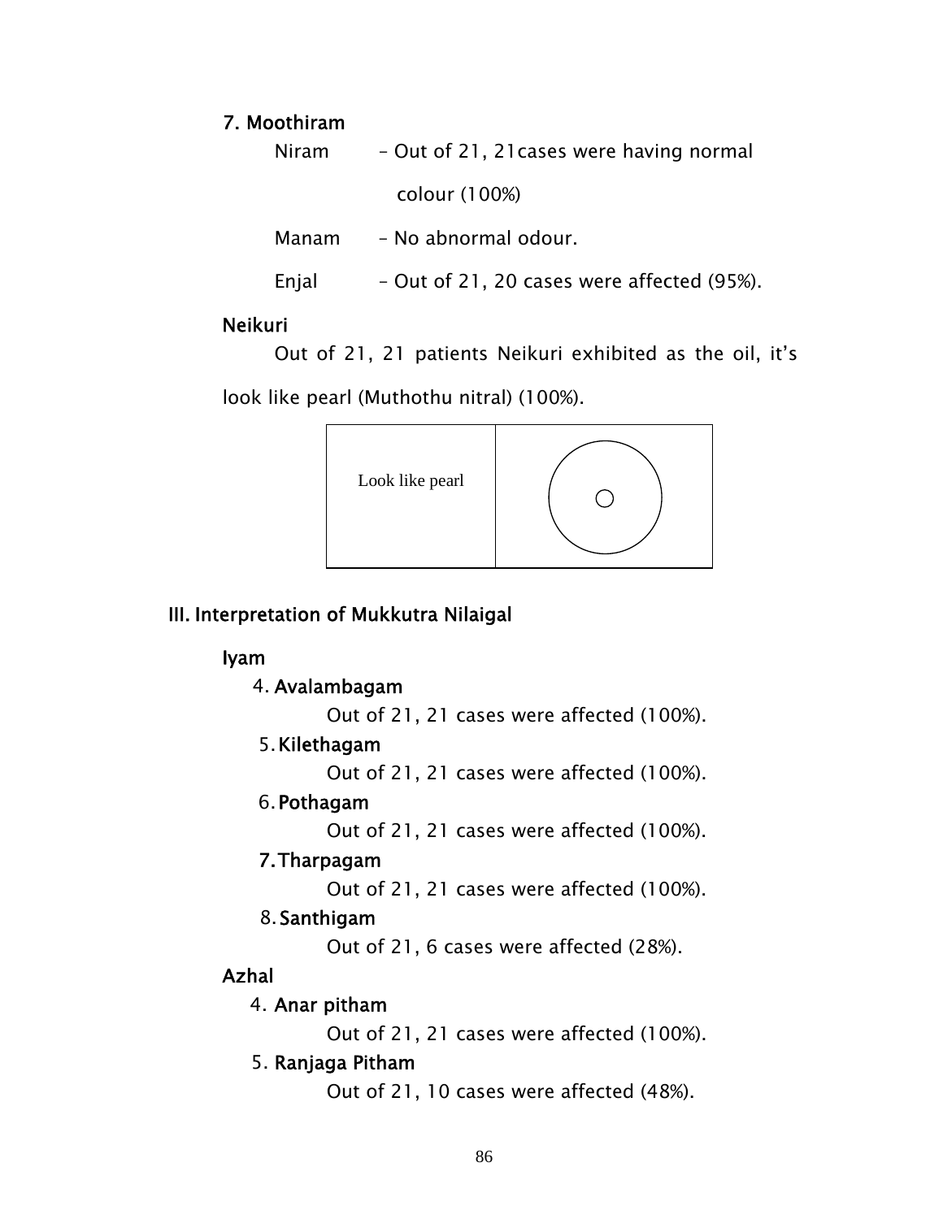**7. Moothiram**

Niram – Out of 21, 21cases were having normal colour (100%)

Manam – No abnormal odour.

Enjal – Out of 21, 20 cases were affected (95%).

**Neikuri**

Out of 21, 21 patients Neikuri exhibited as the oil, it's look like pearl (Muthothu nitral) (100%).

| Look like pearl | |
|---|---|

## III. Interpretation of Mukkutra Nilaigal

**Iyam**

4. **Avalambagam**

   Out of 21, 21 cases were affected (100%).

5. **Kilethagam**

   Out of 21, 21 cases were affected (100%).

6. **Pothagam**

   Out of 21, 21 cases were affected (100%).

7. **Tharpagam**

   Out of 21, 21 cases were affected (100%).

8. **Santhigam**

   Out of 21, 6 cases were affected (28%).

**Azhal**

4. **Anar pitham**

   Out of 21, 21 cases were affected (100%).

5. **Ranjaga Pitham**

   Out of 21, 10 cases were affected (48%).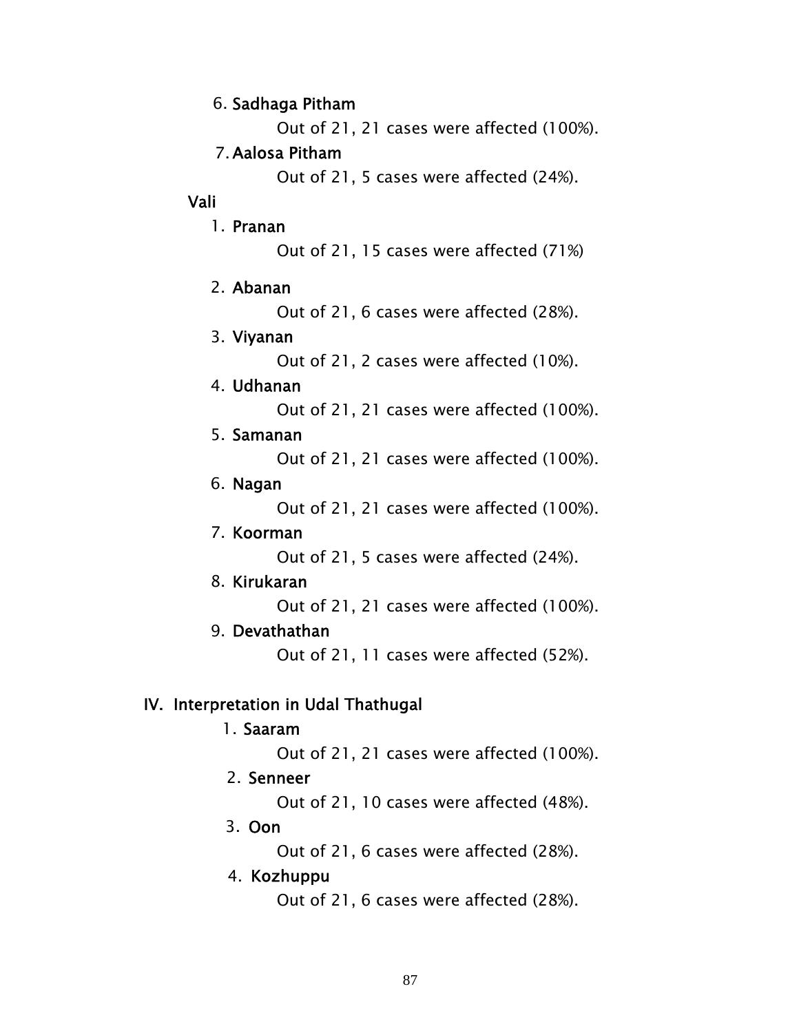6. **Sadhaga Pitham**

   Out of 21, 21 cases were affected (100%).

7. **Aalosa Pitham**

   Out of 21, 5 cases were affected (24%).

**Vali**

1. **Pranan**

   Out of 21, 15 cases were affected (71%)

2. **Abanan**

   Out of 21, 6 cases were affected (28%).

3. **Viyanan**

   Out of 21, 2 cases were affected (10%).

4. **Udhanan**

   Out of 21, 21 cases were affected (100%).

5. **Samanan**

   Out of 21, 21 cases were affected (100%).

6. **Nagan**

   Out of 21, 21 cases were affected (100%).

7. **Koorman**

   Out of 21, 5 cases were affected (24%).

8. **Kirukaran**

   Out of 21, 21 cases were affected (100%).

9. **Devathathan**

   Out of 21, 11 cases were affected (52%).

## IV. Interpretation in Udal Thathugal

1. **Saaram**

   Out of 21, 21 cases were affected (100%).

2. **Senneer**

   Out of 21, 10 cases were affected (48%).

3. **Oon**

   Out of 21, 6 cases were affected (28%).

4. **Kozhuppu**

   Out of 21, 6 cases were affected (28%).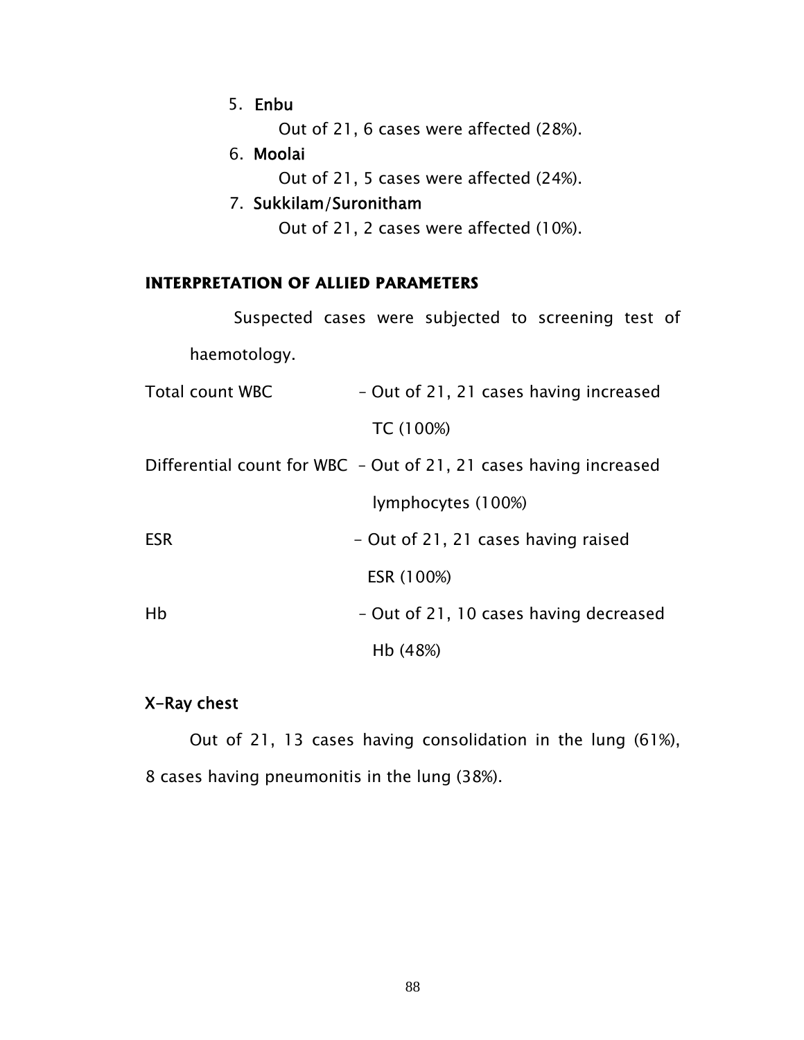5. **Enbu**

   Out of 21, 6 cases were affected (28%).

6. **Moolai**

   Out of 21, 5 cases were affected (24%).

7. **Sukkilam/Suronitham**

   Out of 21, 2 cases were affected (10%).

## INTERPRETATION OF ALLIED PARAMETERS

Suspected cases were subjected to screening test of haemotology.

| | |
|---|---|
| Total count WBC | – Out of 21, 21 cases having increased TC (100%) |
| Differential count for WBC | – Out of 21, 21 cases having increased lymphocytes (100%) |
| ESR | - Out of 21, 21 cases having raised ESR (100%) |
| Hb | – Out of 21, 10 cases having decreased Hb (48%) |

### X-Ray chest

Out of 21, 13 cases having consolidation in the lung (61%), 8 cases having pneumonitis in the lung (38%).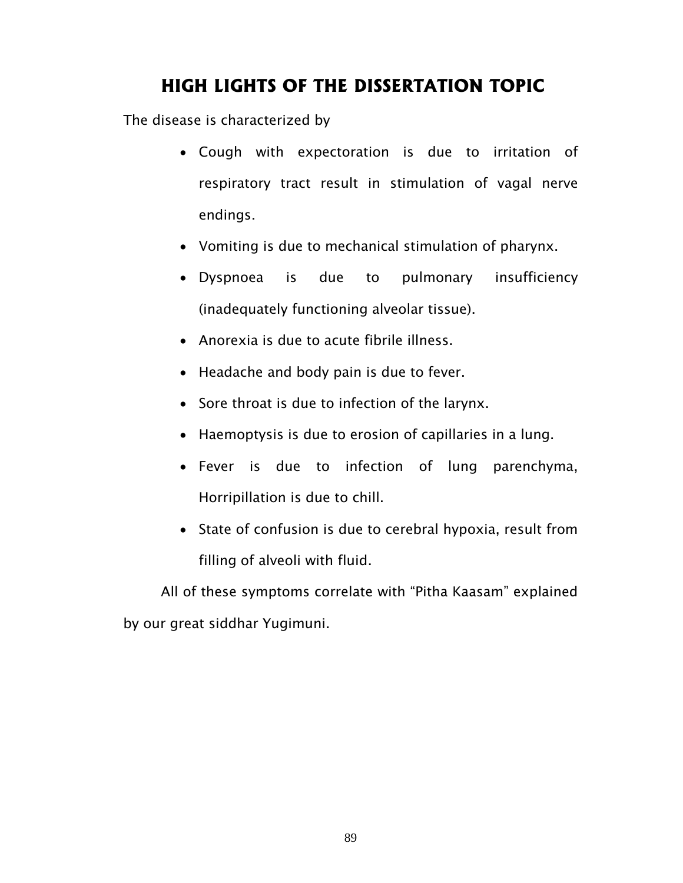# HIGH LIGHTS OF THE DISSERTATION TOPIC

The disease is characterized by

- Cough with expectoration is due to irritation of respiratory tract result in stimulation of vagal nerve endings.
- Vomiting is due to mechanical stimulation of pharynx.
- Dyspnoea is due to pulmonary insufficiency (inadequately functioning alveolar tissue).
- Anorexia is due to acute fibrile illness.
- Headache and body pain is due to fever.
- Sore throat is due to infection of the larynx.
- Haemoptysis is due to erosion of capillaries in a lung.
- Fever is due to infection of lung parenchyma, Horripillation is due to chill.
- State of confusion is due to cerebral hypoxia, result from filling of alveoli with fluid.

All of these symptoms correlate with “Pitha Kaasam” explained by our great siddhar Yugimuni.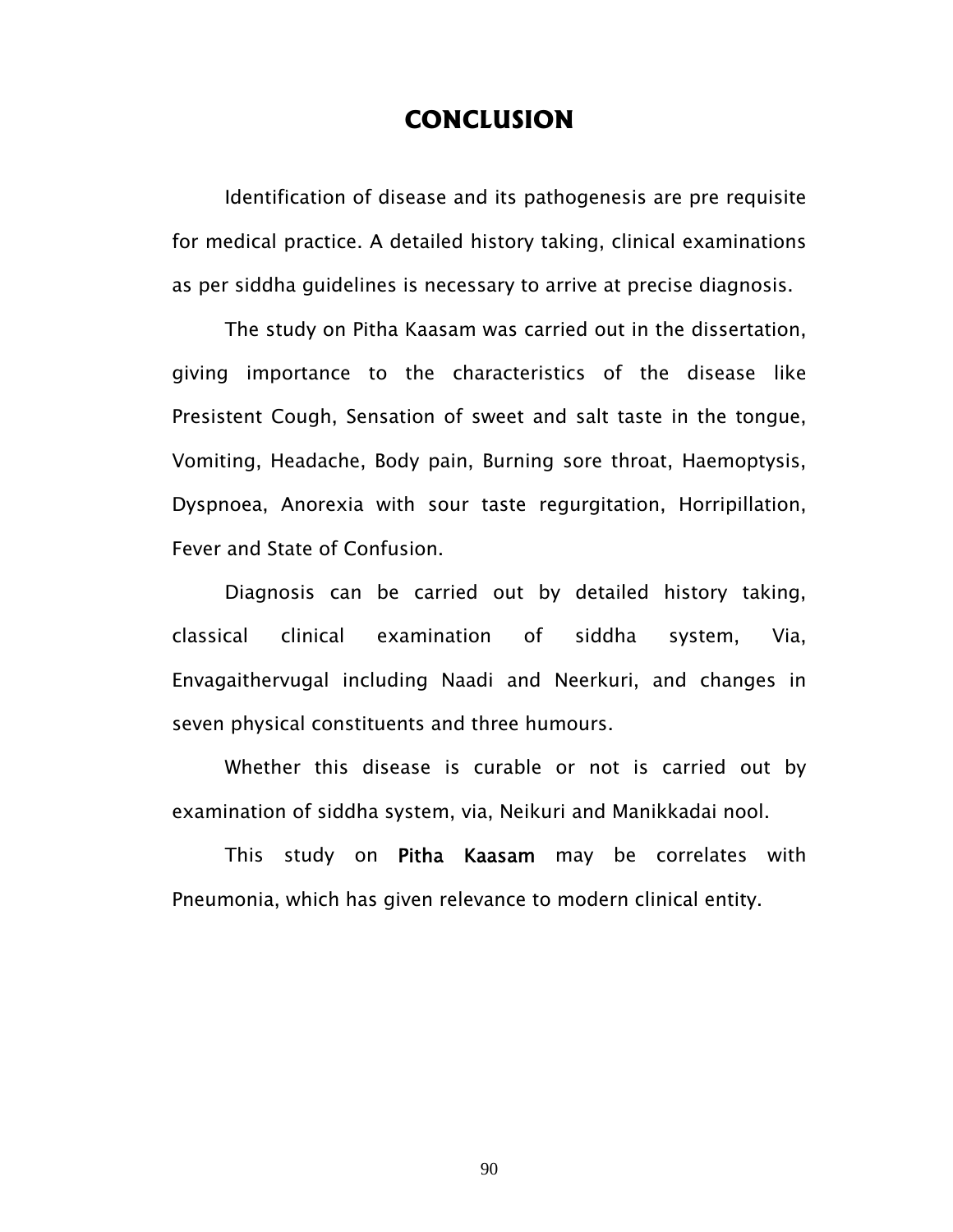# CONCLUSION

Identification of disease and its pathogenesis are pre requisite for medical practice. A detailed history taking, clinical examinations as per siddha guidelines is necessary to arrive at precise diagnosis.

The study on Pitha Kaasam was carried out in the dissertation, giving importance to the characteristics of the disease like Presistent Cough, Sensation of sweet and salt taste in the tongue, Vomiting, Headache, Body pain, Burning sore throat, Haemoptysis, Dyspnoea, Anorexia with sour taste regurgitation, Horripillation, Fever and State of Confusion.

Diagnosis can be carried out by detailed history taking, classical clinical examination of siddha system, Via, Envagaithervugal including Naadi and Neerkuri, and changes in seven physical constituents and three humours.

Whether this disease is curable or not is carried out by examination of siddha system, via, Neikuri and Manikkadai nool.

This study on **Pitha Kaasam** may be correlates with Pneumonia, which has given relevance to modern clinical entity.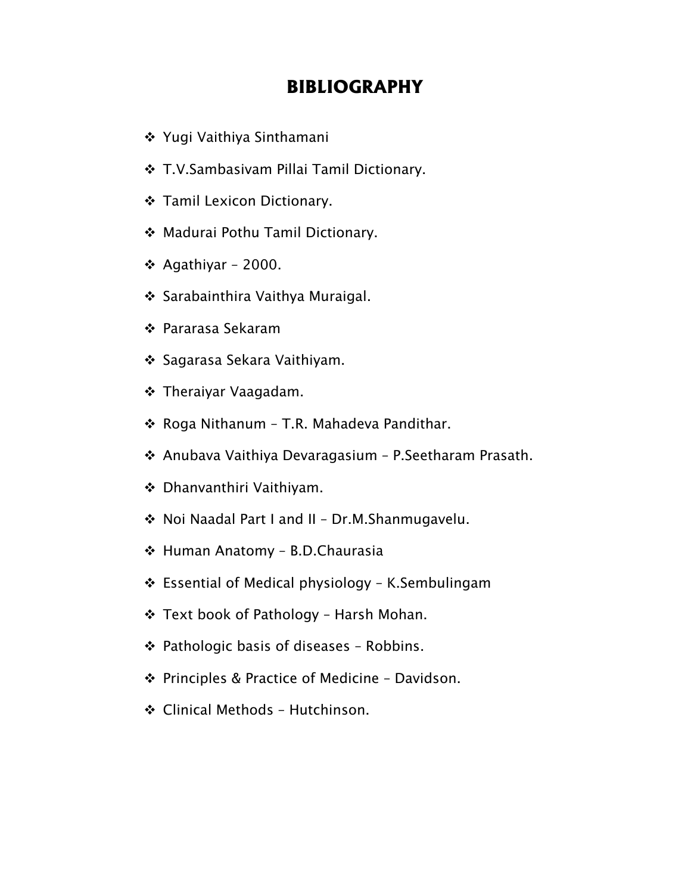# BIBLIOGRAPHY

- Yugi Vaithiya Sinthamani
- T.V.Sambasivam Pillai Tamil Dictionary.
- Tamil Lexicon Dictionary.
- Madurai Pothu Tamil Dictionary.
- Agathiyar – 2000.
- Sarabainthira Vaithya Muraigal.
- Pararasa Sekaram
- Sagarasa Sekara Vaithiyam.
- Theraiyar Vaagadam.
- Roga Nithanum – T.R. Mahadeva Pandithar.
- Anubava Vaithiya Devaragasium – P.Seetharam Prasath.
- Dhanvanthiri Vaithiyam.
- Noi Naadal Part I and II – Dr.M.Shanmugavelu.
- Human Anatomy – B.D.Chaurasia
- Essential of Medical physiology – K.Sembulingam
- Text book of Pathology – Harsh Mohan.
- Pathologic basis of diseases – Robbins.
- Principles & Practice of Medicine – Davidson.
- Clinical Methods – Hutchinson.